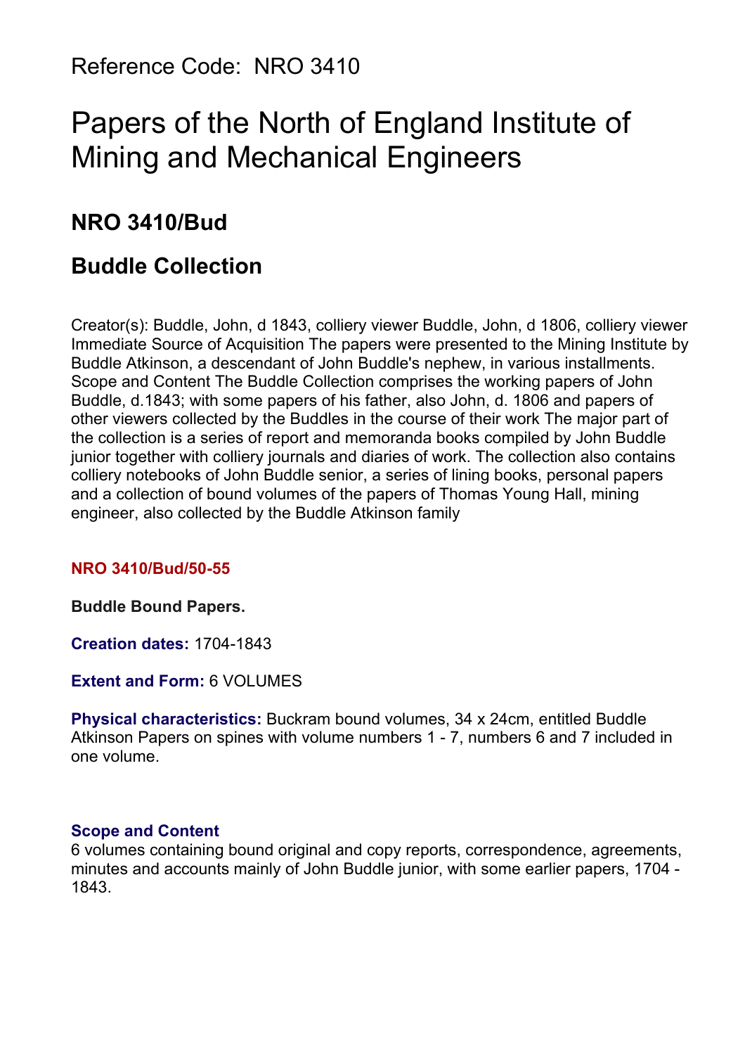Reference Code: NRO 3410

# Papers of the North of England Institute of Mining and Mechanical Engineers

## NRO 3410/Bud

## Buddle Collection

Creator(s): Buddle, John, d 1843, colliery viewer Buddle, John, d 1806, colliery viewer Immediate Source of Acquisition The papers were presented to the Mining Institute by Buddle Atkinson, a descendant of John Buddle's nephew, in various installments. Scope and Content The Buddle Collection comprises the working papers of John Buddle, d.1843; with some papers of his father, also John, d. 1806 and papers of other viewers collected by the Buddles in the course of their work The major part of the collection is a series of report and memoranda books compiled by John Buddle junior together with colliery journals and diaries of work. The collection also contains colliery notebooks of John Buddle senior, a series of lining books, personal papers and a collection of bound volumes of the papers of Thomas Young Hall, mining engineer, also collected by the Buddle Atkinson family

**NRO 3410/Bud/50-55**

**Buddle Bound Papers.**

**Creation dates:** 1704-1843

**Extent and Form:** 6 VOLUMES

**Physical characteristics:** Buckram bound volumes, 34 x 24cm, entitled Buddle Atkinson Papers on spines with volume numbers 1 - 7, numbers 6 and 7 included in one volume.

**Scope and Content**
6 volumes containing bound original and copy reports, correspondence, agreements, minutes and accounts mainly of John Buddle junior, with some earlier papers, 1704 - 1843.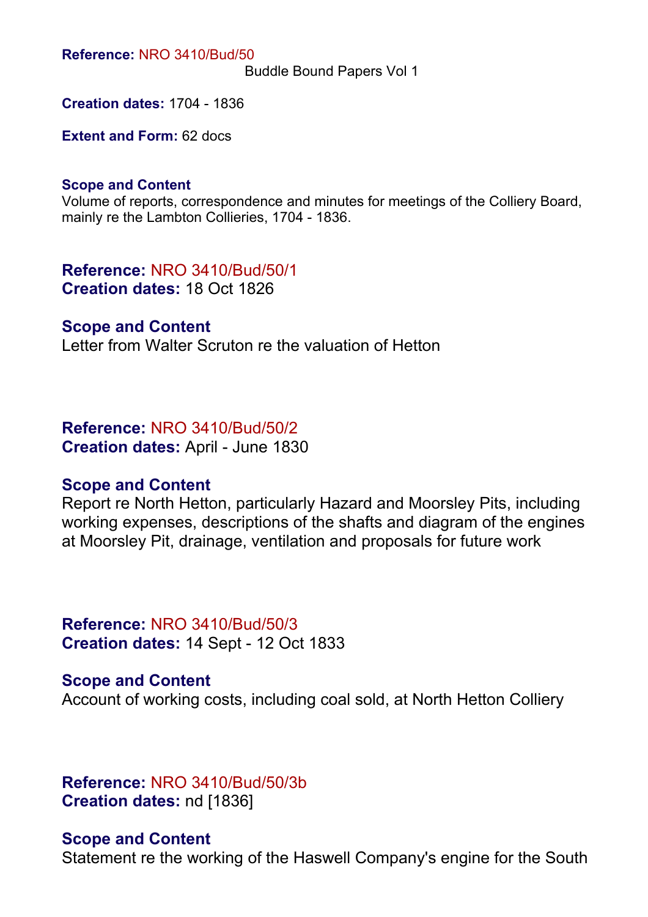**Reference:** NRO 3410/Bud/50

Buddle Bound Papers Vol 1

**Creation dates:** 1704 - 1836

**Extent and Form:** 62 docs

**Scope and Content**

Volume of reports, correspondence and minutes for meetings of the Colliery Board, mainly re the Lambton Collieries, 1704 - 1836.

**Reference:** NRO 3410/Bud/50/1

**Creation dates:** 18 Oct 1826

**Scope and Content**

Letter from Walter Scruton re the valuation of Hetton

**Reference:** NRO 3410/Bud/50/2

**Creation dates:** April - June 1830

**Scope and Content**

Report re North Hetton, particularly Hazard and Moorsley Pits, including working expenses, descriptions of the shafts and diagram of the engines at Moorsley Pit, drainage, ventilation and proposals for future work

**Reference:** NRO 3410/Bud/50/3

**Creation dates:** 14 Sept - 12 Oct 1833

**Scope and Content**

Account of working costs, including coal sold, at North Hetton Colliery

**Reference:** NRO 3410/Bud/50/3b

**Creation dates:** nd [1836]

**Scope and Content**

Statement re the working of the Haswell Company's engine for the South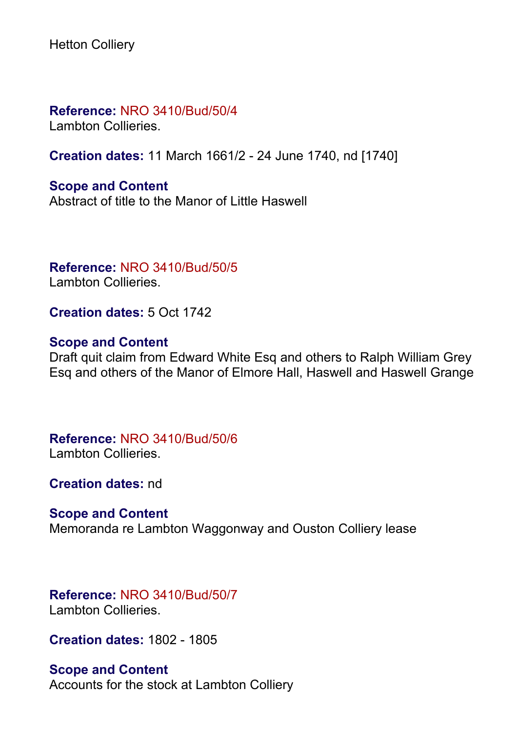Hetton Colliery

**Reference:** NRO 3410/Bud/50/4
Lambton Collieries.

**Creation dates:** 11 March 1661/2 - 24 June 1740, nd [1740]

**Scope and Content**
Abstract of title to the Manor of Little Haswell

**Reference:** NRO 3410/Bud/50/5
Lambton Collieries.

**Creation dates:** 5 Oct 1742

**Scope and Content**
Draft quit claim from Edward White Esq and others to Ralph William Grey Esq and others of the Manor of Elmore Hall, Haswell and Haswell Grange

**Reference:** NRO 3410/Bud/50/6
Lambton Collieries.

**Creation dates:** nd

**Scope and Content**
Memoranda re Lambton Waggonway and Ouston Colliery lease

**Reference:** NRO 3410/Bud/50/7
Lambton Collieries.

**Creation dates:** 1802 - 1805

**Scope and Content**
Accounts for the stock at Lambton Colliery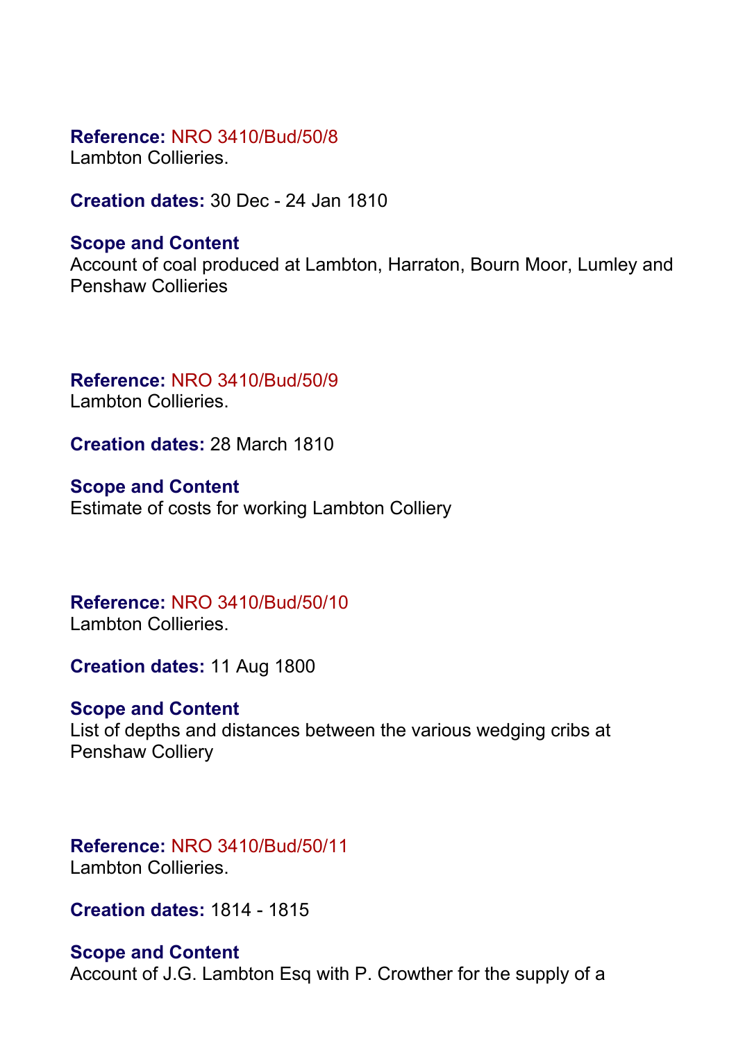**Reference:** NRO 3410/Bud/50/8
Lambton Collieries.

**Creation dates:** 30 Dec - 24 Jan 1810

**Scope and Content**
Account of coal produced at Lambton, Harraton, Bourn Moor, Lumley and Penshaw Collieries

**Reference:** NRO 3410/Bud/50/9
Lambton Collieries.

**Creation dates:** 28 March 1810

**Scope and Content**
Estimate of costs for working Lambton Colliery

**Reference:** NRO 3410/Bud/50/10
Lambton Collieries.

**Creation dates:** 11 Aug 1800

**Scope and Content**
List of depths and distances between the various wedging cribs at Penshaw Colliery

**Reference:** NRO 3410/Bud/50/11
Lambton Collieries.

**Creation dates:** 1814 - 1815

**Scope and Content**
Account of J.G. Lambton Esq with P. Crowther for the supply of a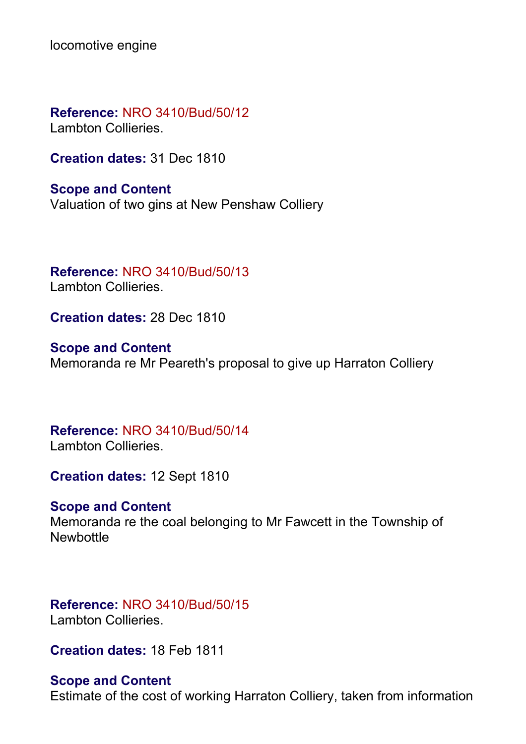locomotive engine

**Reference:** NRO 3410/Bud/50/12
Lambton Collieries.

**Creation dates:** 31 Dec 1810

**Scope and Content**
Valuation of two gins at New Penshaw Colliery

**Reference:** NRO 3410/Bud/50/13
Lambton Collieries.

**Creation dates:** 28 Dec 1810

**Scope and Content**
Memoranda re Mr Peareth's proposal to give up Harraton Colliery

**Reference:** NRO 3410/Bud/50/14
Lambton Collieries.

**Creation dates:** 12 Sept 1810

**Scope and Content**
Memoranda re the coal belonging to Mr Fawcett in the Township of Newbottle

**Reference:** NRO 3410/Bud/50/15
Lambton Collieries.

**Creation dates:** 18 Feb 1811

**Scope and Content**
Estimate of the cost of working Harraton Colliery, taken from information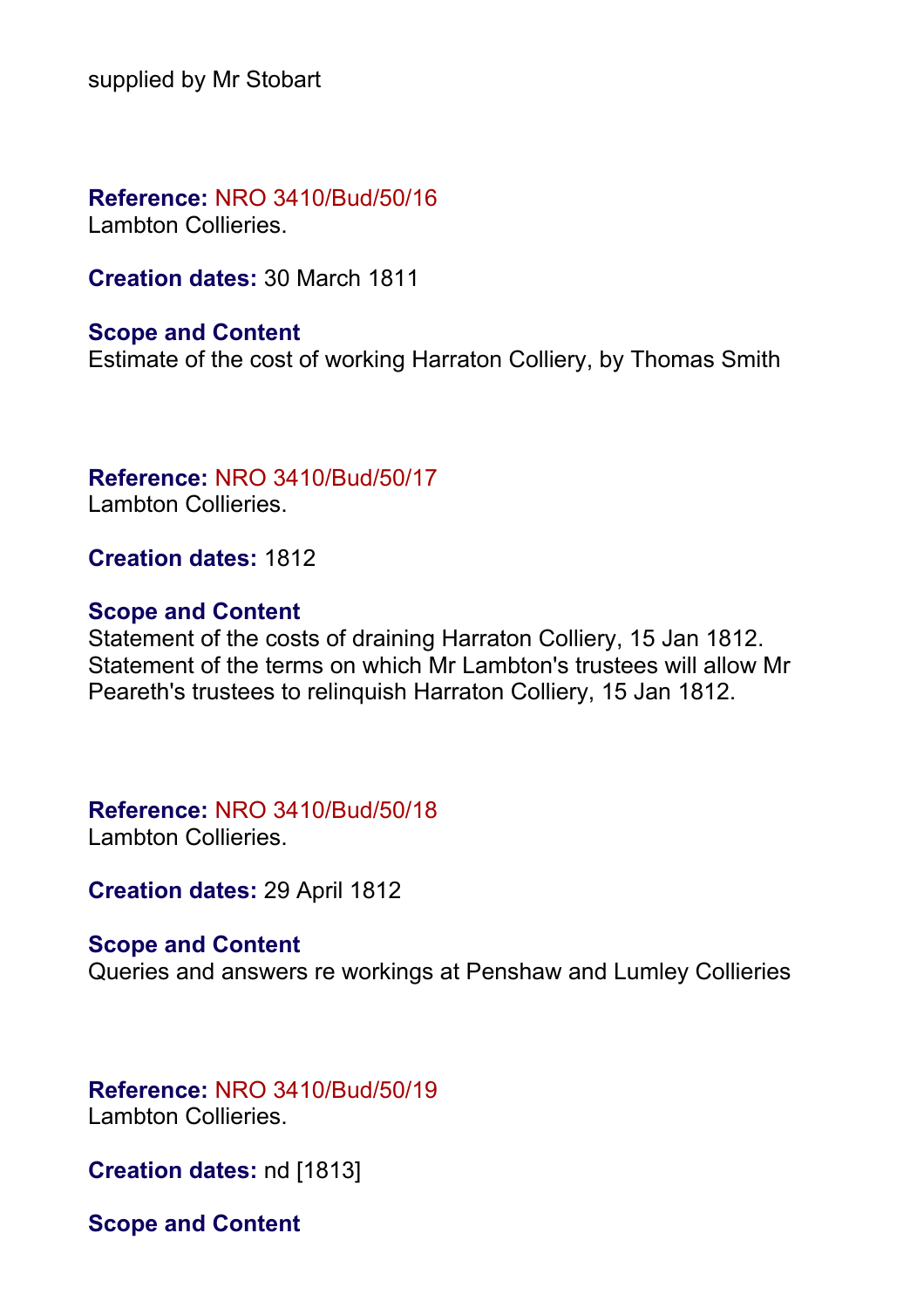supplied by Mr Stobart

**Reference:** NRO 3410/Bud/50/16
Lambton Collieries.

**Creation dates:** 30 March 1811

**Scope and Content**
Estimate of the cost of working Harraton Colliery, by Thomas Smith

**Reference:** NRO 3410/Bud/50/17
Lambton Collieries.

**Creation dates:** 1812

**Scope and Content**
Statement of the costs of draining Harraton Colliery, 15 Jan 1812.
Statement of the terms on which Mr Lambton's trustees will allow Mr Peareth's trustees to relinquish Harraton Colliery, 15 Jan 1812.

**Reference:** NRO 3410/Bud/50/18
Lambton Collieries.

**Creation dates:** 29 April 1812

**Scope and Content**
Queries and answers re workings at Penshaw and Lumley Collieries

**Reference:** NRO 3410/Bud/50/19
Lambton Collieries.

**Creation dates:** nd [1813]

**Scope and Content**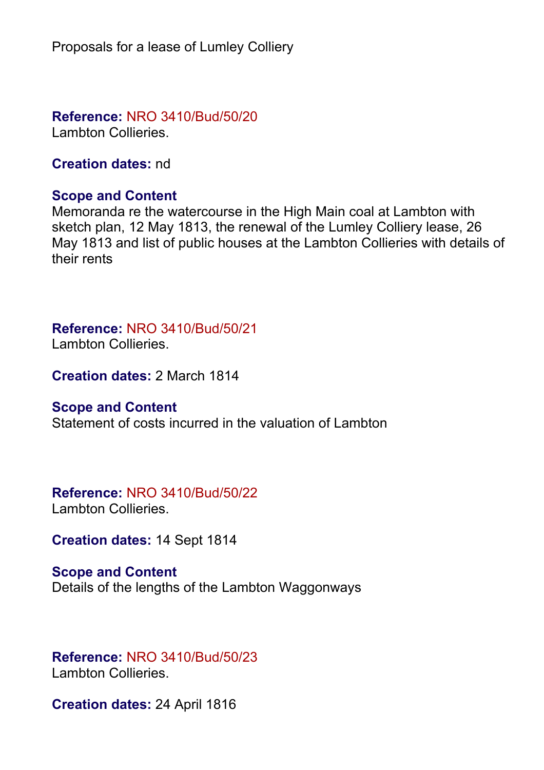Proposals for a lease of Lumley Colliery

**Reference:** NRO 3410/Bud/50/20
Lambton Collieries.

**Creation dates:** nd

**Scope and Content**
Memoranda re the watercourse in the High Main coal at Lambton with sketch plan, 12 May 1813, the renewal of the Lumley Colliery lease, 26 May 1813 and list of public houses at the Lambton Collieries with details of their rents

**Reference:** NRO 3410/Bud/50/21
Lambton Collieries.

**Creation dates:** 2 March 1814

**Scope and Content**
Statement of costs incurred in the valuation of Lambton

**Reference:** NRO 3410/Bud/50/22
Lambton Collieries.

**Creation dates:** 14 Sept 1814

**Scope and Content**
Details of the lengths of the Lambton Waggonways

**Reference:** NRO 3410/Bud/50/23
Lambton Collieries.

**Creation dates:** 24 April 1816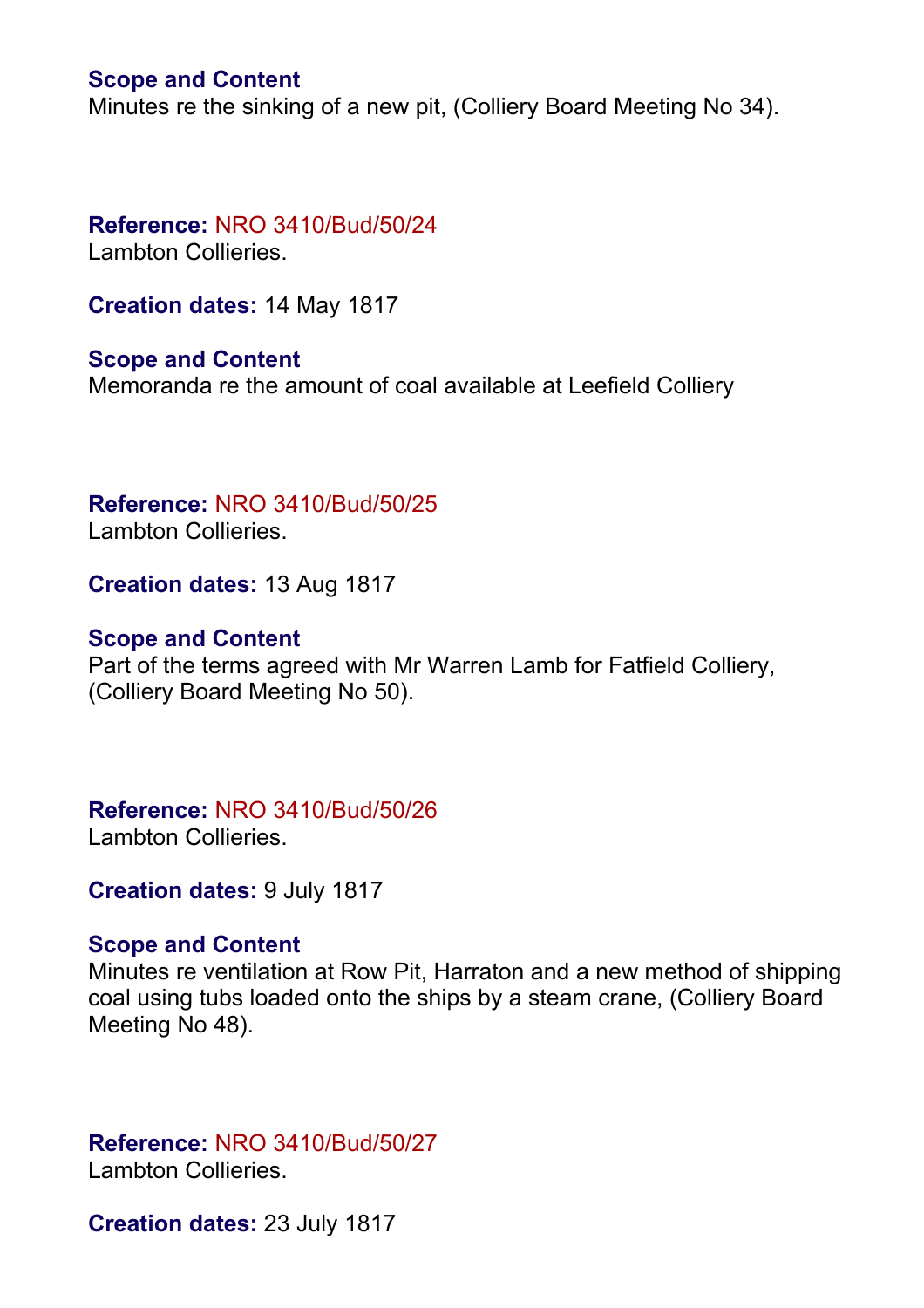**Scope and Content**
Minutes re the sinking of a new pit, (Colliery Board Meeting No 34).

**Reference:** NRO 3410/Bud/50/24
Lambton Collieries.

**Creation dates:** 14 May 1817

**Scope and Content**
Memoranda re the amount of coal available at Leefield Colliery

**Reference:** NRO 3410/Bud/50/25
Lambton Collieries.

**Creation dates:** 13 Aug 1817

**Scope and Content**
Part of the terms agreed with Mr Warren Lamb for Fatfield Colliery, (Colliery Board Meeting No 50).

**Reference:** NRO 3410/Bud/50/26
Lambton Collieries.

**Creation dates:** 9 July 1817

**Scope and Content**
Minutes re ventilation at Row Pit, Harraton and a new method of shipping coal using tubs loaded onto the ships by a steam crane, (Colliery Board Meeting No 48).

**Reference:** NRO 3410/Bud/50/27
Lambton Collieries.

**Creation dates:** 23 July 1817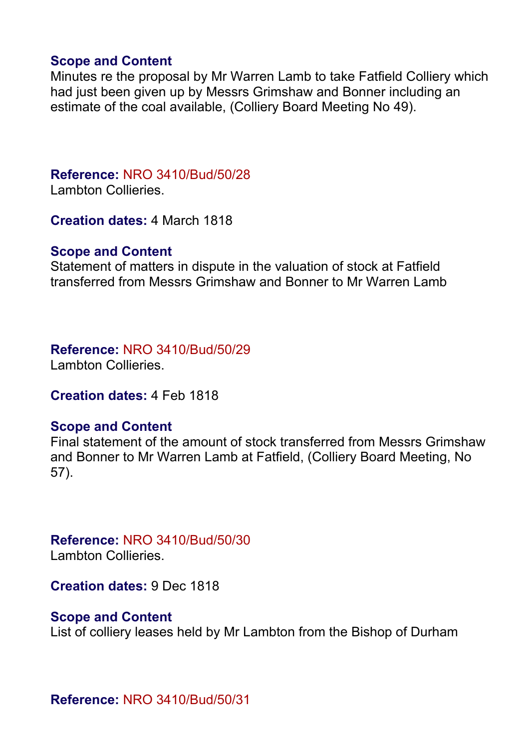**Scope and Content**
Minutes re the proposal by Mr Warren Lamb to take Fatfield Colliery which had just been given up by Messrs Grimshaw and Bonner including an estimate of the coal available, (Colliery Board Meeting No 49).

**Reference:** NRO 3410/Bud/50/28
Lambton Collieries.

**Creation dates:** 4 March 1818

**Scope and Content**
Statement of matters in dispute in the valuation of stock at Fatfield transferred from Messrs Grimshaw and Bonner to Mr Warren Lamb

**Reference:** NRO 3410/Bud/50/29
Lambton Collieries.

**Creation dates:** 4 Feb 1818

**Scope and Content**
Final statement of the amount of stock transferred from Messrs Grimshaw and Bonner to Mr Warren Lamb at Fatfield, (Colliery Board Meeting, No 57).

**Reference:** NRO 3410/Bud/50/30
Lambton Collieries.

**Creation dates:** 9 Dec 1818

**Scope and Content**
List of colliery leases held by Mr Lambton from the Bishop of Durham

**Reference:** NRO 3410/Bud/50/31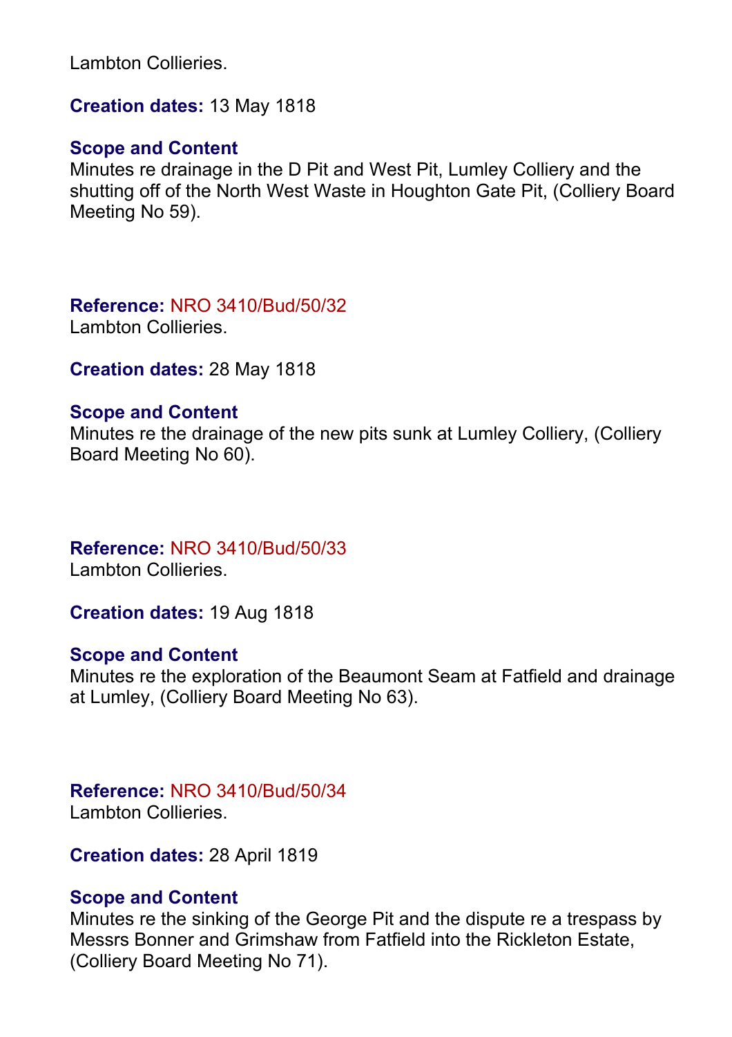Lambton Collieries.

**Creation dates:** 13 May 1818

**Scope and Content**
Minutes re drainage in the D Pit and West Pit, Lumley Colliery and the shutting off of the North West Waste in Houghton Gate Pit, (Colliery Board Meeting No 59).

**Reference:** NRO 3410/Bud/50/32
Lambton Collieries.

**Creation dates:** 28 May 1818

**Scope and Content**
Minutes re the drainage of the new pits sunk at Lumley Colliery, (Colliery Board Meeting No 60).

**Reference:** NRO 3410/Bud/50/33
Lambton Collieries.

**Creation dates:** 19 Aug 1818

**Scope and Content**
Minutes re the exploration of the Beaumont Seam at Fatfield and drainage at Lumley, (Colliery Board Meeting No 63).

**Reference:** NRO 3410/Bud/50/34
Lambton Collieries.

**Creation dates:** 28 April 1819

**Scope and Content**
Minutes re the sinking of the George Pit and the dispute re a trespass by Messrs Bonner and Grimshaw from Fatfield into the Rickleton Estate, (Colliery Board Meeting No 71).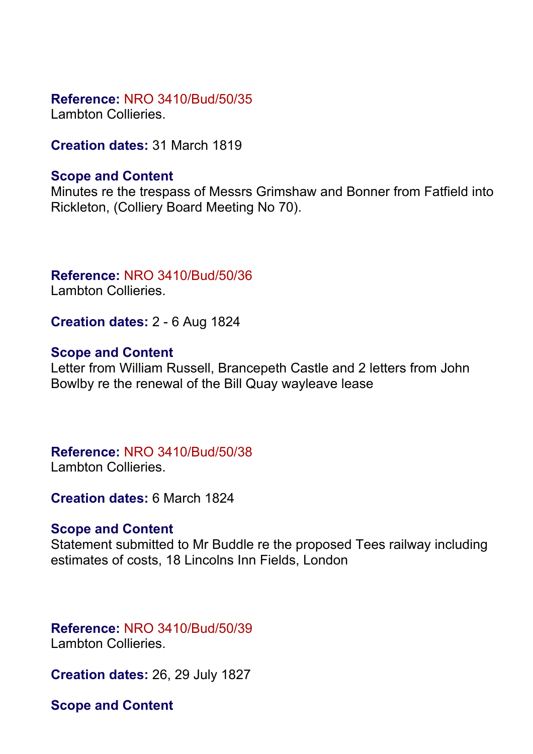**Reference:** NRO 3410/Bud/50/35
Lambton Collieries.

**Creation dates:** 31 March 1819

**Scope and Content**
Minutes re the trespass of Messrs Grimshaw and Bonner from Fatfield into Rickleton, (Colliery Board Meeting No 70).

**Reference:** NRO 3410/Bud/50/36
Lambton Collieries.

**Creation dates:** 2 - 6 Aug 1824

**Scope and Content**
Letter from William Russell, Brancepeth Castle and 2 letters from John Bowlby re the renewal of the Bill Quay wayleave lease

**Reference:** NRO 3410/Bud/50/38
Lambton Collieries.

**Creation dates:** 6 March 1824

**Scope and Content**
Statement submitted to Mr Buddle re the proposed Tees railway including estimates of costs, 18 Lincolns Inn Fields, London

**Reference:** NRO 3410/Bud/50/39
Lambton Collieries.

**Creation dates:** 26, 29 July 1827

**Scope and Content**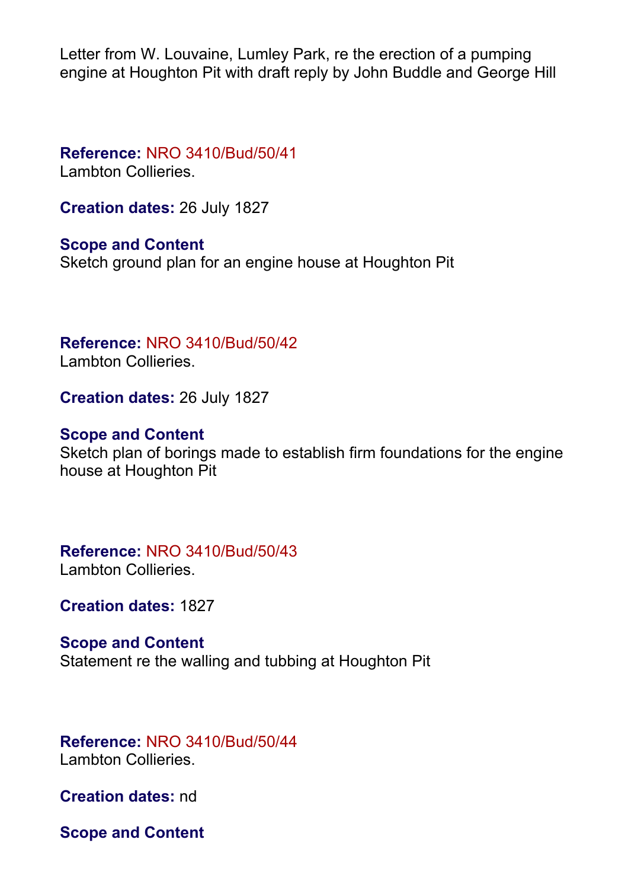Letter from W. Louvaine, Lumley Park, re the erection of a pumping engine at Houghton Pit with draft reply by John Buddle and George Hill

**Reference:** NRO 3410/Bud/50/41
Lambton Collieries.

**Creation dates:** 26 July 1827

**Scope and Content**
Sketch ground plan for an engine house at Houghton Pit

**Reference:** NRO 3410/Bud/50/42
Lambton Collieries.

**Creation dates:** 26 July 1827

**Scope and Content**
Sketch plan of borings made to establish firm foundations for the engine house at Houghton Pit

**Reference:** NRO 3410/Bud/50/43
Lambton Collieries.

**Creation dates:** 1827

**Scope and Content**
Statement re the walling and tubbing at Houghton Pit

**Reference:** NRO 3410/Bud/50/44
Lambton Collieries.

**Creation dates:** nd

**Scope and Content**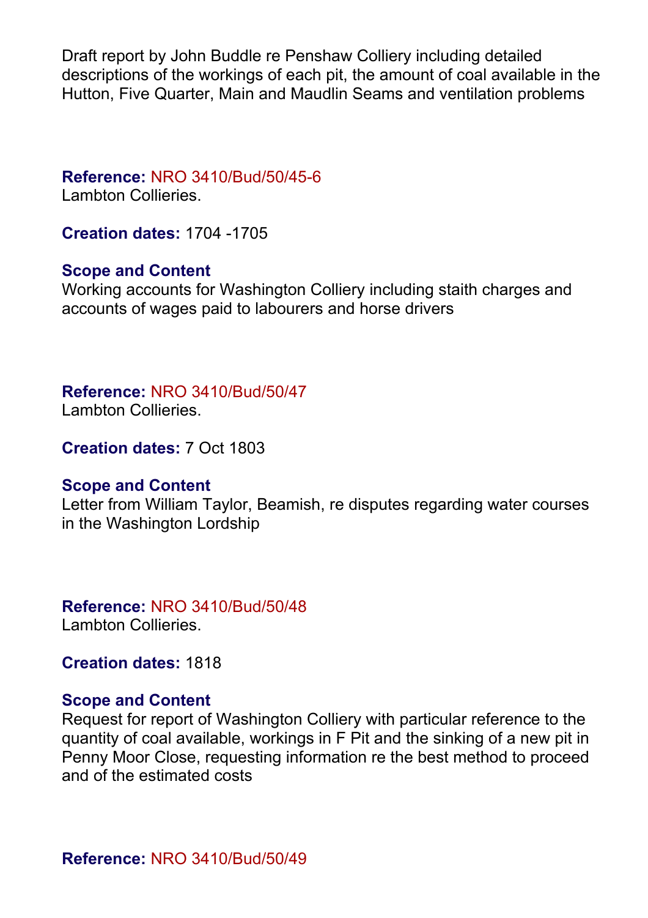Draft report by John Buddle re Penshaw Colliery including detailed descriptions of the workings of each pit, the amount of coal available in the Hutton, Five Quarter, Main and Maudlin Seams and ventilation problems

**Reference:** NRO 3410/Bud/50/45-6
Lambton Collieries.

**Creation dates:** 1704 -1705

**Scope and Content**
Working accounts for Washington Colliery including staith charges and accounts of wages paid to labourers and horse drivers

**Reference:** NRO 3410/Bud/50/47
Lambton Collieries.

**Creation dates:** 7 Oct 1803

**Scope and Content**
Letter from William Taylor, Beamish, re disputes regarding water courses in the Washington Lordship

**Reference:** NRO 3410/Bud/50/48
Lambton Collieries.

**Creation dates:** 1818

**Scope and Content**
Request for report of Washington Colliery with particular reference to the quantity of coal available, workings in F Pit and the sinking of a new pit in Penny Moor Close, requesting information re the best method to proceed and of the estimated costs

**Reference:** NRO 3410/Bud/50/49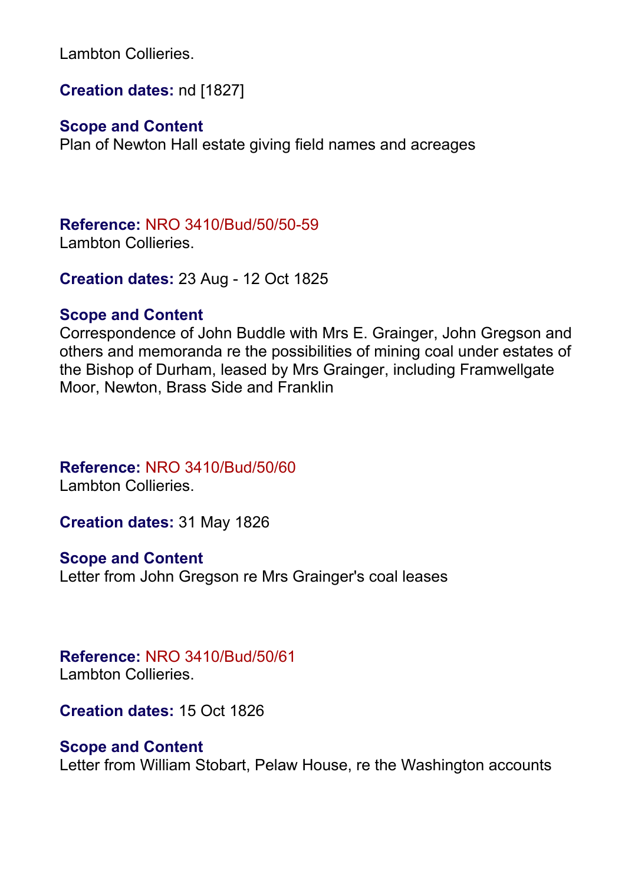Lambton Collieries.

**Creation dates:** nd [1827]

**Scope and Content**
Plan of Newton Hall estate giving field names and acreages

**Reference:** NRO 3410/Bud/50/50-59
Lambton Collieries.

**Creation dates:** 23 Aug - 12 Oct 1825

**Scope and Content**
Correspondence of John Buddle with Mrs E. Grainger, John Gregson and others and memoranda re the possibilities of mining coal under estates of the Bishop of Durham, leased by Mrs Grainger, including Framwellgate Moor, Newton, Brass Side and Franklin

**Reference:** NRO 3410/Bud/50/60
Lambton Collieries.

**Creation dates:** 31 May 1826

**Scope and Content**
Letter from John Gregson re Mrs Grainger's coal leases

**Reference:** NRO 3410/Bud/50/61
Lambton Collieries.

**Creation dates:** 15 Oct 1826

**Scope and Content**
Letter from William Stobart, Pelaw House, re the Washington accounts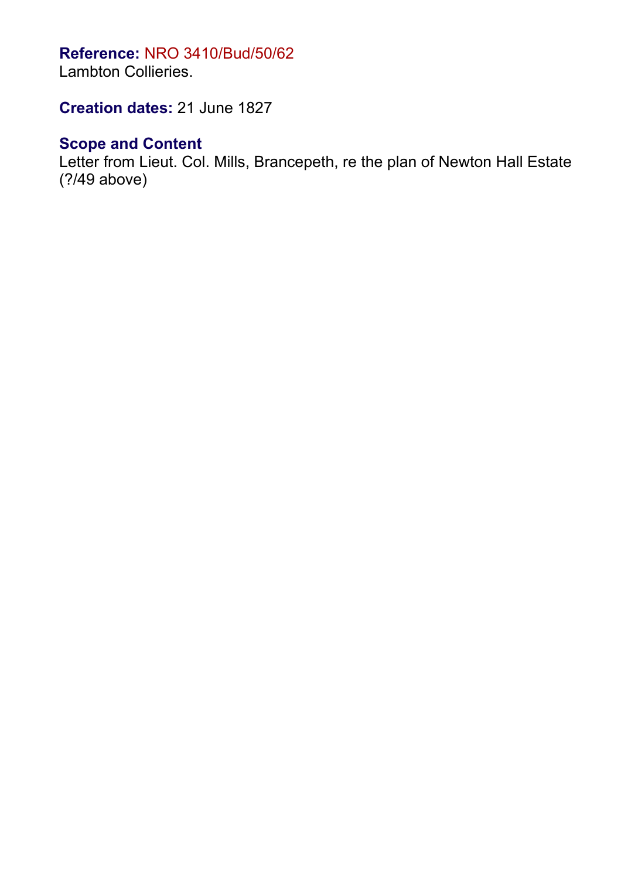**Reference:** NRO 3410/Bud/50/62
Lambton Collieries.

**Creation dates:** 21 June 1827

**Scope and Content**
Letter from Lieut. Col. Mills, Brancepeth, re the plan of Newton Hall Estate (?/49 above)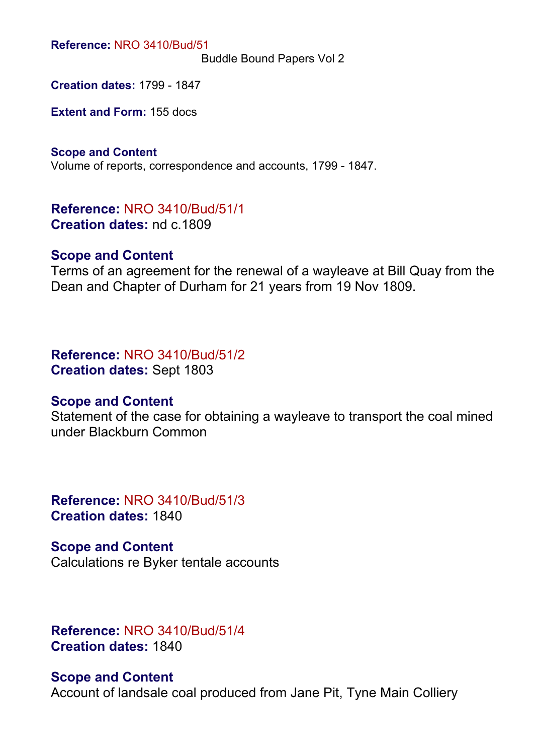**Reference:** NRO 3410/Bud/51

Buddle Bound Papers Vol 2

**Creation dates:** 1799 - 1847

**Extent and Form:** 155 docs

**Scope and Content**

Volume of reports, correspondence and accounts, 1799 - 1847.

**Reference:** NRO 3410/Bud/51/1

**Creation dates:** nd c.1809

**Scope and Content**

Terms of an agreement for the renewal of a wayleave at Bill Quay from the Dean and Chapter of Durham for 21 years from 19 Nov 1809.

**Reference:** NRO 3410/Bud/51/2

**Creation dates:** Sept 1803

**Scope and Content**

Statement of the case for obtaining a wayleave to transport the coal mined under Blackburn Common

**Reference:** NRO 3410/Bud/51/3

**Creation dates:** 1840

**Scope and Content**

Calculations re Byker tentale accounts

**Reference:** NRO 3410/Bud/51/4

**Creation dates:** 1840

**Scope and Content**

Account of landsale coal produced from Jane Pit, Tyne Main Colliery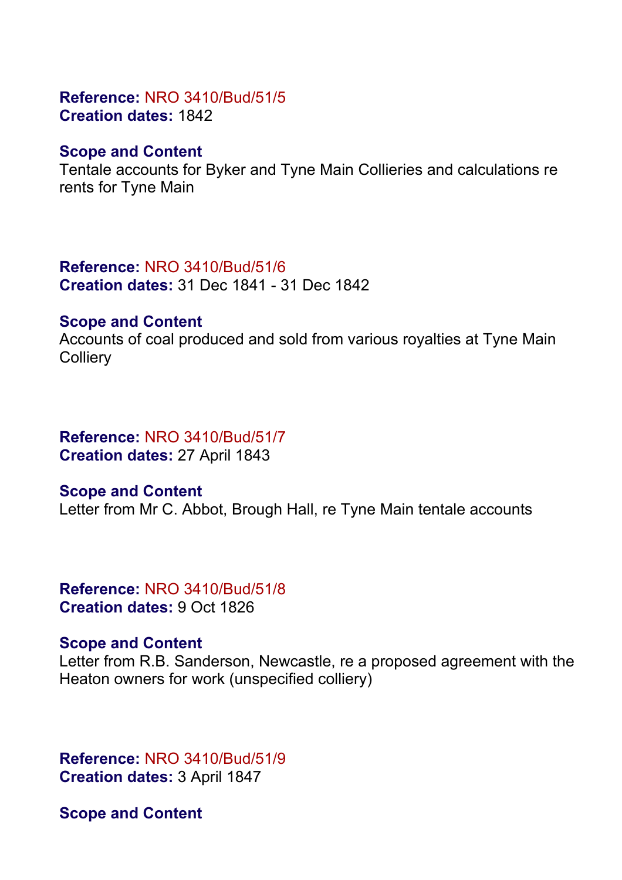**Reference:** NRO 3410/Bud/51/5
**Creation dates:** 1842

**Scope and Content**
Tentale accounts for Byker and Tyne Main Collieries and calculations re rents for Tyne Main

**Reference:** NRO 3410/Bud/51/6
**Creation dates:** 31 Dec 1841 - 31 Dec 1842

**Scope and Content**
Accounts of coal produced and sold from various royalties at Tyne Main Colliery

**Reference:** NRO 3410/Bud/51/7
**Creation dates:** 27 April 1843

**Scope and Content**
Letter from Mr C. Abbot, Brough Hall, re Tyne Main tentale accounts

**Reference:** NRO 3410/Bud/51/8
**Creation dates:** 9 Oct 1826

**Scope and Content**
Letter from R.B. Sanderson, Newcastle, re a proposed agreement with the Heaton owners for work (unspecified colliery)

**Reference:** NRO 3410/Bud/51/9
**Creation dates:** 3 April 1847

**Scope and Content**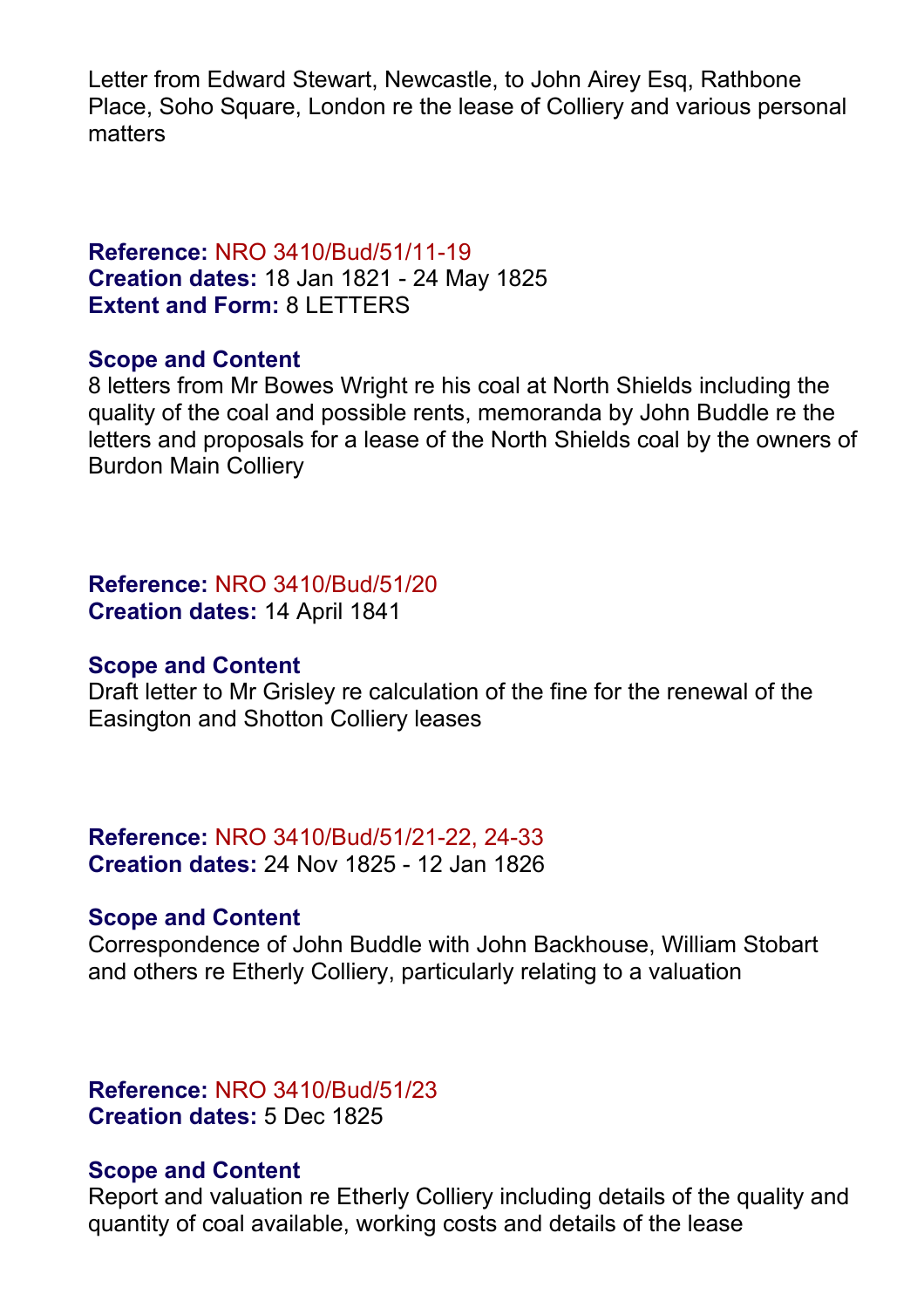Letter from Edward Stewart, Newcastle, to John Airey Esq, Rathbone Place, Soho Square, London re the lease of Colliery and various personal matters

**Reference:** NRO 3410/Bud/51/11-19
**Creation dates:** 18 Jan 1821 - 24 May 1825
**Extent and Form:** 8 LETTERS

**Scope and Content**
8 letters from Mr Bowes Wright re his coal at North Shields including the quality of the coal and possible rents, memoranda by John Buddle re the letters and proposals for a lease of the North Shields coal by the owners of Burdon Main Colliery

**Reference:** NRO 3410/Bud/51/20
**Creation dates:** 14 April 1841

**Scope and Content**
Draft letter to Mr Grisley re calculation of the fine for the renewal of the Easington and Shotton Colliery leases

**Reference:** NRO 3410/Bud/51/21-22, 24-33
**Creation dates:** 24 Nov 1825 - 12 Jan 1826

**Scope and Content**
Correspondence of John Buddle with John Backhouse, William Stobart and others re Etherly Colliery, particularly relating to a valuation

**Reference:** NRO 3410/Bud/51/23
**Creation dates:** 5 Dec 1825

**Scope and Content**
Report and valuation re Etherly Colliery including details of the quality and quantity of coal available, working costs and details of the lease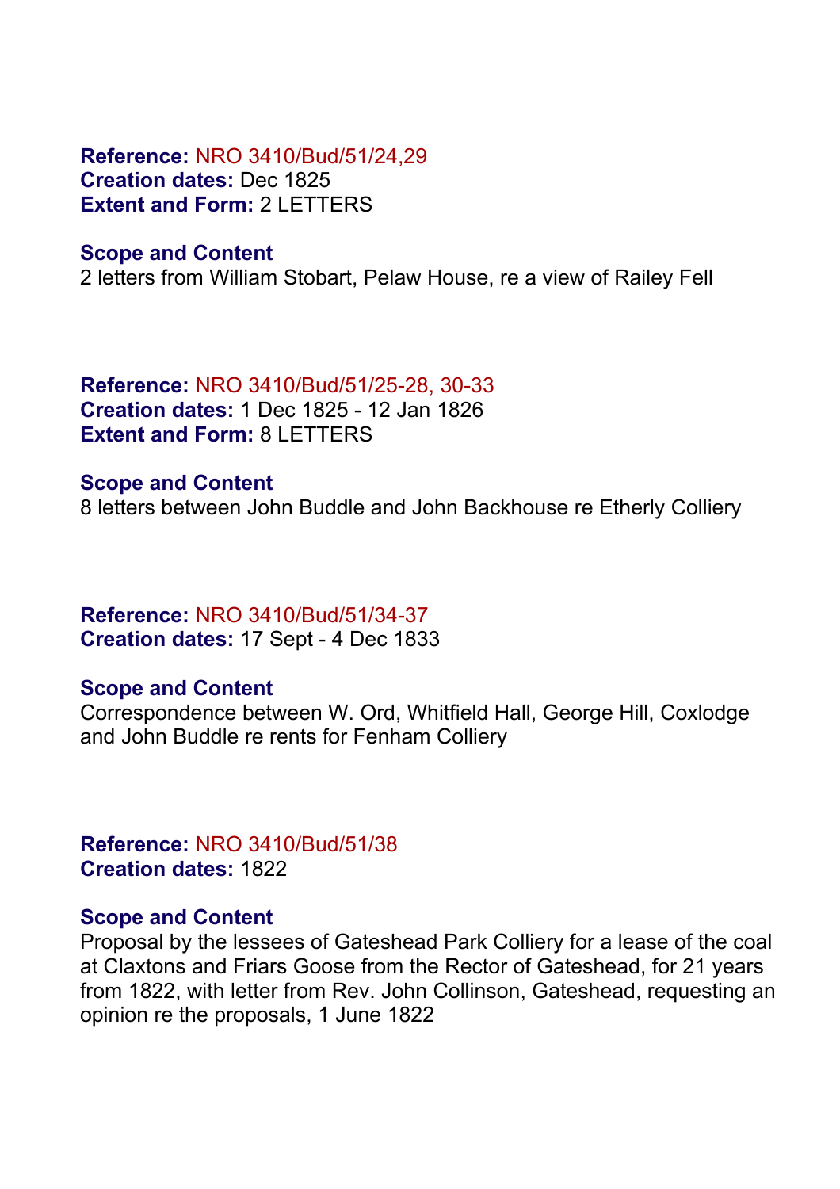**Reference:** NRO 3410/Bud/51/24,29
**Creation dates:** Dec 1825
**Extent and Form:** 2 LETTERS

**Scope and Content**
2 letters from William Stobart, Pelaw House, re a view of Railey Fell

**Reference:** NRO 3410/Bud/51/25-28, 30-33
**Creation dates:** 1 Dec 1825 - 12 Jan 1826
**Extent and Form:** 8 LETTERS

**Scope and Content**
8 letters between John Buddle and John Backhouse re Etherly Colliery

**Reference:** NRO 3410/Bud/51/34-37
**Creation dates:** 17 Sept - 4 Dec 1833

**Scope and Content**
Correspondence between W. Ord, Whitfield Hall, George Hill, Coxlodge and John Buddle re rents for Fenham Colliery

**Reference:** NRO 3410/Bud/51/38
**Creation dates:** 1822

**Scope and Content**
Proposal by the lessees of Gateshead Park Colliery for a lease of the coal at Claxtons and Friars Goose from the Rector of Gateshead, for 21 years from 1822, with letter from Rev. John Collinson, Gateshead, requesting an opinion re the proposals, 1 June 1822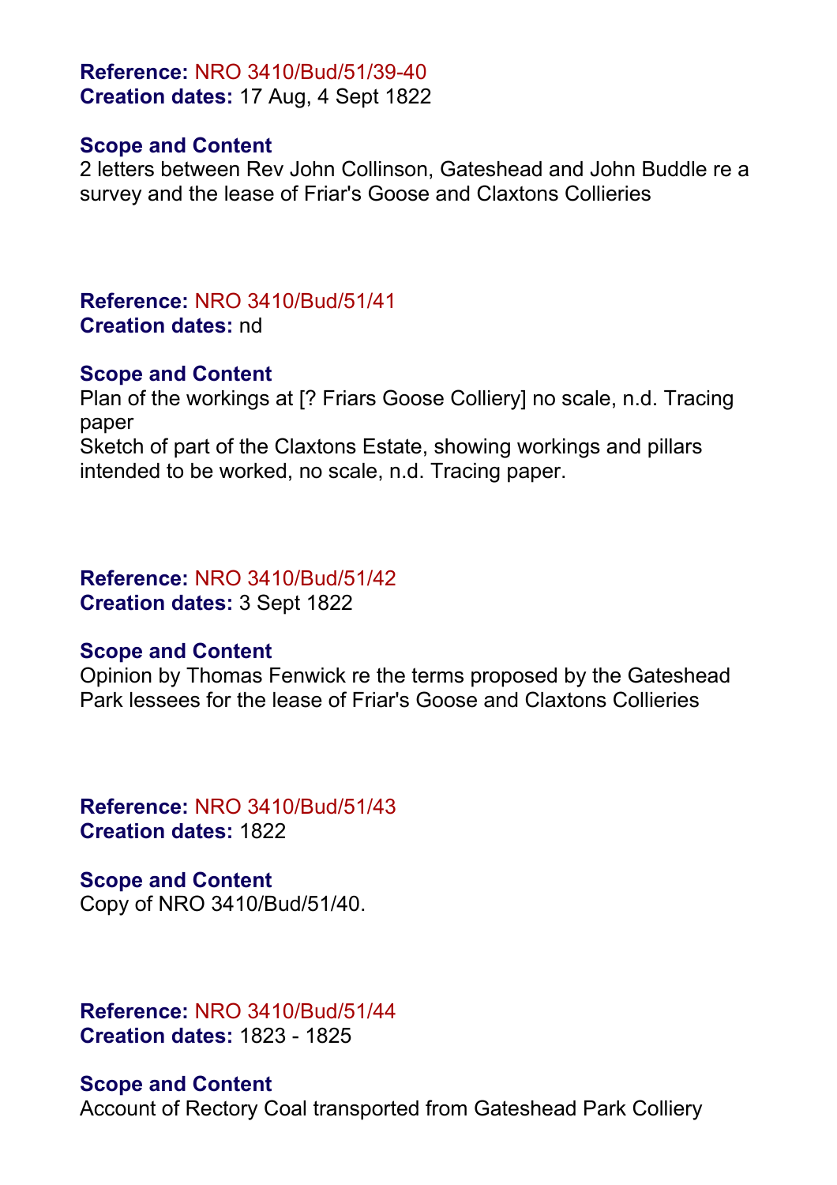**Reference:** NRO 3410/Bud/51/39-40
**Creation dates:** 17 Aug, 4 Sept 1822

**Scope and Content**
2 letters between Rev John Collinson, Gateshead and John Buddle re a survey and the lease of Friar's Goose and Claxtons Collieries

**Reference:** NRO 3410/Bud/51/41
**Creation dates:** nd

**Scope and Content**
Plan of the workings at [? Friars Goose Colliery] no scale, n.d. Tracing paper
Sketch of part of the Claxtons Estate, showing workings and pillars intended to be worked, no scale, n.d. Tracing paper.

**Reference:** NRO 3410/Bud/51/42
**Creation dates:** 3 Sept 1822

**Scope and Content**
Opinion by Thomas Fenwick re the terms proposed by the Gateshead Park lessees for the lease of Friar's Goose and Claxtons Collieries

**Reference:** NRO 3410/Bud/51/43
**Creation dates:** 1822

**Scope and Content**
Copy of NRO 3410/Bud/51/40.

**Reference:** NRO 3410/Bud/51/44
**Creation dates:** 1823 - 1825

**Scope and Content**
Account of Rectory Coal transported from Gateshead Park Colliery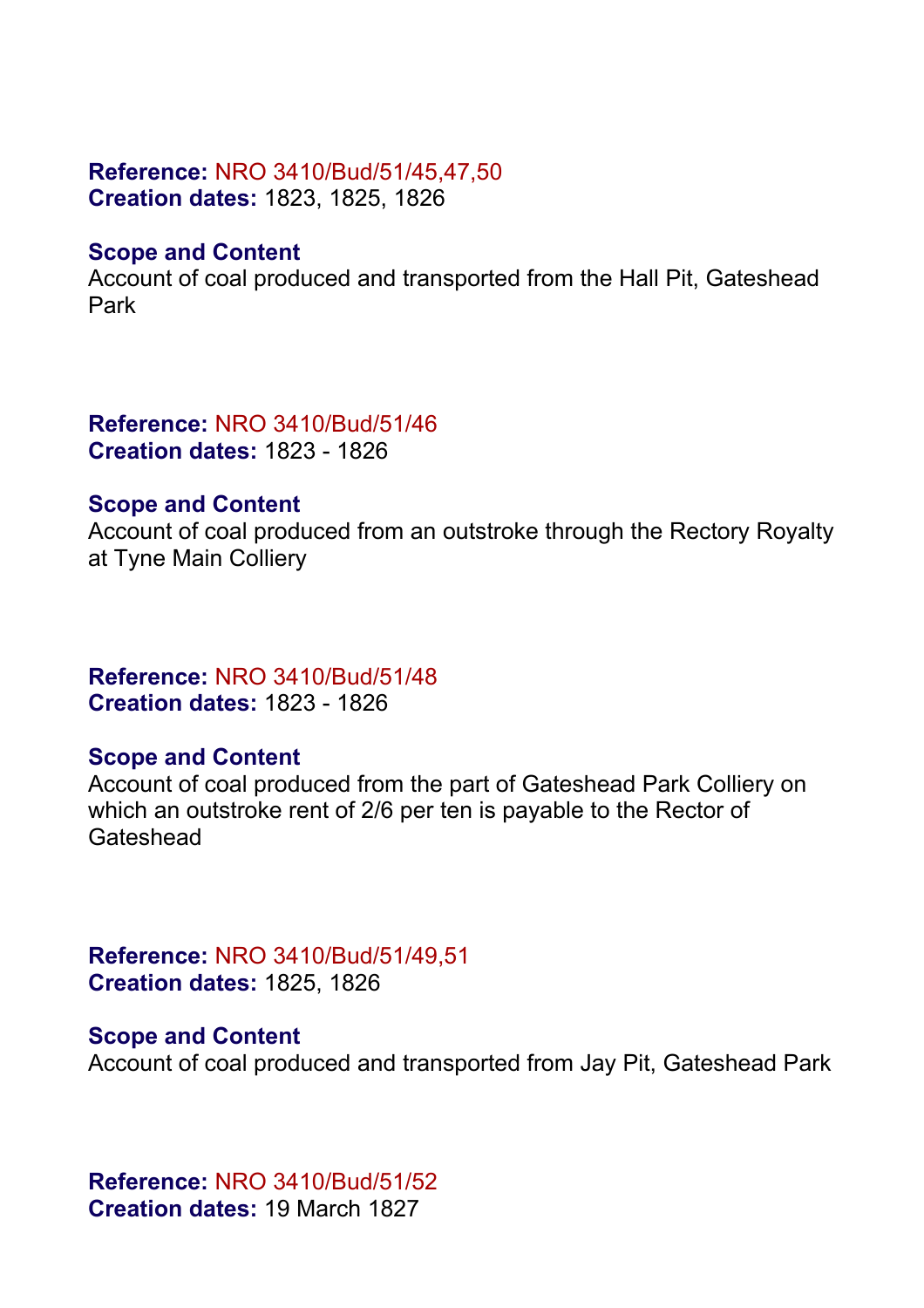**Reference:** NRO 3410/Bud/51/45,47,50
**Creation dates:** 1823, 1825, 1826

**Scope and Content**
Account of coal produced and transported from the Hall Pit, Gateshead Park

**Reference:** NRO 3410/Bud/51/46
**Creation dates:** 1823 - 1826

**Scope and Content**
Account of coal produced from an outstroke through the Rectory Royalty at Tyne Main Colliery

**Reference:** NRO 3410/Bud/51/48
**Creation dates:** 1823 - 1826

**Scope and Content**
Account of coal produced from the part of Gateshead Park Colliery on which an outstroke rent of 2/6 per ten is payable to the Rector of Gateshead

**Reference:** NRO 3410/Bud/51/49,51
**Creation dates:** 1825, 1826

**Scope and Content**
Account of coal produced and transported from Jay Pit, Gateshead Park

**Reference:** NRO 3410/Bud/51/52
**Creation dates:** 19 March 1827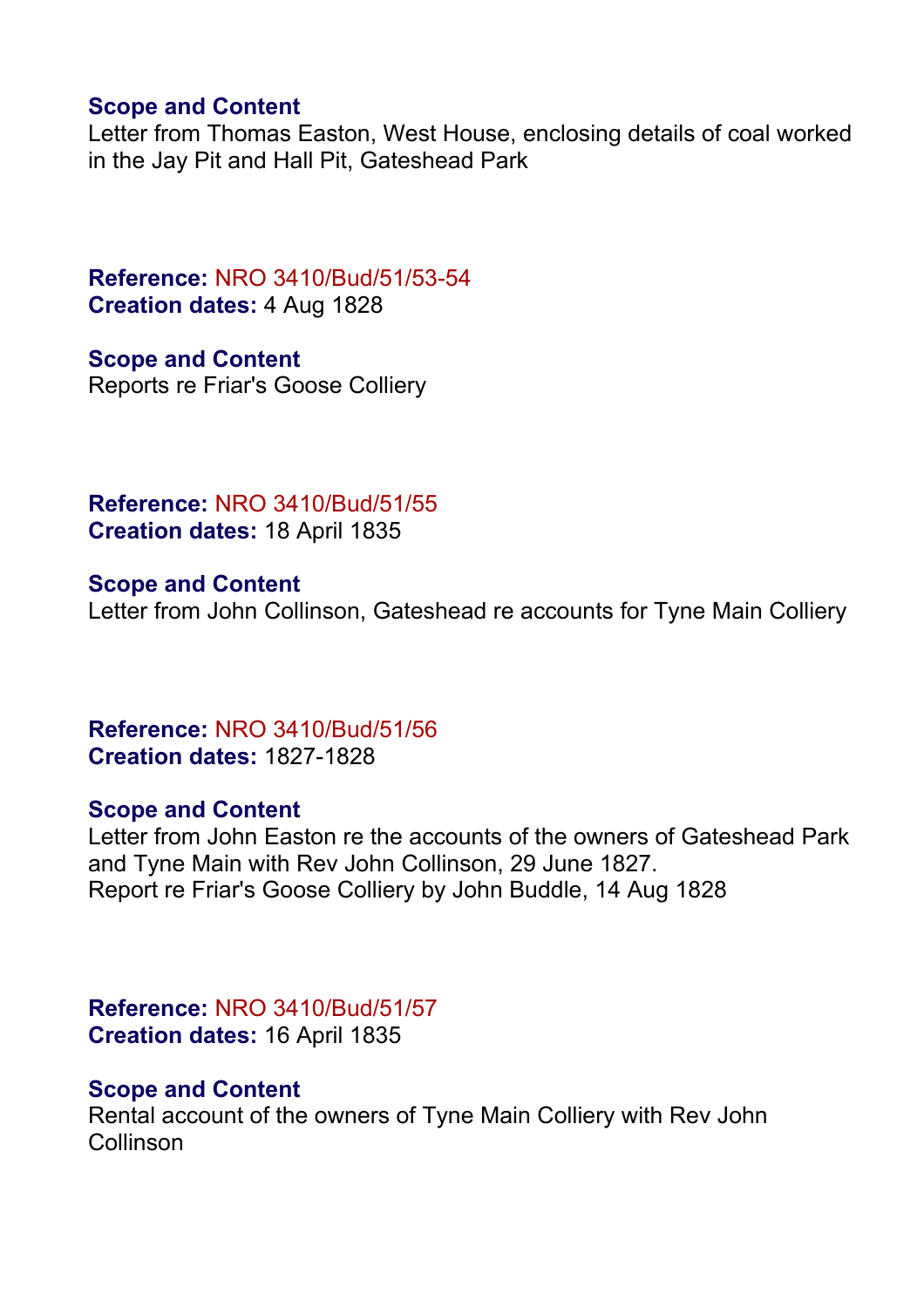**Scope and Content**
Letter from Thomas Easton, West House, enclosing details of coal worked in the Jay Pit and Hall Pit, Gateshead Park

**Reference:** NRO 3410/Bud/51/53-54
**Creation dates:** 4 Aug 1828

**Scope and Content**
Reports re Friar's Goose Colliery

**Reference:** NRO 3410/Bud/51/55
**Creation dates:** 18 April 1835

**Scope and Content**
Letter from John Collinson, Gateshead re accounts for Tyne Main Colliery

**Reference:** NRO 3410/Bud/51/56
**Creation dates:** 1827-1828

**Scope and Content**
Letter from John Easton re the accounts of the owners of Gateshead Park and Tyne Main with Rev John Collinson, 29 June 1827.
Report re Friar's Goose Colliery by John Buddle, 14 Aug 1828

**Reference:** NRO 3410/Bud/51/57
**Creation dates:** 16 April 1835

**Scope and Content**
Rental account of the owners of Tyne Main Colliery with Rev John Collinson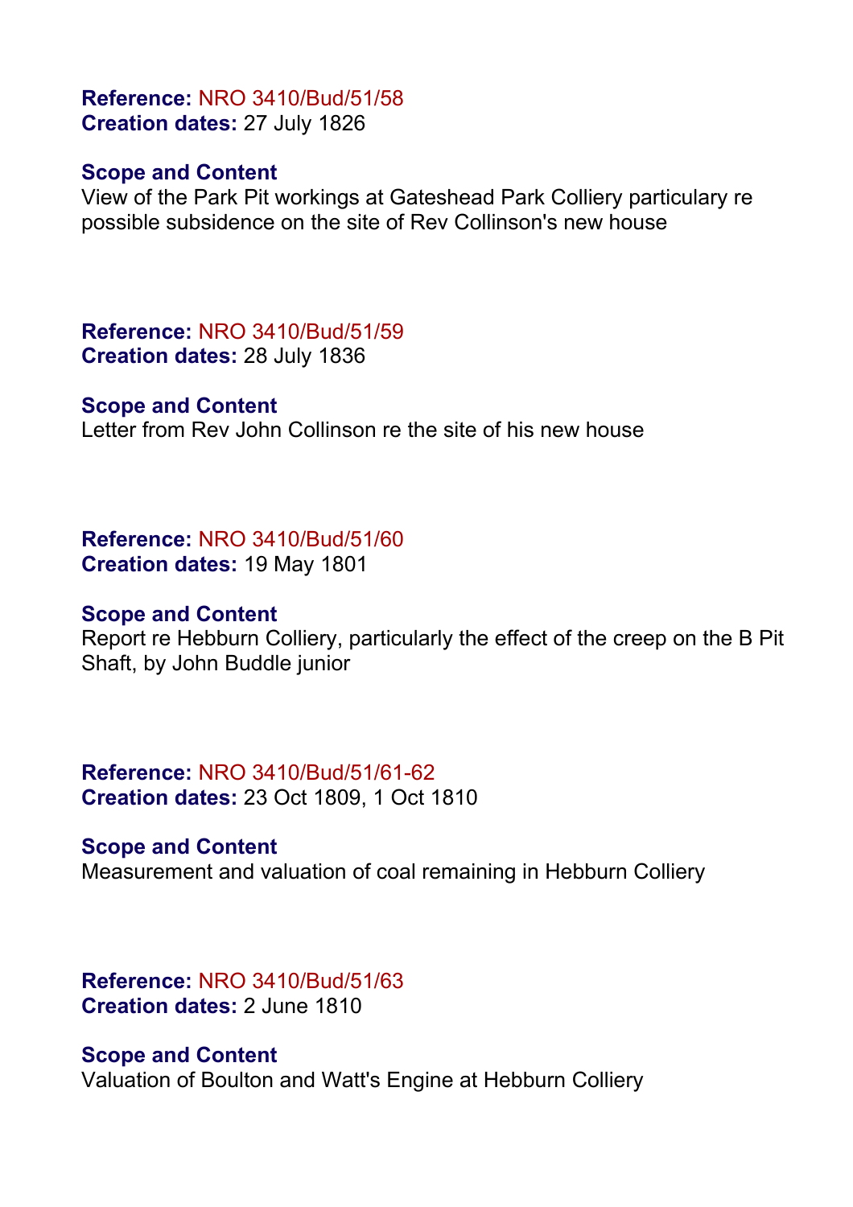**Reference:** NRO 3410/Bud/51/58
**Creation dates:** 27 July 1826

**Scope and Content**
View of the Park Pit workings at Gateshead Park Colliery particulary re possible subsidence on the site of Rev Collinson's new house

**Reference:** NRO 3410/Bud/51/59
**Creation dates:** 28 July 1836

**Scope and Content**
Letter from Rev John Collinson re the site of his new house

**Reference:** NRO 3410/Bud/51/60
**Creation dates:** 19 May 1801

**Scope and Content**
Report re Hebburn Colliery, particularly the effect of the creep on the B Pit Shaft, by John Buddle junior

**Reference:** NRO 3410/Bud/51/61-62
**Creation dates:** 23 Oct 1809, 1 Oct 1810

**Scope and Content**
Measurement and valuation of coal remaining in Hebburn Colliery

**Reference:** NRO 3410/Bud/51/63
**Creation dates:** 2 June 1810

**Scope and Content**
Valuation of Boulton and Watt's Engine at Hebburn Colliery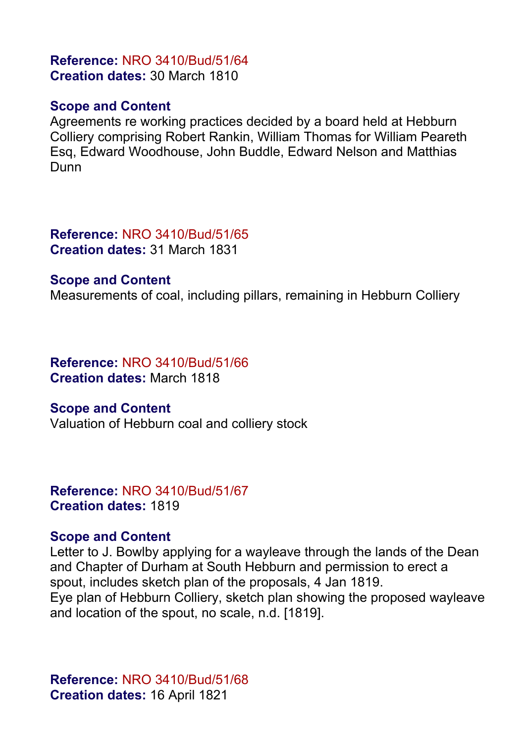**Reference:** NRO 3410/Bud/51/64
**Creation dates:** 30 March 1810

**Scope and Content**
Agreements re working practices decided by a board held at Hebburn Colliery comprising Robert Rankin, William Thomas for William Peareth Esq, Edward Woodhouse, John Buddle, Edward Nelson and Matthias Dunn

**Reference:** NRO 3410/Bud/51/65
**Creation dates:** 31 March 1831

**Scope and Content**
Measurements of coal, including pillars, remaining in Hebburn Colliery

**Reference:** NRO 3410/Bud/51/66
**Creation dates:** March 1818

**Scope and Content**
Valuation of Hebburn coal and colliery stock

**Reference:** NRO 3410/Bud/51/67
**Creation dates:** 1819

**Scope and Content**
Letter to J. Bowlby applying for a wayleave through the lands of the Dean and Chapter of Durham at South Hebburn and permission to erect a spout, includes sketch plan of the proposals, 4 Jan 1819.
Eye plan of Hebburn Colliery, sketch plan showing the proposed wayleave and location of the spout, no scale, n.d. [1819].

**Reference:** NRO 3410/Bud/51/68
**Creation dates:** 16 April 1821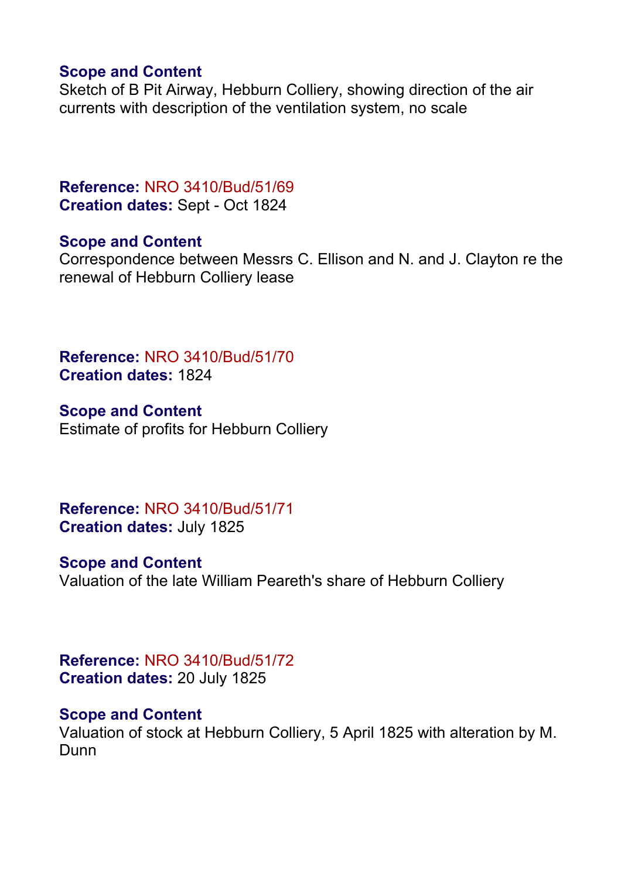**Scope and Content**
Sketch of B Pit Airway, Hebburn Colliery, showing direction of the air currents with description of the ventilation system, no scale

**Reference:** NRO 3410/Bud/51/69
**Creation dates:** Sept - Oct 1824

**Scope and Content**
Correspondence between Messrs C. Ellison and N. and J. Clayton re the renewal of Hebburn Colliery lease

**Reference:** NRO 3410/Bud/51/70
**Creation dates:** 1824

**Scope and Content**
Estimate of profits for Hebburn Colliery

**Reference:** NRO 3410/Bud/51/71
**Creation dates:** July 1825

**Scope and Content**
Valuation of the late William Peareth's share of Hebburn Colliery

**Reference:** NRO 3410/Bud/51/72
**Creation dates:** 20 July 1825

**Scope and Content**
Valuation of stock at Hebburn Colliery, 5 April 1825 with alteration by M. Dunn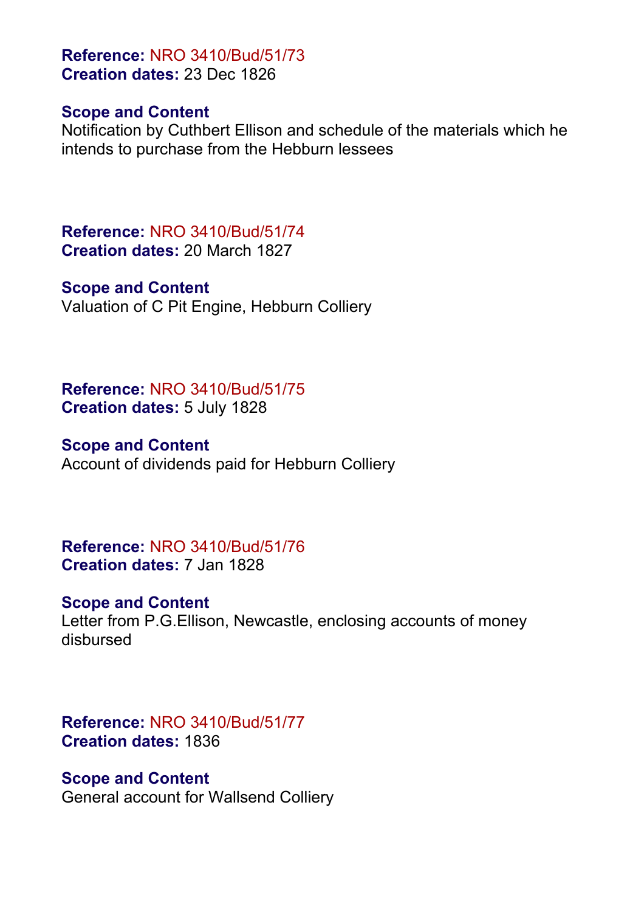**Reference:** NRO 3410/Bud/51/73
**Creation dates:** 23 Dec 1826

**Scope and Content**
Notification by Cuthbert Ellison and schedule of the materials which he intends to purchase from the Hebburn lessees

**Reference:** NRO 3410/Bud/51/74
**Creation dates:** 20 March 1827

**Scope and Content**
Valuation of C Pit Engine, Hebburn Colliery

**Reference:** NRO 3410/Bud/51/75
**Creation dates:** 5 July 1828

**Scope and Content**
Account of dividends paid for Hebburn Colliery

**Reference:** NRO 3410/Bud/51/76
**Creation dates:** 7 Jan 1828

**Scope and Content**
Letter from P.G.Ellison, Newcastle, enclosing accounts of money disbursed

**Reference:** NRO 3410/Bud/51/77
**Creation dates:** 1836

**Scope and Content**
General account for Wallsend Colliery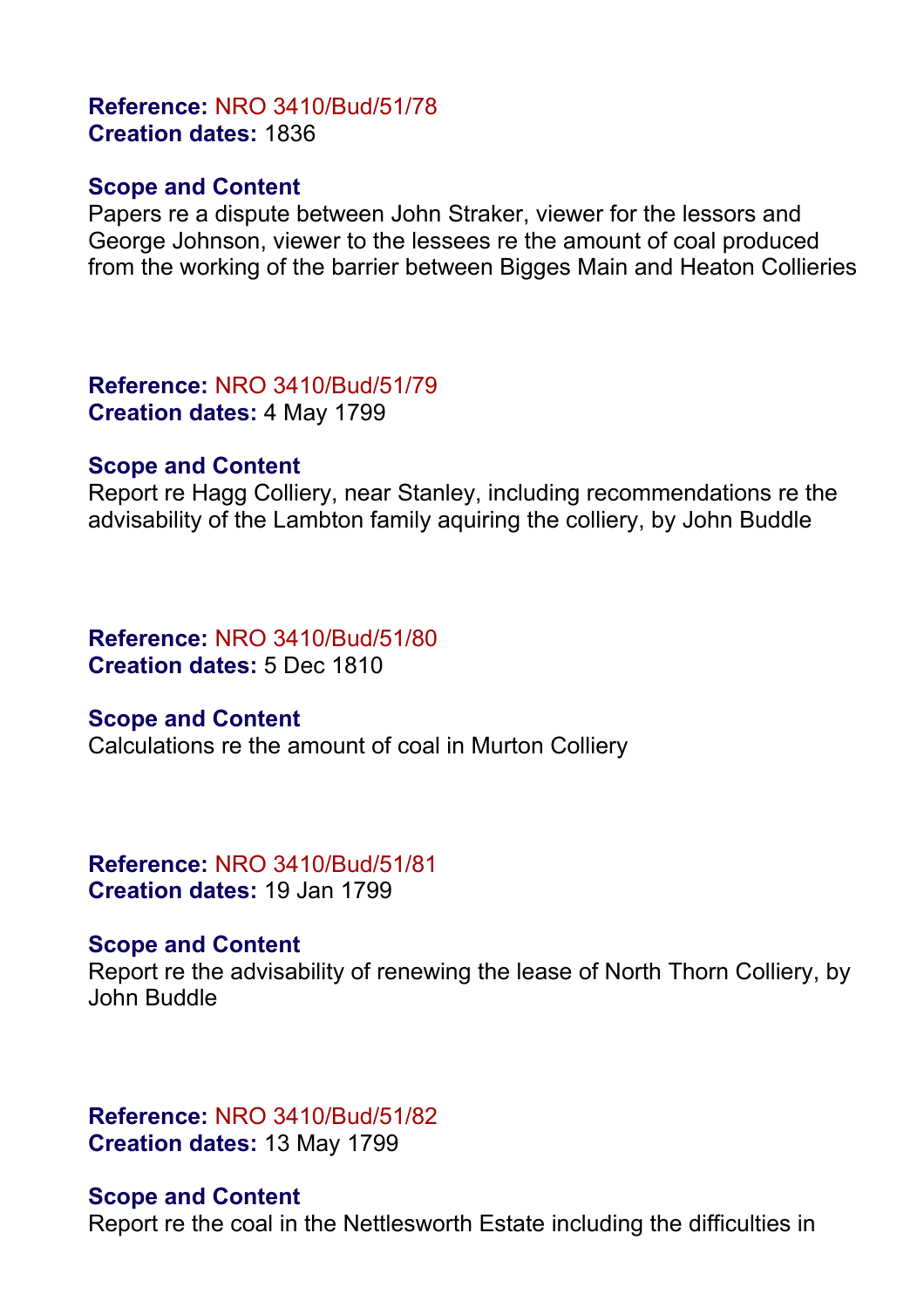**Reference:** NRO 3410/Bud/51/78
**Creation dates:** 1836

**Scope and Content**
Papers re a dispute between John Straker, viewer for the lessors and George Johnson, viewer to the lessees re the amount of coal produced from the working of the barrier between Bigges Main and Heaton Collieries

**Reference:** NRO 3410/Bud/51/79
**Creation dates:** 4 May 1799

**Scope and Content**
Report re Hagg Colliery, near Stanley, including recommendations re the advisability of the Lambton family aquiring the colliery, by John Buddle

**Reference:** NRO 3410/Bud/51/80
**Creation dates:** 5 Dec 1810

**Scope and Content**
Calculations re the amount of coal in Murton Colliery

**Reference:** NRO 3410/Bud/51/81
**Creation dates:** 19 Jan 1799

**Scope and Content**
Report re the advisability of renewing the lease of North Thorn Colliery, by John Buddle

**Reference:** NRO 3410/Bud/51/82
**Creation dates:** 13 May 1799

**Scope and Content**
Report re the coal in the Nettlesworth Estate including the difficulties in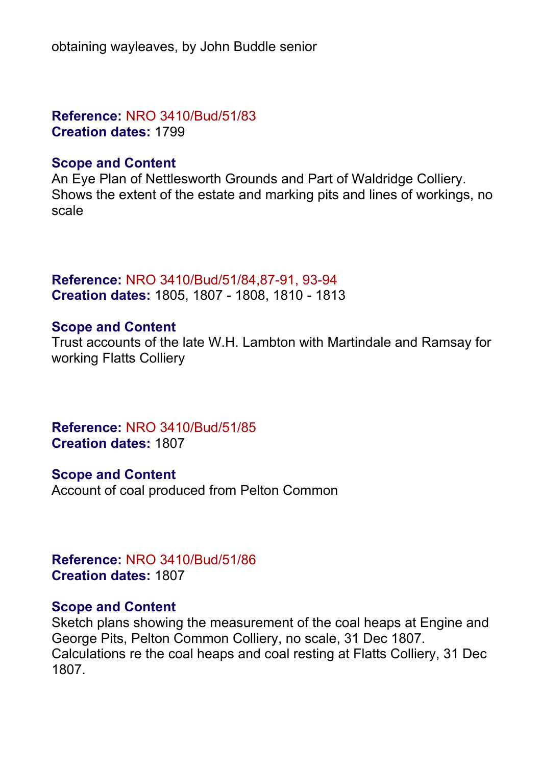obtaining wayleaves, by John Buddle senior

**Reference:** NRO 3410/Bud/51/83
**Creation dates:** 1799

**Scope and Content**
An Eye Plan of Nettlesworth Grounds and Part of Waldridge Colliery. Shows the extent of the estate and marking pits and lines of workings, no scale

**Reference:** NRO 3410/Bud/51/84,87-91, 93-94
**Creation dates:** 1805, 1807 - 1808, 1810 - 1813

**Scope and Content**
Trust accounts of the late W.H. Lambton with Martindale and Ramsay for working Flatts Colliery

**Reference:** NRO 3410/Bud/51/85
**Creation dates:** 1807

**Scope and Content**
Account of coal produced from Pelton Common

**Reference:** NRO 3410/Bud/51/86
**Creation dates:** 1807

**Scope and Content**
Sketch plans showing the measurement of the coal heaps at Engine and George Pits, Pelton Common Colliery, no scale, 31 Dec 1807. Calculations re the coal heaps and coal resting at Flatts Colliery, 31 Dec 1807.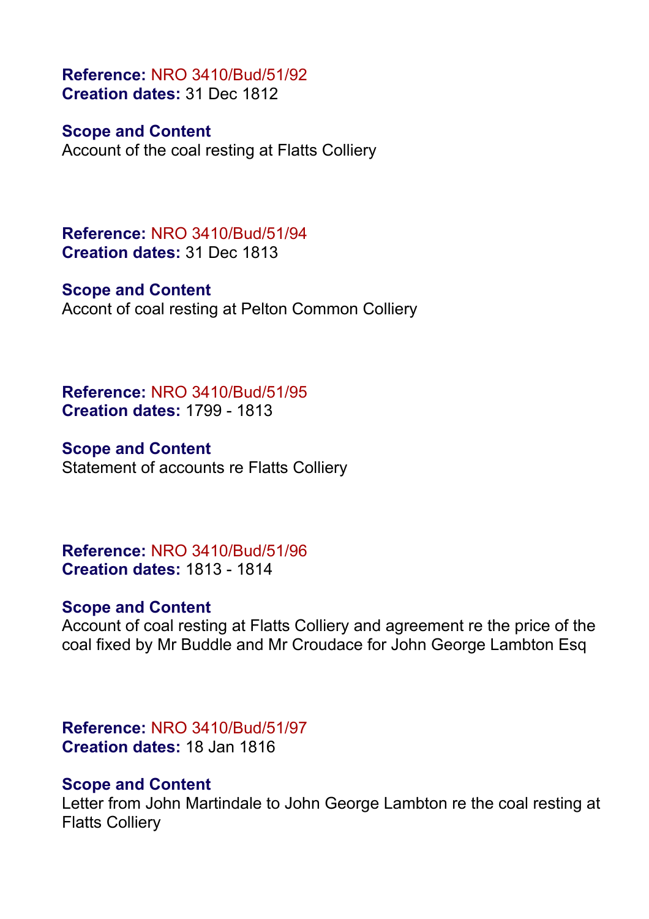**Reference:** NRO 3410/Bud/51/92
**Creation dates:** 31 Dec 1812

**Scope and Content**
Account of the coal resting at Flatts Colliery

**Reference:** NRO 3410/Bud/51/94
**Creation dates:** 31 Dec 1813

**Scope and Content**
Accont of coal resting at Pelton Common Colliery

**Reference:** NRO 3410/Bud/51/95
**Creation dates:** 1799 - 1813

**Scope and Content**
Statement of accounts re Flatts Colliery

**Reference:** NRO 3410/Bud/51/96
**Creation dates:** 1813 - 1814

**Scope and Content**
Account of coal resting at Flatts Colliery and agreement re the price of the coal fixed by Mr Buddle and Mr Croudace for John George Lambton Esq

**Reference:** NRO 3410/Bud/51/97
**Creation dates:** 18 Jan 1816

**Scope and Content**
Letter from John Martindale to John George Lambton re the coal resting at Flatts Colliery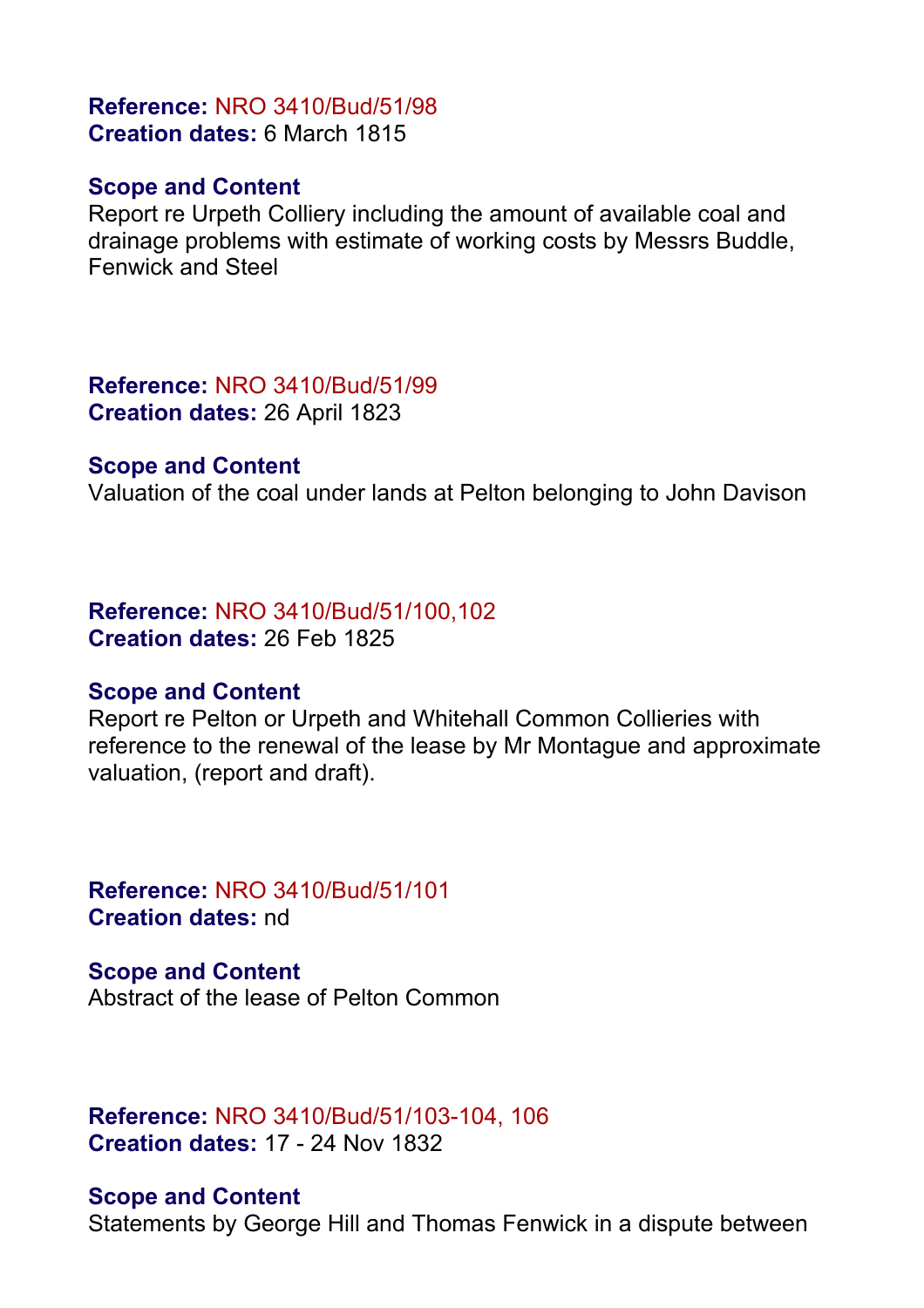**Reference:** NRO 3410/Bud/51/98
**Creation dates:** 6 March 1815

**Scope and Content**
Report re Urpeth Colliery including the amount of available coal and drainage problems with estimate of working costs by Messrs Buddle, Fenwick and Steel

**Reference:** NRO 3410/Bud/51/99
**Creation dates:** 26 April 1823

**Scope and Content**
Valuation of the coal under lands at Pelton belonging to John Davison

**Reference:** NRO 3410/Bud/51/100,102
**Creation dates:** 26 Feb 1825

**Scope and Content**
Report re Pelton or Urpeth and Whitehall Common Collieries with reference to the renewal of the lease by Mr Montague and approximate valuation, (report and draft).

**Reference:** NRO 3410/Bud/51/101
**Creation dates:** nd

**Scope and Content**
Abstract of the lease of Pelton Common

**Reference:** NRO 3410/Bud/51/103-104, 106
**Creation dates:** 17 - 24 Nov 1832

**Scope and Content**
Statements by George Hill and Thomas Fenwick in a dispute between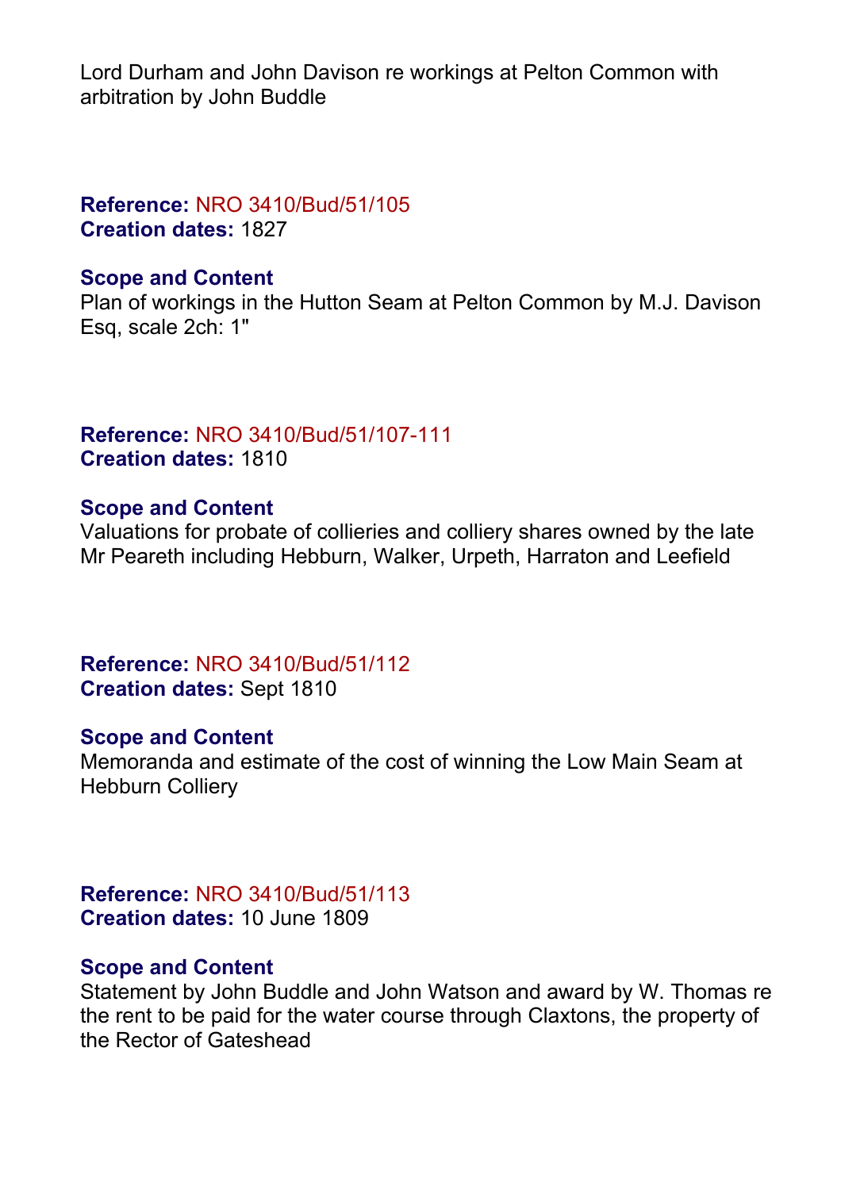Lord Durham and John Davison re workings at Pelton Common with arbitration by John Buddle

**Reference:** NRO 3410/Bud/51/105
**Creation dates:** 1827

**Scope and Content**
Plan of workings in the Hutton Seam at Pelton Common by M.J. Davison Esq, scale 2ch: 1"

**Reference:** NRO 3410/Bud/51/107-111
**Creation dates:** 1810

**Scope and Content**
Valuations for probate of collieries and colliery shares owned by the late Mr Peareth including Hebburn, Walker, Urpeth, Harraton and Leefield

**Reference:** NRO 3410/Bud/51/112
**Creation dates:** Sept 1810

**Scope and Content**
Memoranda and estimate of the cost of winning the Low Main Seam at Hebburn Colliery

**Reference:** NRO 3410/Bud/51/113
**Creation dates:** 10 June 1809

**Scope and Content**
Statement by John Buddle and John Watson and award by W. Thomas re the rent to be paid for the water course through Claxtons, the property of the Rector of Gateshead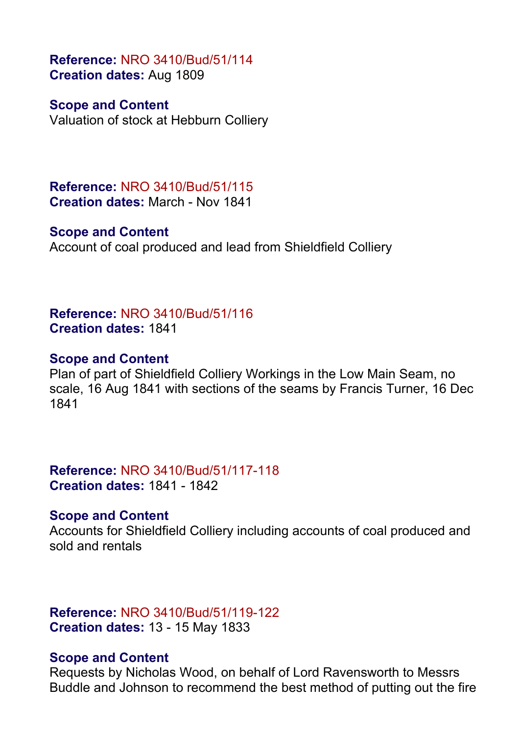**Reference:** NRO 3410/Bud/51/114
**Creation dates:** Aug 1809

**Scope and Content**
Valuation of stock at Hebburn Colliery

**Reference:** NRO 3410/Bud/51/115
**Creation dates:** March - Nov 1841

**Scope and Content**
Account of coal produced and lead from Shieldfield Colliery

**Reference:** NRO 3410/Bud/51/116
**Creation dates:** 1841

**Scope and Content**
Plan of part of Shieldfield Colliery Workings in the Low Main Seam, no scale, 16 Aug 1841 with sections of the seams by Francis Turner, 16 Dec 1841

**Reference:** NRO 3410/Bud/51/117-118
**Creation dates:** 1841 - 1842

**Scope and Content**
Accounts for Shieldfield Colliery including accounts of coal produced and sold and rentals

**Reference:** NRO 3410/Bud/51/119-122
**Creation dates:** 13 - 15 May 1833

**Scope and Content**
Requests by Nicholas Wood, on behalf of Lord Ravensworth to Messrs Buddle and Johnson to recommend the best method of putting out the fire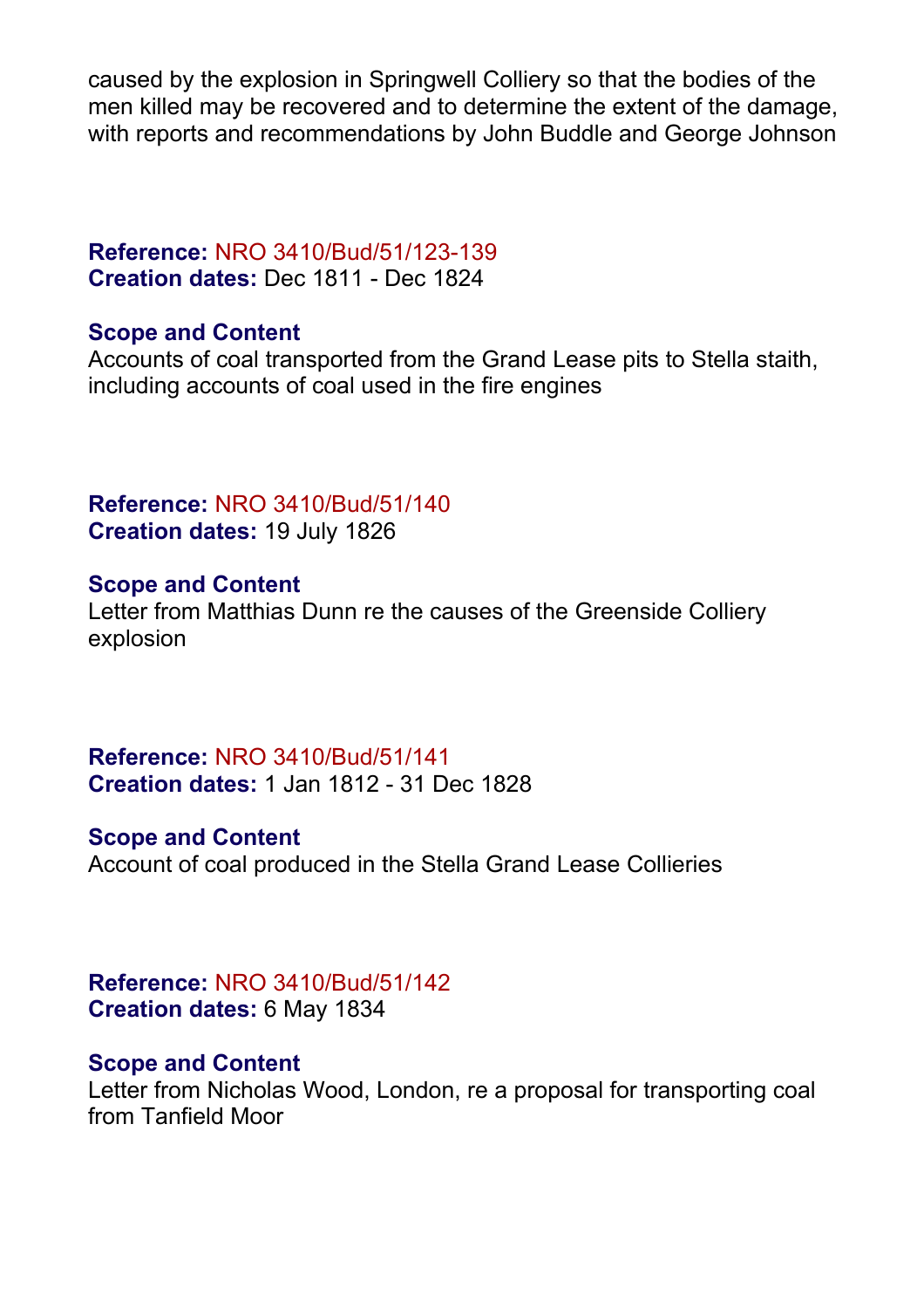caused by the explosion in Springwell Colliery so that the bodies of the men killed may be recovered and to determine the extent of the damage, with reports and recommendations by John Buddle and George Johnson

**Reference:** NRO 3410/Bud/51/123-139
**Creation dates:** Dec 1811 - Dec 1824

**Scope and Content**
Accounts of coal transported from the Grand Lease pits to Stella staith, including accounts of coal used in the fire engines

**Reference:** NRO 3410/Bud/51/140
**Creation dates:** 19 July 1826

**Scope and Content**
Letter from Matthias Dunn re the causes of the Greenside Colliery explosion

**Reference:** NRO 3410/Bud/51/141
**Creation dates:** 1 Jan 1812 - 31 Dec 1828

**Scope and Content**
Account of coal produced in the Stella Grand Lease Collieries

**Reference:** NRO 3410/Bud/51/142
**Creation dates:** 6 May 1834

**Scope and Content**
Letter from Nicholas Wood, London, re a proposal for transporting coal from Tanfield Moor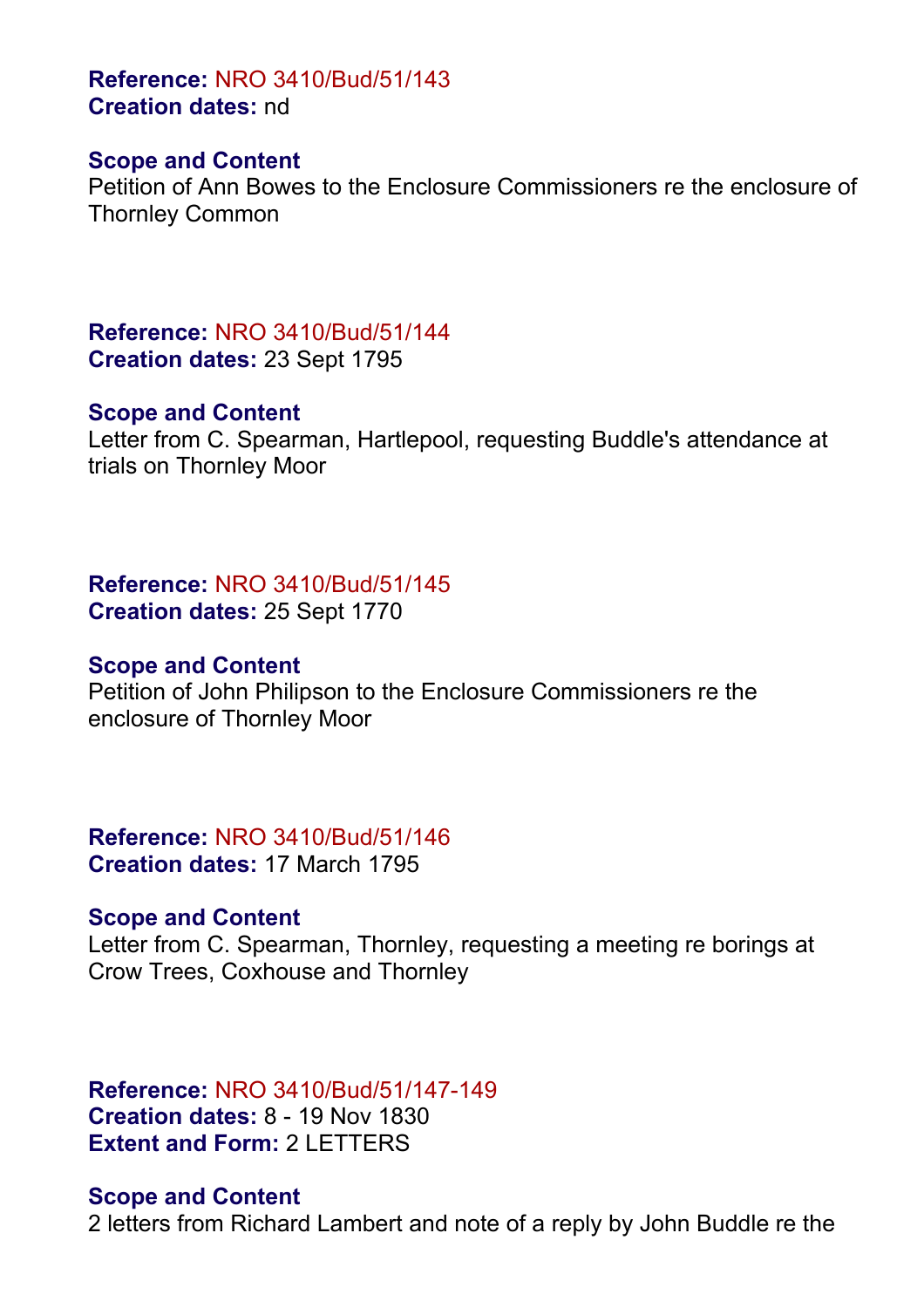**Reference:** NRO 3410/Bud/51/143
**Creation dates:** nd

**Scope and Content**
Petition of Ann Bowes to the Enclosure Commissioners re the enclosure of Thornley Common

**Reference:** NRO 3410/Bud/51/144
**Creation dates:** 23 Sept 1795

**Scope and Content**
Letter from C. Spearman, Hartlepool, requesting Buddle's attendance at trials on Thornley Moor

**Reference:** NRO 3410/Bud/51/145
**Creation dates:** 25 Sept 1770

**Scope and Content**
Petition of John Philipson to the Enclosure Commissioners re the enclosure of Thornley Moor

**Reference:** NRO 3410/Bud/51/146
**Creation dates:** 17 March 1795

**Scope and Content**
Letter from C. Spearman, Thornley, requesting a meeting re borings at Crow Trees, Coxhouse and Thornley

**Reference:** NRO 3410/Bud/51/147-149
**Creation dates:** 8 - 19 Nov 1830
**Extent and Form:** 2 LETTERS

**Scope and Content**
2 letters from Richard Lambert and note of a reply by John Buddle re the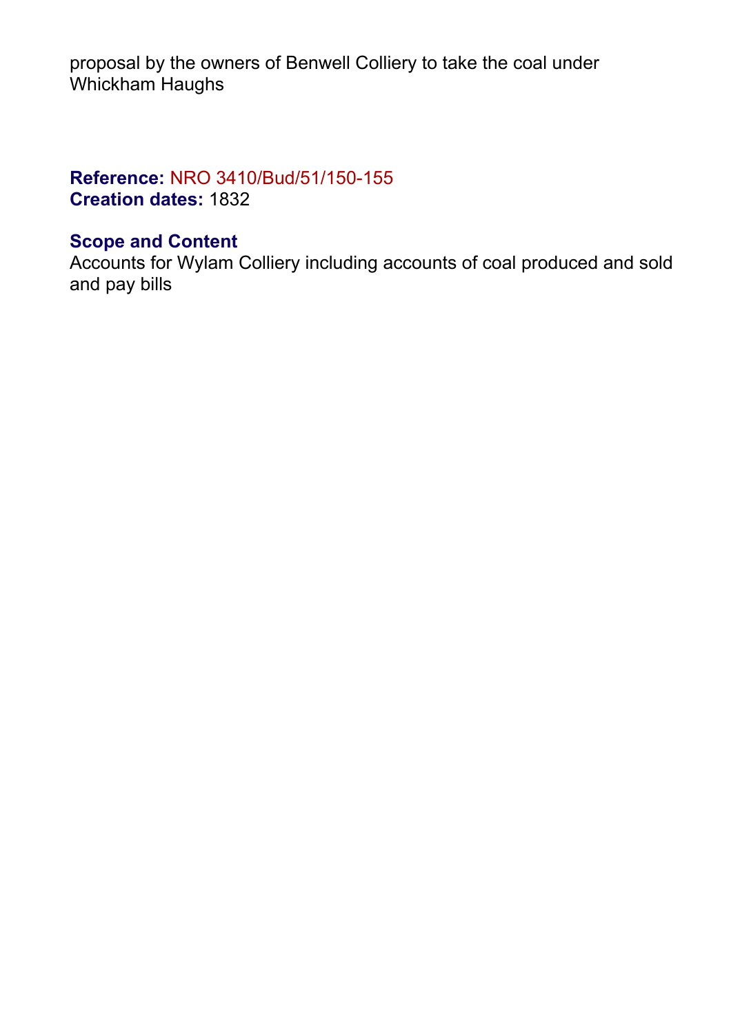proposal by the owners of Benwell Colliery to take the coal under Whickham Haughs

**Reference:** NRO 3410/Bud/51/150-155
**Creation dates:** 1832

**Scope and Content**
Accounts for Wylam Colliery including accounts of coal produced and sold and pay bills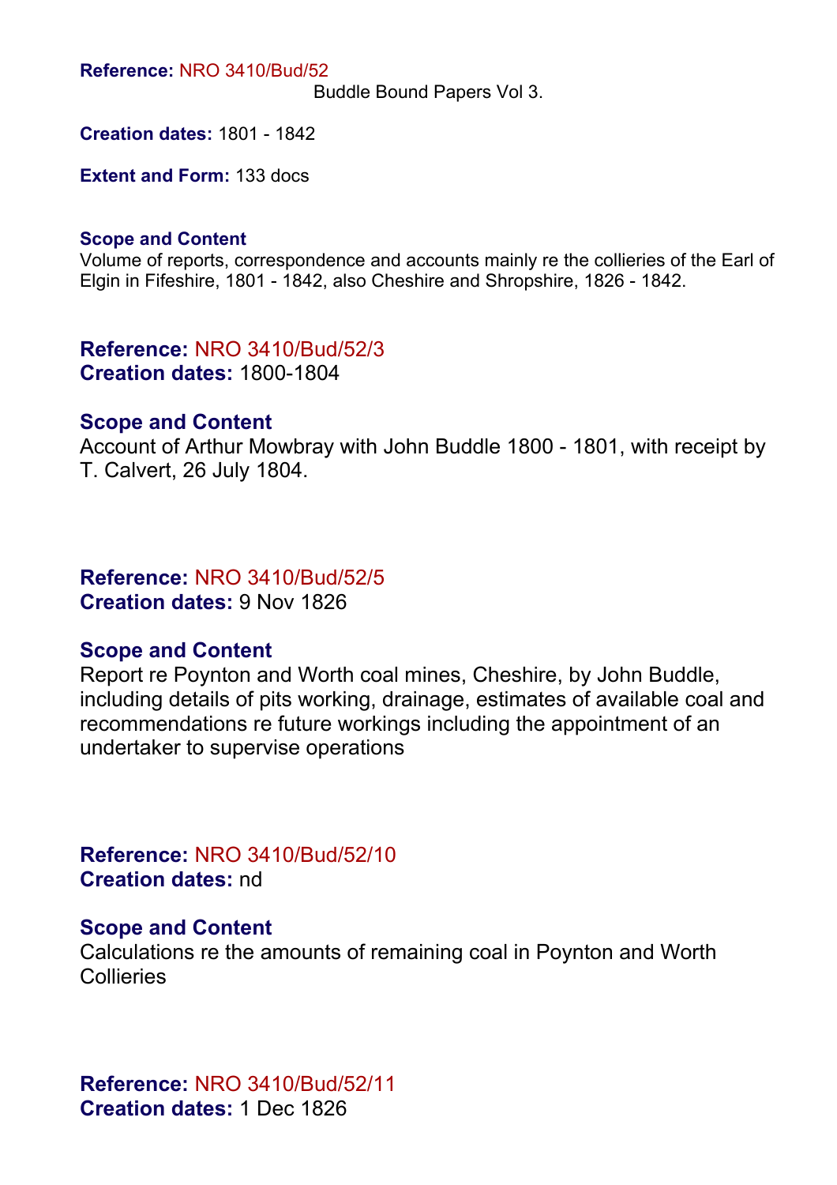**Reference:** NRO 3410/Bud/52

Buddle Bound Papers Vol 3.

**Creation dates:** 1801 - 1842

**Extent and Form:** 133 docs

**Scope and Content**

Volume of reports, correspondence and accounts mainly re the collieries of the Earl of Elgin in Fifeshire, 1801 - 1842, also Cheshire and Shropshire, 1826 - 1842.

**Reference:** NRO 3410/Bud/52/3
**Creation dates:** 1800-1804

**Scope and Content**

Account of Arthur Mowbray with John Buddle 1800 - 1801, with receipt by T. Calvert, 26 July 1804.

**Reference:** NRO 3410/Bud/52/5
**Creation dates:** 9 Nov 1826

**Scope and Content**

Report re Poynton and Worth coal mines, Cheshire, by John Buddle, including details of pits working, drainage, estimates of available coal and recommendations re future workings including the appointment of an undertaker to supervise operations

**Reference:** NRO 3410/Bud/52/10
**Creation dates:** nd

**Scope and Content**

Calculations re the amounts of remaining coal in Poynton and Worth Collieries

**Reference:** NRO 3410/Bud/52/11
**Creation dates:** 1 Dec 1826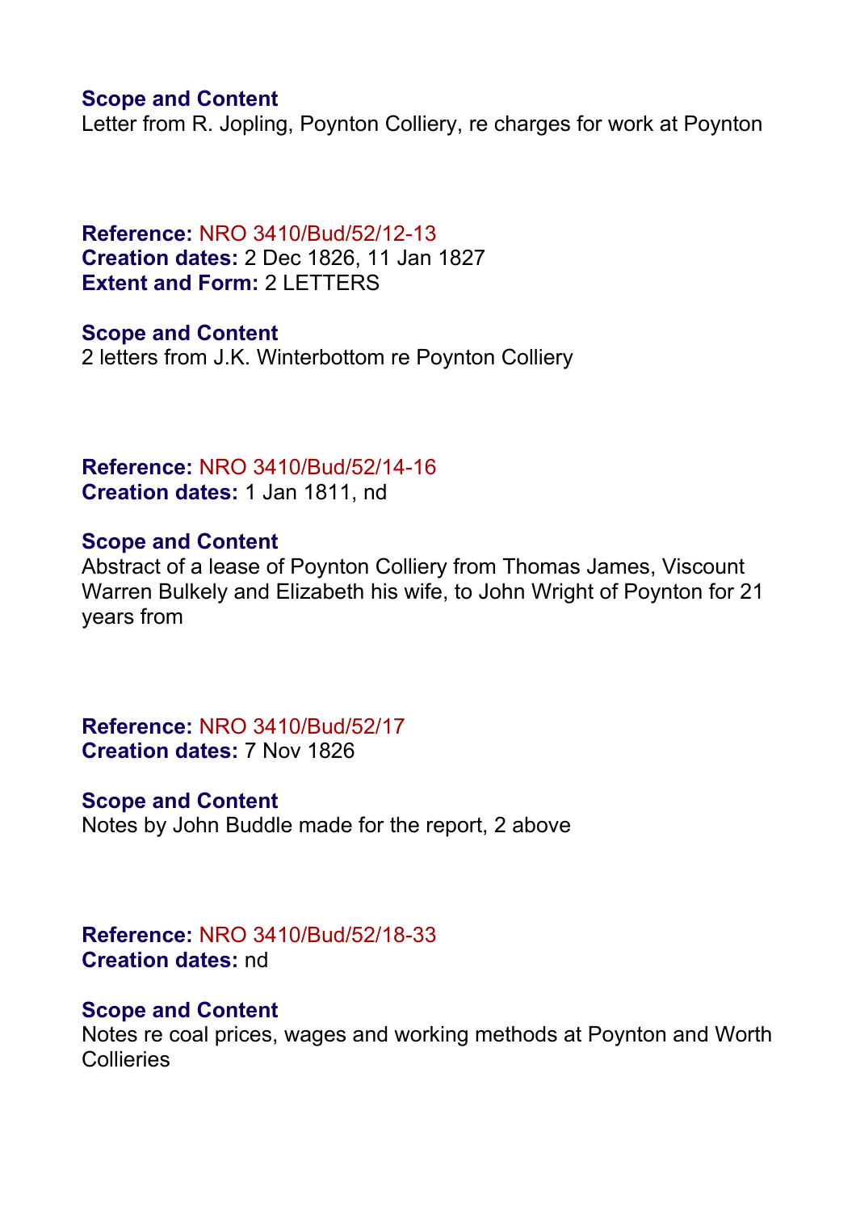**Scope and Content**
Letter from R. Jopling, Poynton Colliery, re charges for work at Poynton

**Reference:** NRO 3410/Bud/52/12-13
**Creation dates:** 2 Dec 1826, 11 Jan 1827
**Extent and Form:** 2 LETTERS

**Scope and Content**
2 letters from J.K. Winterbottom re Poynton Colliery

**Reference:** NRO 3410/Bud/52/14-16
**Creation dates:** 1 Jan 1811, nd

**Scope and Content**
Abstract of a lease of Poynton Colliery from Thomas James, Viscount Warren Bulkely and Elizabeth his wife, to John Wright of Poynton for 21 years from

**Reference:** NRO 3410/Bud/52/17
**Creation dates:** 7 Nov 1826

**Scope and Content**
Notes by John Buddle made for the report, 2 above

**Reference:** NRO 3410/Bud/52/18-33
**Creation dates:** nd

**Scope and Content**
Notes re coal prices, wages and working methods at Poynton and Worth Collieries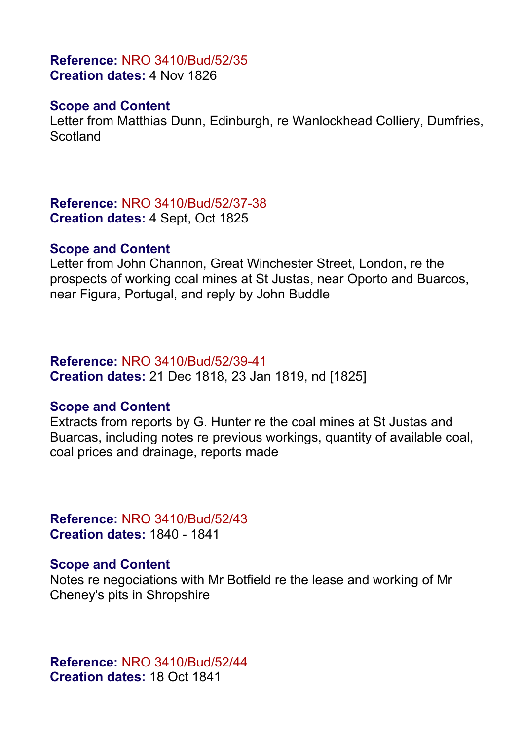**Reference:** NRO 3410/Bud/52/35
**Creation dates:** 4 Nov 1826

**Scope and Content**
Letter from Matthias Dunn, Edinburgh, re Wanlockhead Colliery, Dumfries, Scotland

**Reference:** NRO 3410/Bud/52/37-38
**Creation dates:** 4 Sept, Oct 1825

**Scope and Content**
Letter from John Channon, Great Winchester Street, London, re the prospects of working coal mines at St Justas, near Oporto and Buarcos, near Figura, Portugal, and reply by John Buddle

**Reference:** NRO 3410/Bud/52/39-41
**Creation dates:** 21 Dec 1818, 23 Jan 1819, nd [1825]

**Scope and Content**
Extracts from reports by G. Hunter re the coal mines at St Justas and Buarcas, including notes re previous workings, quantity of available coal, coal prices and drainage, reports made

**Reference:** NRO 3410/Bud/52/43
**Creation dates:** 1840 - 1841

**Scope and Content**
Notes re negociations with Mr Botfield re the lease and working of Mr Cheney's pits in Shropshire

**Reference:** NRO 3410/Bud/52/44
**Creation dates:** 18 Oct 1841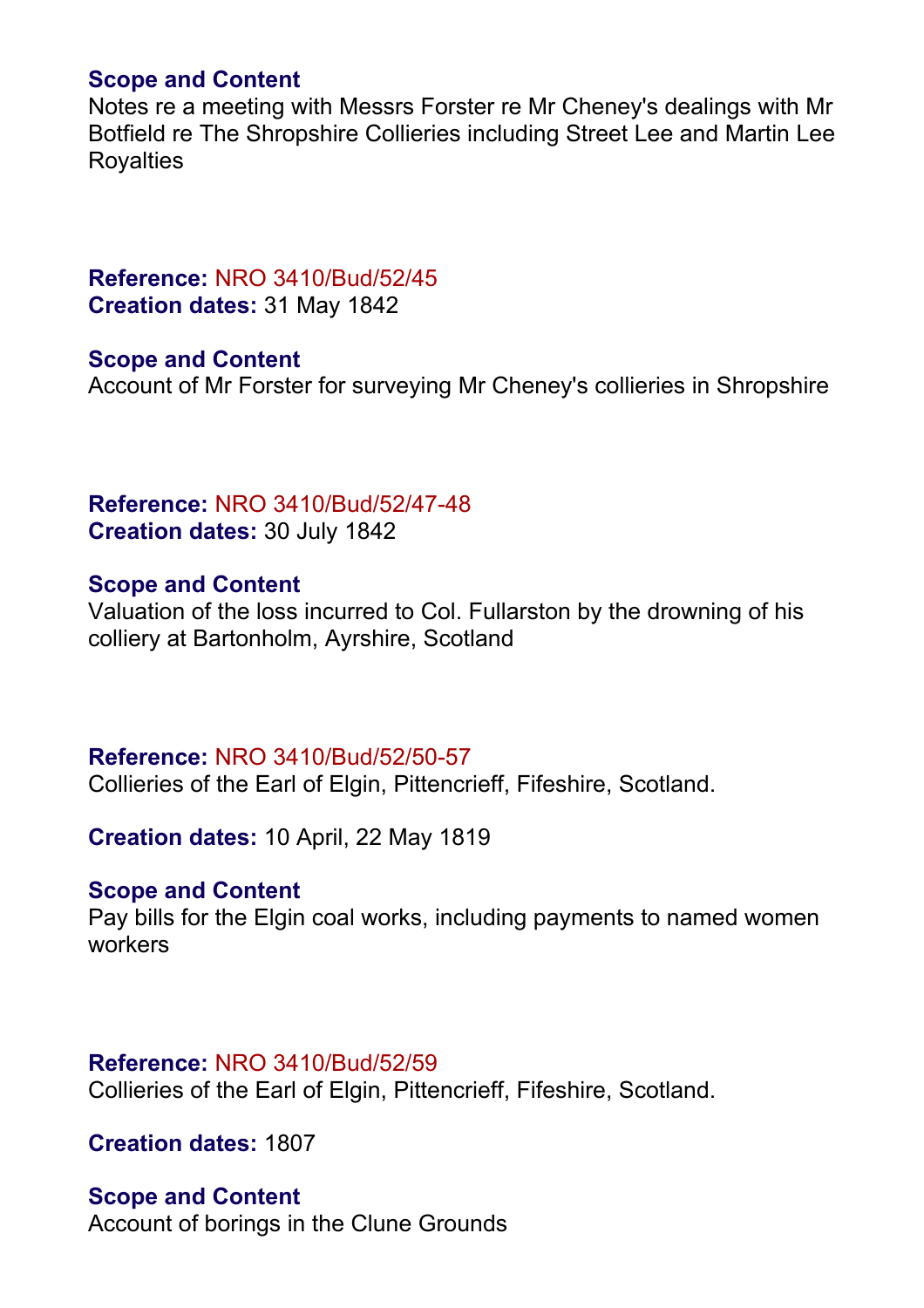**Scope and Content**
Notes re a meeting with Messrs Forster re Mr Cheney's dealings with Mr Botfield re The Shropshire Collieries including Street Lee and Martin Lee Royalties

**Reference:** NRO 3410/Bud/52/45
**Creation dates:** 31 May 1842

**Scope and Content**
Account of Mr Forster for surveying Mr Cheney's collieries in Shropshire

**Reference:** NRO 3410/Bud/52/47-48
**Creation dates:** 30 July 1842

**Scope and Content**
Valuation of the loss incurred to Col. Fullarston by the drowning of his colliery at Bartonholm, Ayrshire, Scotland

**Reference:** NRO 3410/Bud/52/50-57
Collieries of the Earl of Elgin, Pittencrieff, Fifeshire, Scotland.

**Creation dates:** 10 April, 22 May 1819

**Scope and Content**
Pay bills for the Elgin coal works, including payments to named women workers

**Reference:** NRO 3410/Bud/52/59
Collieries of the Earl of Elgin, Pittencrieff, Fifeshire, Scotland.

**Creation dates:** 1807

**Scope and Content**
Account of borings in the Clune Grounds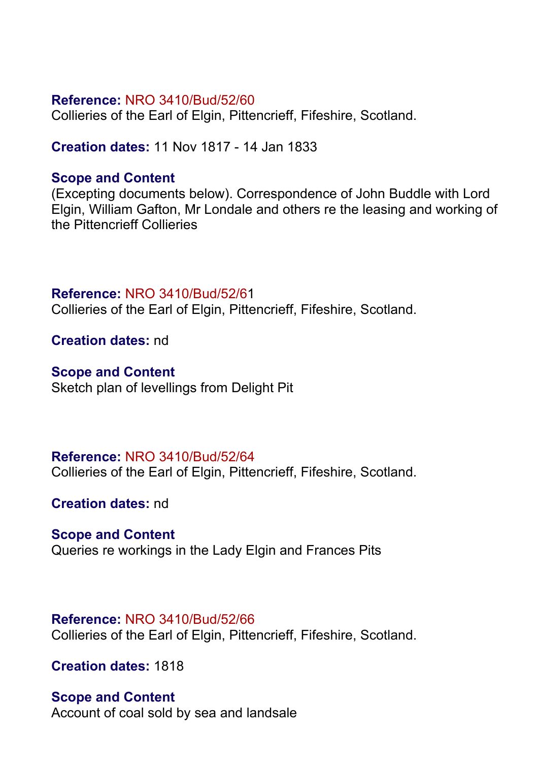**Reference:** NRO 3410/Bud/52/60
Collieries of the Earl of Elgin, Pittencrieff, Fifeshire, Scotland.

**Creation dates:** 11 Nov 1817 - 14 Jan 1833

**Scope and Content**
(Excepting documents below). Correspondence of John Buddle with Lord Elgin, William Gafton, Mr Londale and others re the leasing and working of the Pittencrieff Collieries

**Reference:** NRO 3410/Bud/52/61
Collieries of the Earl of Elgin, Pittencrieff, Fifeshire, Scotland.

**Creation dates:** nd

**Scope and Content**
Sketch plan of levellings from Delight Pit

**Reference:** NRO 3410/Bud/52/64
Collieries of the Earl of Elgin, Pittencrieff, Fifeshire, Scotland.

**Creation dates:** nd

**Scope and Content**
Queries re workings in the Lady Elgin and Frances Pits

**Reference:** NRO 3410/Bud/52/66
Collieries of the Earl of Elgin, Pittencrieff, Fifeshire, Scotland.

**Creation dates:** 1818

**Scope and Content**
Account of coal sold by sea and landsale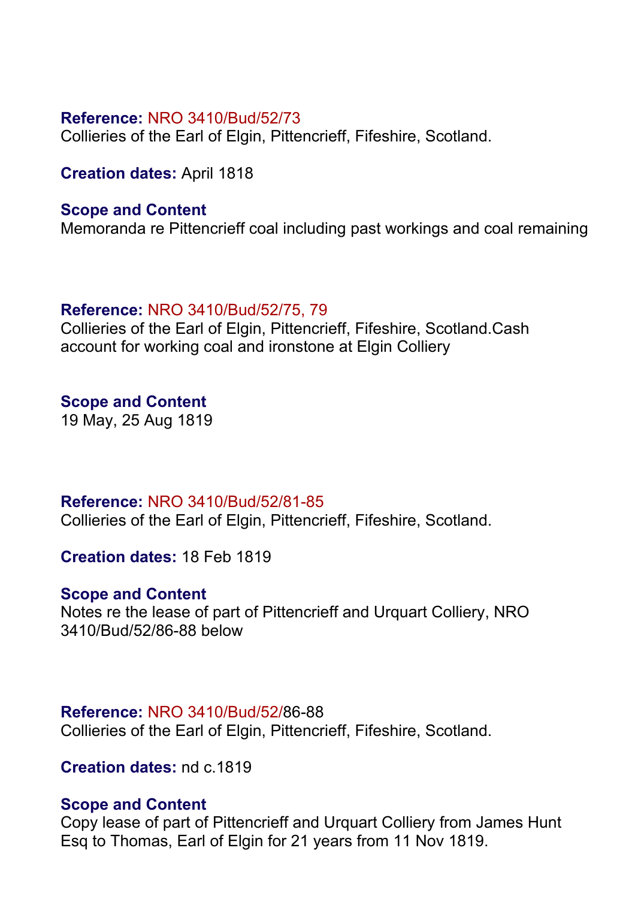**Reference:** NRO 3410/Bud/52/73
Collieries of the Earl of Elgin, Pittencrieff, Fifeshire, Scotland.

**Creation dates:** April 1818

**Scope and Content**
Memoranda re Pittencrieff coal including past workings and coal remaining

**Reference:** NRO 3410/Bud/52/75, 79
Collieries of the Earl of Elgin, Pittencrieff, Fifeshire, Scotland.Cash account for working coal and ironstone at Elgin Colliery

**Scope and Content**
19 May, 25 Aug 1819

**Reference:** NRO 3410/Bud/52/81-85
Collieries of the Earl of Elgin, Pittencrieff, Fifeshire, Scotland.

**Creation dates:** 18 Feb 1819

**Scope and Content**
Notes re the lease of part of Pittencrieff and Urquart Colliery, NRO 3410/Bud/52/86-88 below

**Reference:** NRO 3410/Bud/52/86-88
Collieries of the Earl of Elgin, Pittencrieff, Fifeshire, Scotland.

**Creation dates:** nd c.1819

**Scope and Content**
Copy lease of part of Pittencrieff and Urquart Colliery from James Hunt Esq to Thomas, Earl of Elgin for 21 years from 11 Nov 1819.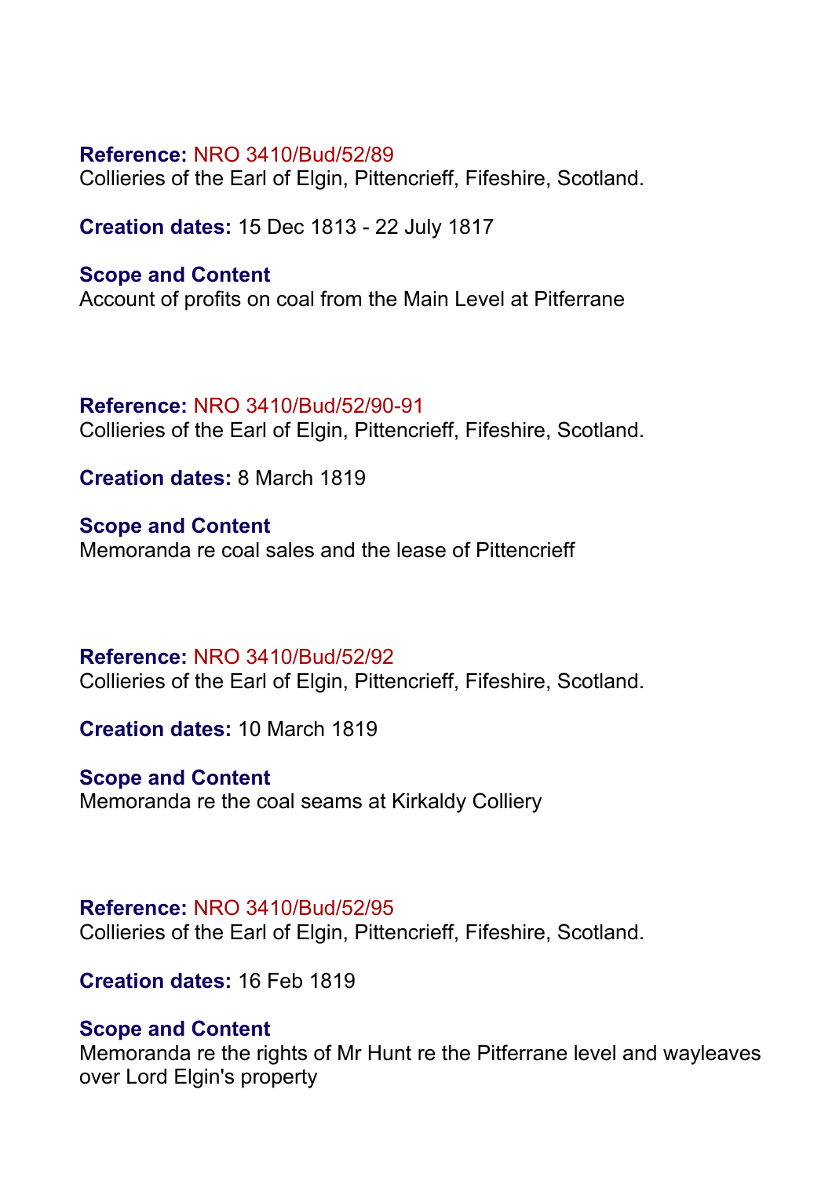**Reference:** NRO 3410/Bud/52/89
Collieries of the Earl of Elgin, Pittencrieff, Fifeshire, Scotland.

**Creation dates:** 15 Dec 1813 - 22 July 1817

**Scope and Content**
Account of profits on coal from the Main Level at Pitferrane

**Reference:** NRO 3410/Bud/52/90-91
Collieries of the Earl of Elgin, Pittencrieff, Fifeshire, Scotland.

**Creation dates:** 8 March 1819

**Scope and Content**
Memoranda re coal sales and the lease of Pittencrieff

**Reference:** NRO 3410/Bud/52/92
Collieries of the Earl of Elgin, Pittencrieff, Fifeshire, Scotland.

**Creation dates:** 10 March 1819

**Scope and Content**
Memoranda re the coal seams at Kirkaldy Colliery

**Reference:** NRO 3410/Bud/52/95
Collieries of the Earl of Elgin, Pittencrieff, Fifeshire, Scotland.

**Creation dates:** 16 Feb 1819

**Scope and Content**
Memoranda re the rights of Mr Hunt re the Pitferrane level and wayleaves over Lord Elgin's property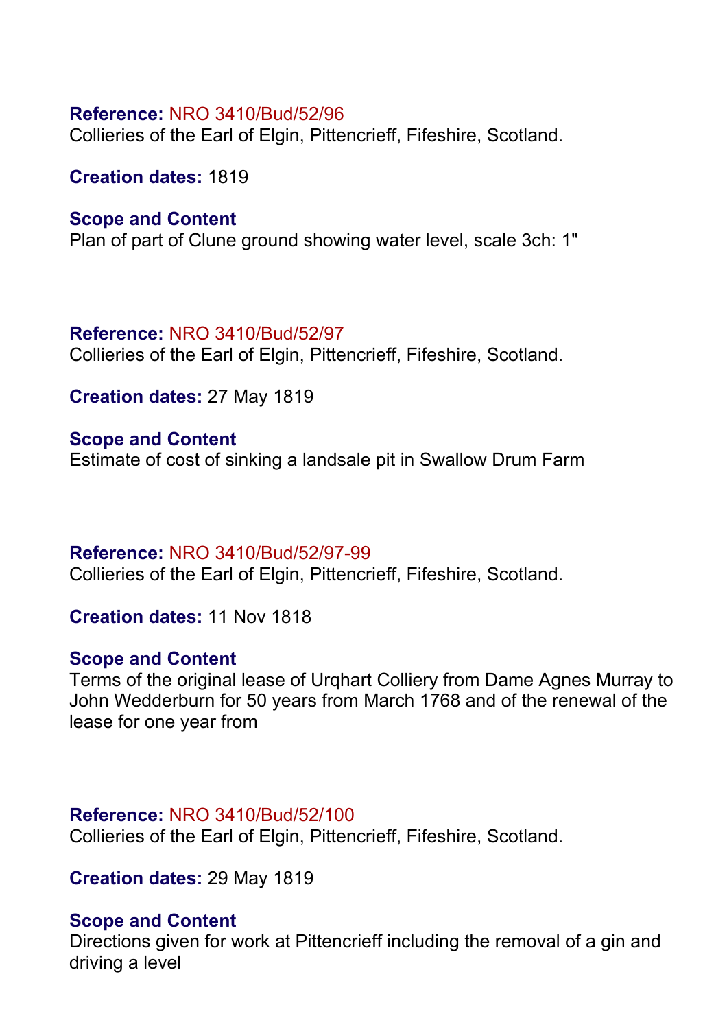**Reference:** NRO 3410/Bud/52/96
Collieries of the Earl of Elgin, Pittencrieff, Fifeshire, Scotland.

**Creation dates:** 1819

**Scope and Content**
Plan of part of Clune ground showing water level, scale 3ch: 1"

**Reference:** NRO 3410/Bud/52/97
Collieries of the Earl of Elgin, Pittencrieff, Fifeshire, Scotland.

**Creation dates:** 27 May 1819

**Scope and Content**
Estimate of cost of sinking a landsale pit in Swallow Drum Farm

**Reference:** NRO 3410/Bud/52/97-99
Collieries of the Earl of Elgin, Pittencrieff, Fifeshire, Scotland.

**Creation dates:** 11 Nov 1818

**Scope and Content**
Terms of the original lease of Urqhart Colliery from Dame Agnes Murray to John Wedderburn for 50 years from March 1768 and of the renewal of the lease for one year from

**Reference:** NRO 3410/Bud/52/100
Collieries of the Earl of Elgin, Pittencrieff, Fifeshire, Scotland.

**Creation dates:** 29 May 1819

**Scope and Content**
Directions given for work at Pittencrieff including the removal of a gin and driving a level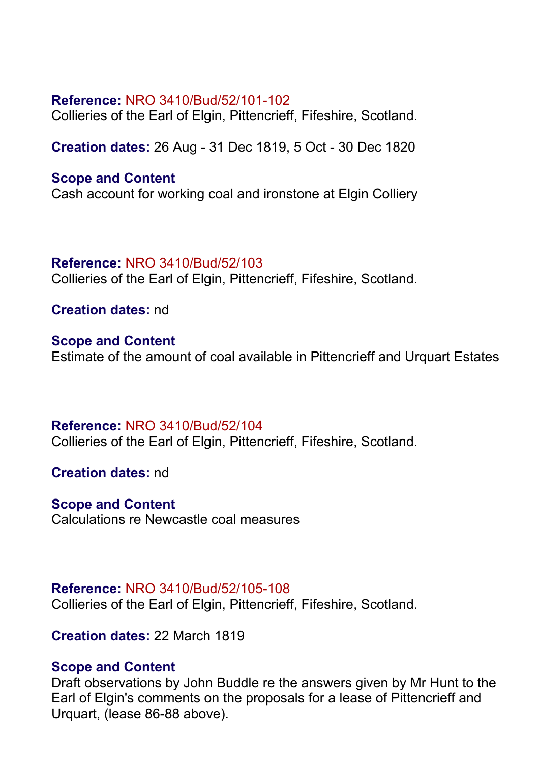**Reference:** NRO 3410/Bud/52/101-102
Collieries of the Earl of Elgin, Pittencrieff, Fifeshire, Scotland.

**Creation dates:** 26 Aug - 31 Dec 1819, 5 Oct - 30 Dec 1820

**Scope and Content**
Cash account for working coal and ironstone at Elgin Colliery

**Reference:** NRO 3410/Bud/52/103
Collieries of the Earl of Elgin, Pittencrieff, Fifeshire, Scotland.

**Creation dates:** nd

**Scope and Content**
Estimate of the amount of coal available in Pittencrieff and Urquart Estates

**Reference:** NRO 3410/Bud/52/104
Collieries of the Earl of Elgin, Pittencrieff, Fifeshire, Scotland.

**Creation dates:** nd

**Scope and Content**
Calculations re Newcastle coal measures

**Reference:** NRO 3410/Bud/52/105-108
Collieries of the Earl of Elgin, Pittencrieff, Fifeshire, Scotland.

**Creation dates:** 22 March 1819

**Scope and Content**
Draft observations by John Buddle re the answers given by Mr Hunt to the Earl of Elgin's comments on the proposals for a lease of Pittencrieff and Urquart, (lease 86-88 above).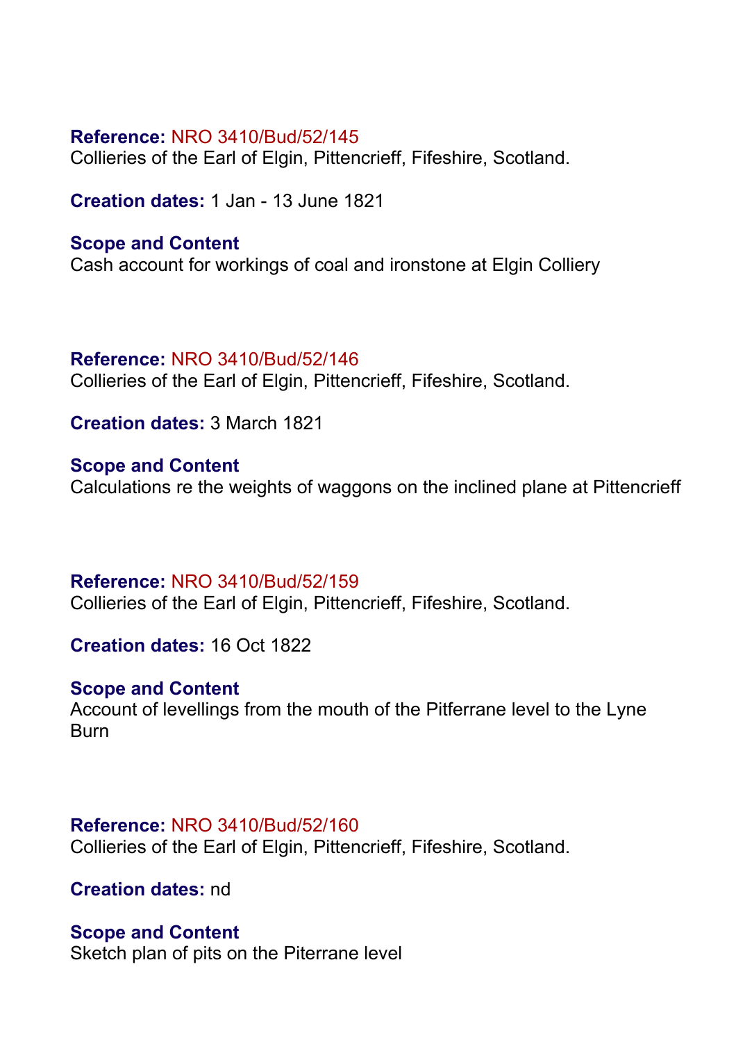**Reference:** NRO 3410/Bud/52/145
Collieries of the Earl of Elgin, Pittencrieff, Fifeshire, Scotland.

**Creation dates:** 1 Jan - 13 June 1821

**Scope and Content**
Cash account for workings of coal and ironstone at Elgin Colliery

**Reference:** NRO 3410/Bud/52/146
Collieries of the Earl of Elgin, Pittencrieff, Fifeshire, Scotland.

**Creation dates:** 3 March 1821

**Scope and Content**
Calculations re the weights of waggons on the inclined plane at Pittencrieff

**Reference:** NRO 3410/Bud/52/159
Collieries of the Earl of Elgin, Pittencrieff, Fifeshire, Scotland.

**Creation dates:** 16 Oct 1822

**Scope and Content**
Account of levellings from the mouth of the Pitferrane level to the Lyne Burn

**Reference:** NRO 3410/Bud/52/160
Collieries of the Earl of Elgin, Pittencrieff, Fifeshire, Scotland.

**Creation dates:** nd

**Scope and Content**
Sketch plan of pits on the Piterrane level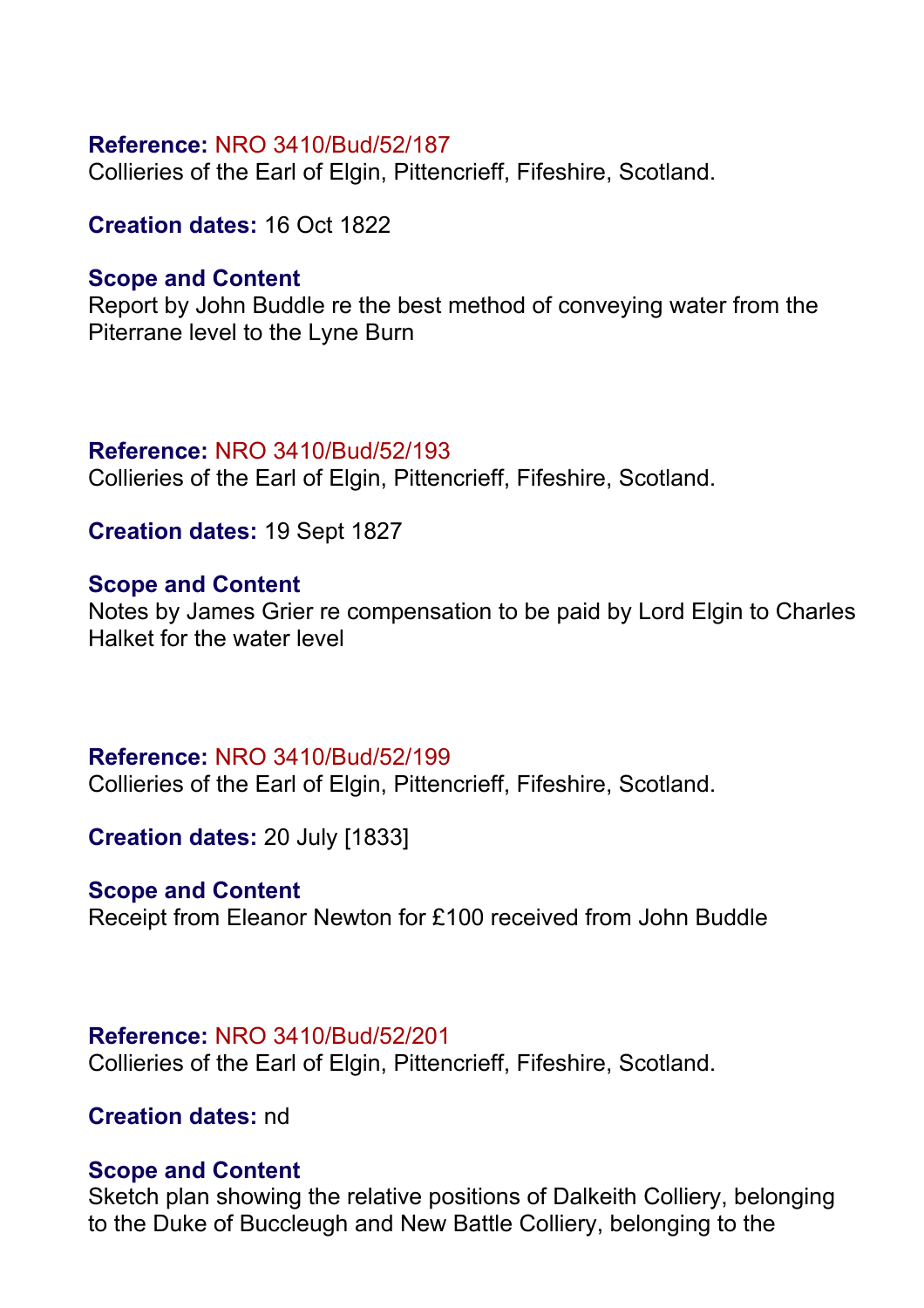**Reference:** NRO 3410/Bud/52/187
Collieries of the Earl of Elgin, Pittencrieff, Fifeshire, Scotland.

**Creation dates:** 16 Oct 1822

**Scope and Content**
Report by John Buddle re the best method of conveying water from the Piterrane level to the Lyne Burn

**Reference:** NRO 3410/Bud/52/193
Collieries of the Earl of Elgin, Pittencrieff, Fifeshire, Scotland.

**Creation dates:** 19 Sept 1827

**Scope and Content**
Notes by James Grier re compensation to be paid by Lord Elgin to Charles Halket for the water level

**Reference:** NRO 3410/Bud/52/199
Collieries of the Earl of Elgin, Pittencrieff, Fifeshire, Scotland.

**Creation dates:** 20 July [1833]

**Scope and Content**
Receipt from Eleanor Newton for £100 received from John Buddle

**Reference:** NRO 3410/Bud/52/201
Collieries of the Earl of Elgin, Pittencrieff, Fifeshire, Scotland.

**Creation dates:** nd

**Scope and Content**
Sketch plan showing the relative positions of Dalkeith Colliery, belonging to the Duke of Buccleugh and New Battle Colliery, belonging to the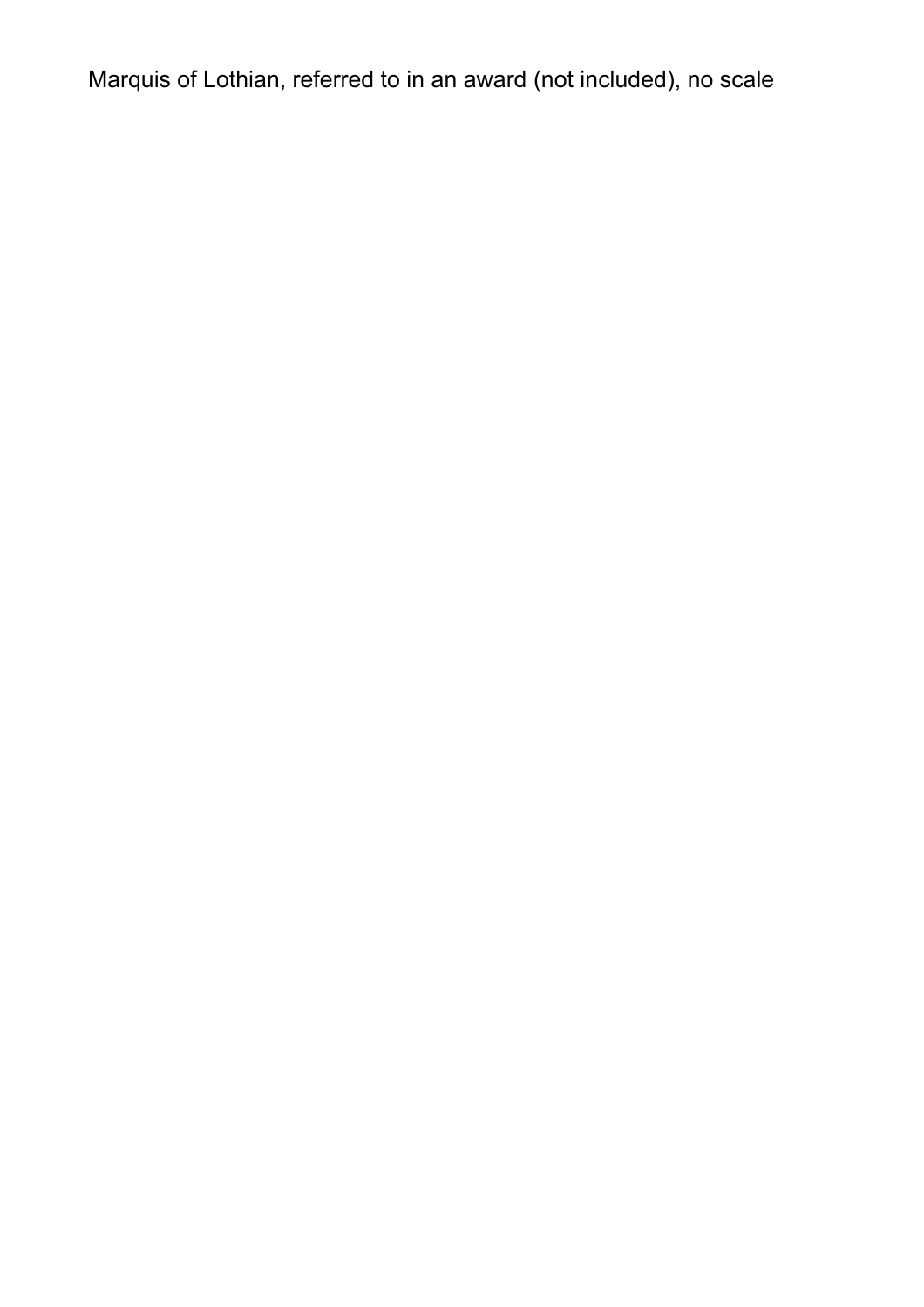Marquis of Lothian, referred to in an award (not included), no scale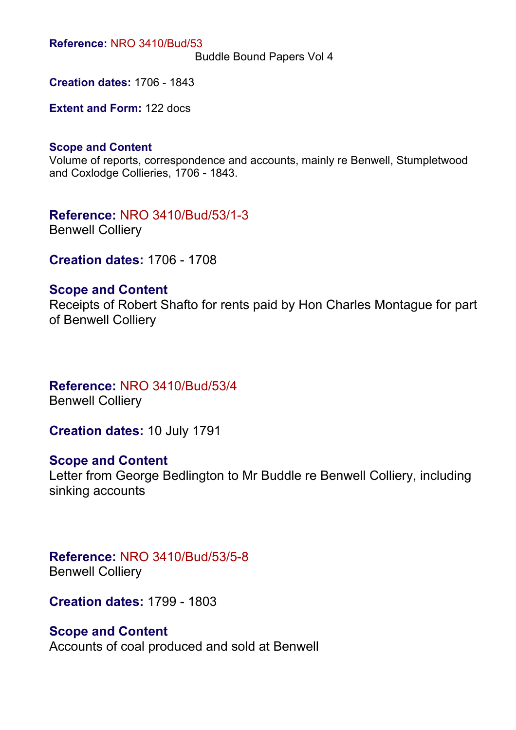**Reference:** NRO 3410/Bud/53
Buddle Bound Papers Vol 4

**Creation dates:** 1706 - 1843

**Extent and Form:** 122 docs

**Scope and Content**
Volume of reports, correspondence and accounts, mainly re Benwell, Stumpletwood and Coxlodge Collieries, 1706 - 1843.

**Reference:** NRO 3410/Bud/53/1-3
Benwell Colliery

**Creation dates:** 1706 - 1708

**Scope and Content**
Receipts of Robert Shafto for rents paid by Hon Charles Montague for part of Benwell Colliery

**Reference:** NRO 3410/Bud/53/4
Benwell Colliery

**Creation dates:** 10 July 1791

**Scope and Content**
Letter from George Bedlington to Mr Buddle re Benwell Colliery, including sinking accounts

**Reference:** NRO 3410/Bud/53/5-8
Benwell Colliery

**Creation dates:** 1799 - 1803

**Scope and Content**
Accounts of coal produced and sold at Benwell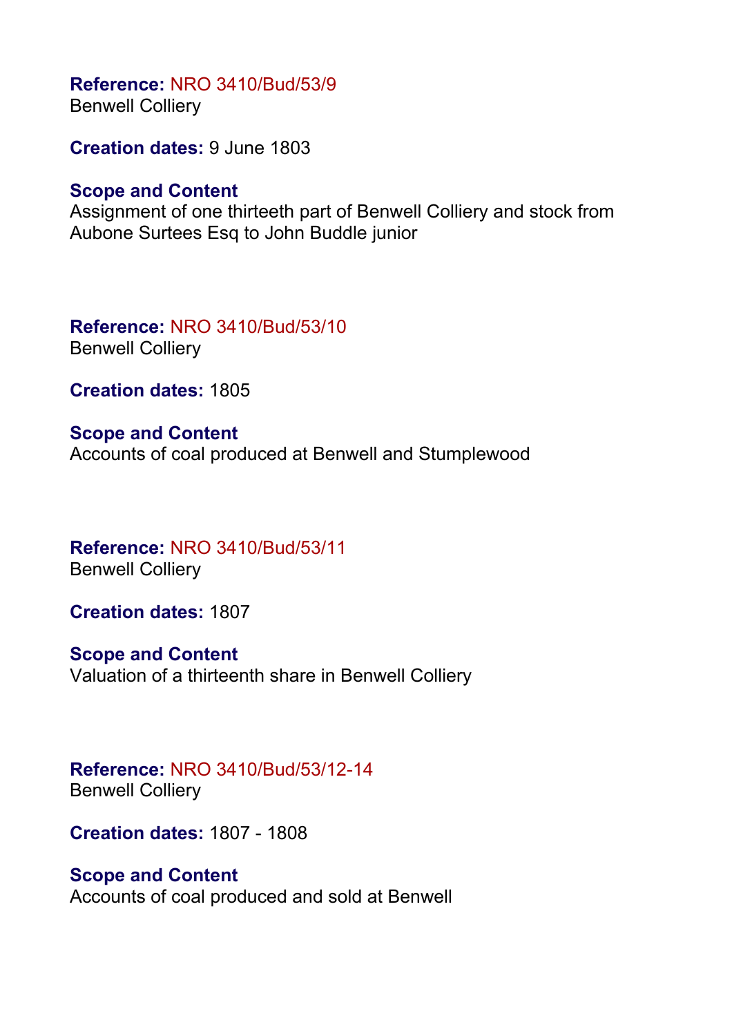**Reference:** NRO 3410/Bud/53/9
Benwell Colliery

**Creation dates:** 9 June 1803

**Scope and Content**
Assignment of one thirteeth part of Benwell Colliery and stock from Aubone Surtees Esq to John Buddle junior

**Reference:** NRO 3410/Bud/53/10
Benwell Colliery

**Creation dates:** 1805

**Scope and Content**
Accounts of coal produced at Benwell and Stumplewood

**Reference:** NRO 3410/Bud/53/11
Benwell Colliery

**Creation dates:** 1807

**Scope and Content**
Valuation of a thirteenth share in Benwell Colliery

**Reference:** NRO 3410/Bud/53/12-14
Benwell Colliery

**Creation dates:** 1807 - 1808

**Scope and Content**
Accounts of coal produced and sold at Benwell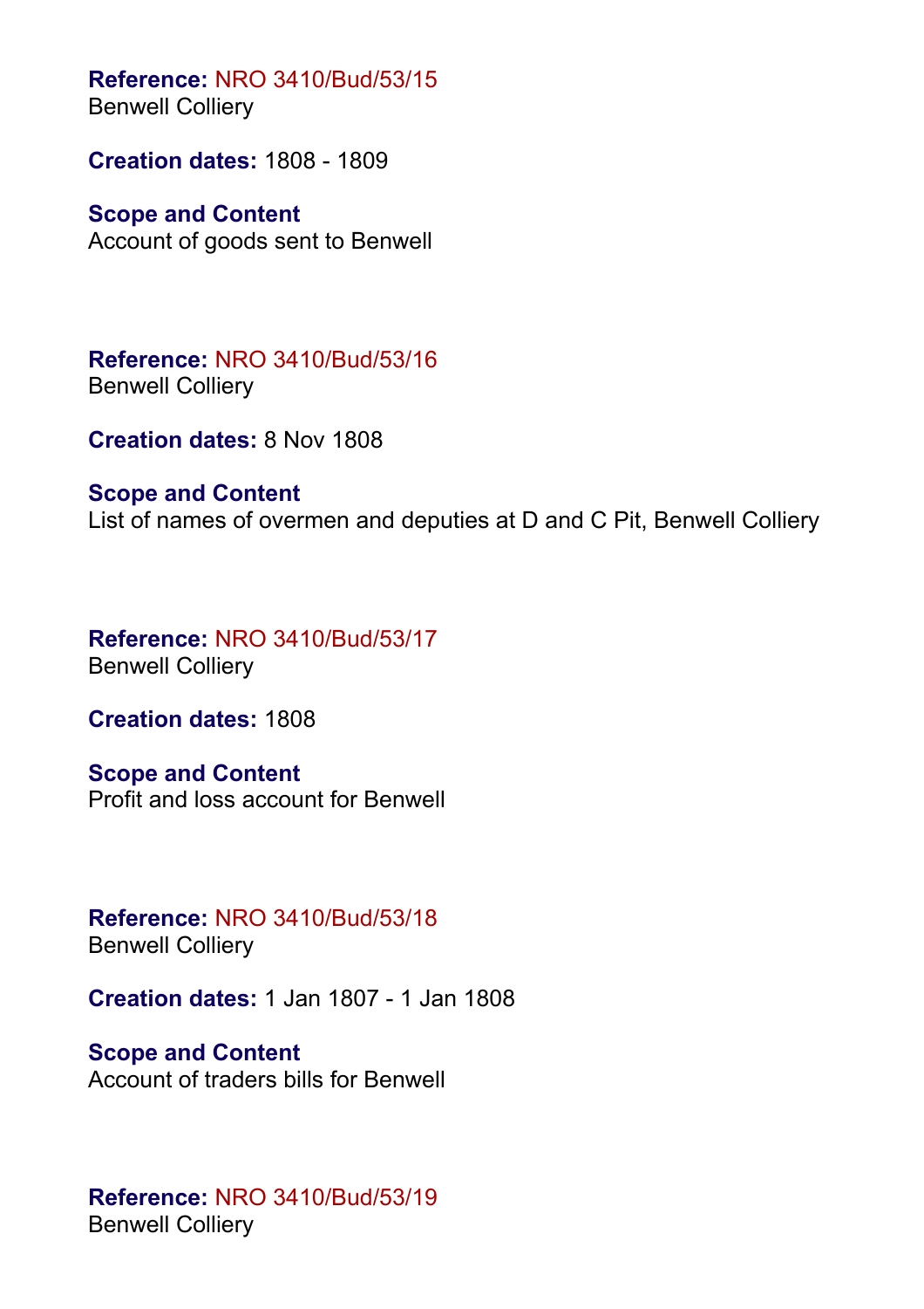**Reference:** NRO 3410/Bud/53/15
Benwell Colliery

**Creation dates:** 1808 - 1809

**Scope and Content**
Account of goods sent to Benwell

**Reference:** NRO 3410/Bud/53/16
Benwell Colliery

**Creation dates:** 8 Nov 1808

**Scope and Content**
List of names of overmen and deputies at D and C Pit, Benwell Colliery

**Reference:** NRO 3410/Bud/53/17
Benwell Colliery

**Creation dates:** 1808

**Scope and Content**
Profit and loss account for Benwell

**Reference:** NRO 3410/Bud/53/18
Benwell Colliery

**Creation dates:** 1 Jan 1807 - 1 Jan 1808

**Scope and Content**
Account of traders bills for Benwell

**Reference:** NRO 3410/Bud/53/19
Benwell Colliery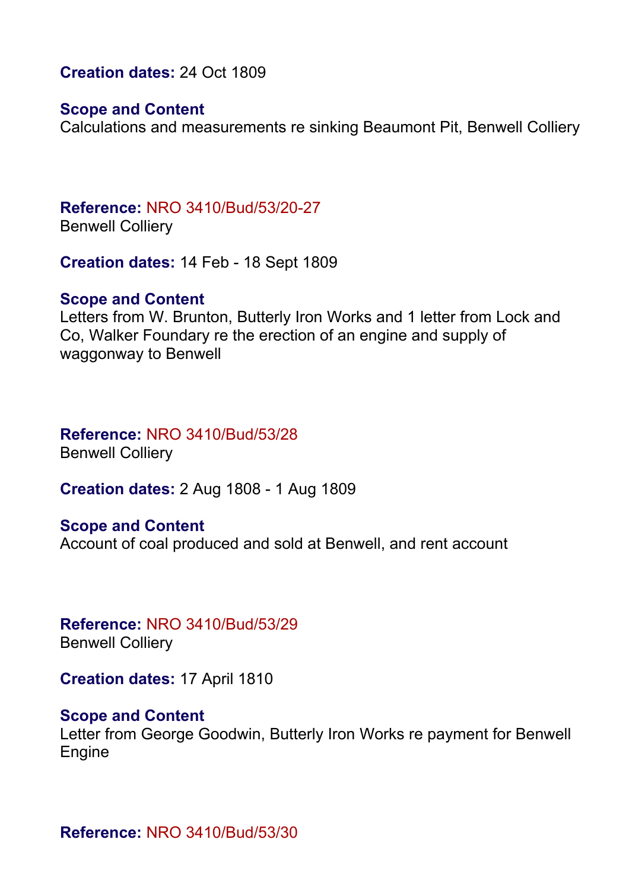**Creation dates:** 24 Oct 1809

**Scope and Content**
Calculations and measurements re sinking Beaumont Pit, Benwell Colliery

**Reference:** NRO 3410/Bud/53/20-27
Benwell Colliery

**Creation dates:** 14 Feb - 18 Sept 1809

**Scope and Content**
Letters from W. Brunton, Butterly Iron Works and 1 letter from Lock and Co, Walker Foundary re the erection of an engine and supply of waggonway to Benwell

**Reference:** NRO 3410/Bud/53/28
Benwell Colliery

**Creation dates:** 2 Aug 1808 - 1 Aug 1809

**Scope and Content**
Account of coal produced and sold at Benwell, and rent account

**Reference:** NRO 3410/Bud/53/29
Benwell Colliery

**Creation dates:** 17 April 1810

**Scope and Content**
Letter from George Goodwin, Butterly Iron Works re payment for Benwell Engine

**Reference:** NRO 3410/Bud/53/30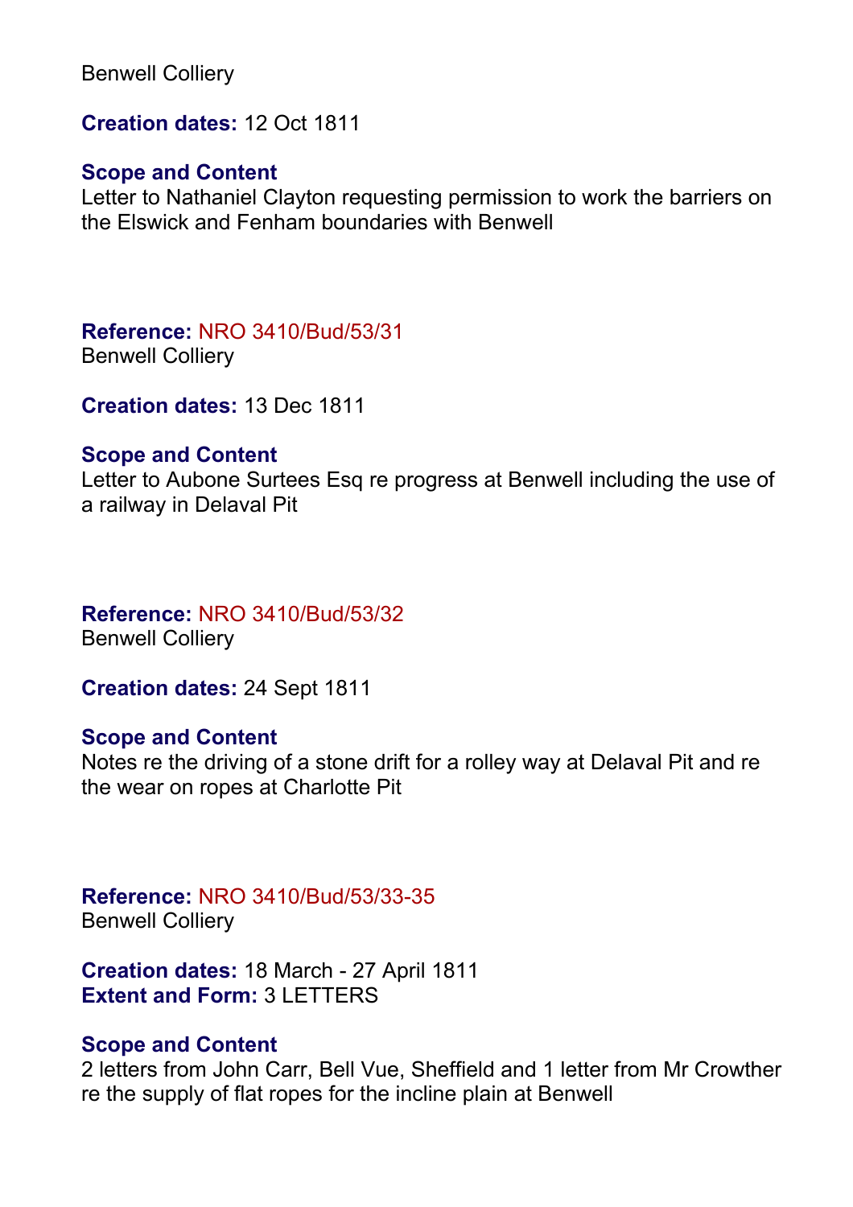Benwell Colliery

**Creation dates:** 12 Oct 1811

**Scope and Content**
Letter to Nathaniel Clayton requesting permission to work the barriers on the Elswick and Fenham boundaries with Benwell

**Reference:** NRO 3410/Bud/53/31
Benwell Colliery

**Creation dates:** 13 Dec 1811

**Scope and Content**
Letter to Aubone Surtees Esq re progress at Benwell including the use of a railway in Delaval Pit

**Reference:** NRO 3410/Bud/53/32
Benwell Colliery

**Creation dates:** 24 Sept 1811

**Scope and Content**
Notes re the driving of a stone drift for a rolley way at Delaval Pit and re the wear on ropes at Charlotte Pit

**Reference:** NRO 3410/Bud/53/33-35
Benwell Colliery

**Creation dates:** 18 March - 27 April 1811
**Extent and Form:** 3 LETTERS

**Scope and Content**
2 letters from John Carr, Bell Vue, Sheffield and 1 letter from Mr Crowther re the supply of flat ropes for the incline plain at Benwell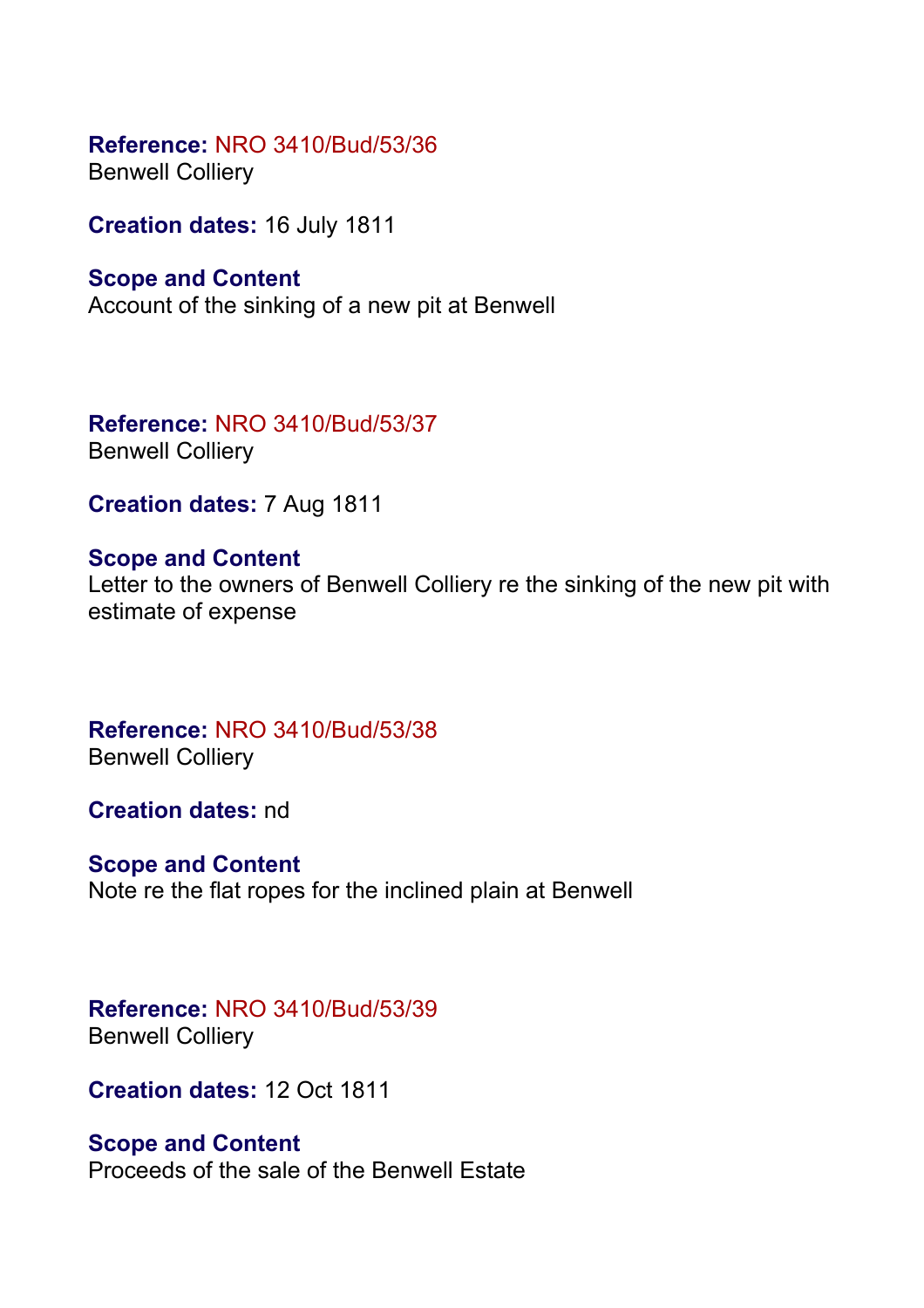**Reference:** NRO 3410/Bud/53/36
Benwell Colliery

**Creation dates:** 16 July 1811

**Scope and Content**
Account of the sinking of a new pit at Benwell

**Reference:** NRO 3410/Bud/53/37
Benwell Colliery

**Creation dates:** 7 Aug 1811

**Scope and Content**
Letter to the owners of Benwell Colliery re the sinking of the new pit with estimate of expense

**Reference:** NRO 3410/Bud/53/38
Benwell Colliery

**Creation dates:** nd

**Scope and Content**
Note re the flat ropes for the inclined plain at Benwell

**Reference:** NRO 3410/Bud/53/39
Benwell Colliery

**Creation dates:** 12 Oct 1811

**Scope and Content**
Proceeds of the sale of the Benwell Estate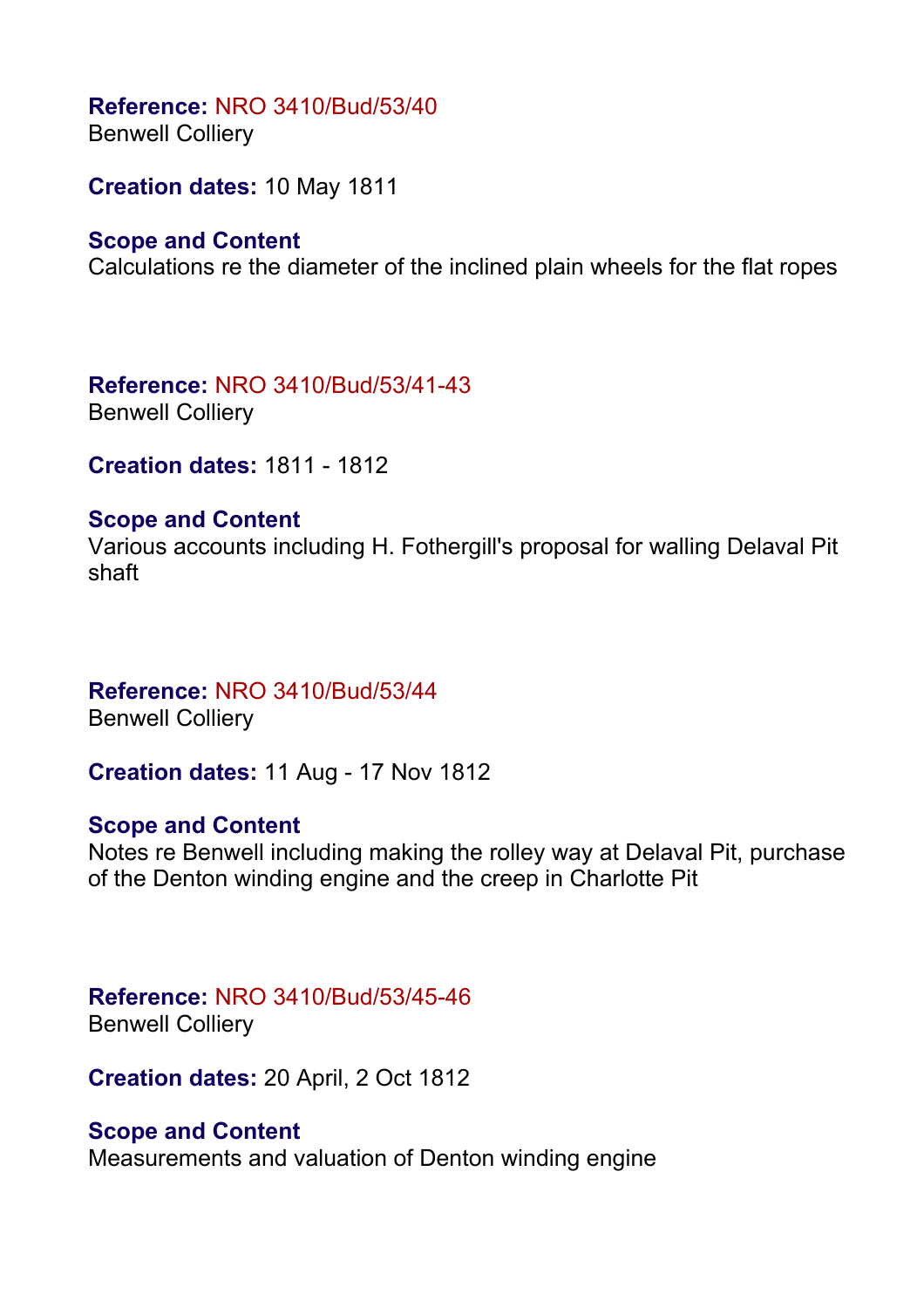**Reference:** NRO 3410/Bud/53/40
Benwell Colliery

**Creation dates:** 10 May 1811

**Scope and Content**
Calculations re the diameter of the inclined plain wheels for the flat ropes

**Reference:** NRO 3410/Bud/53/41-43
Benwell Colliery

**Creation dates:** 1811 - 1812

**Scope and Content**
Various accounts including H. Fothergill's proposal for walling Delaval Pit shaft

**Reference:** NRO 3410/Bud/53/44
Benwell Colliery

**Creation dates:** 11 Aug - 17 Nov 1812

**Scope and Content**
Notes re Benwell including making the rolley way at Delaval Pit, purchase of the Denton winding engine and the creep in Charlotte Pit

**Reference:** NRO 3410/Bud/53/45-46
Benwell Colliery

**Creation dates:** 20 April, 2 Oct 1812

**Scope and Content**
Measurements and valuation of Denton winding engine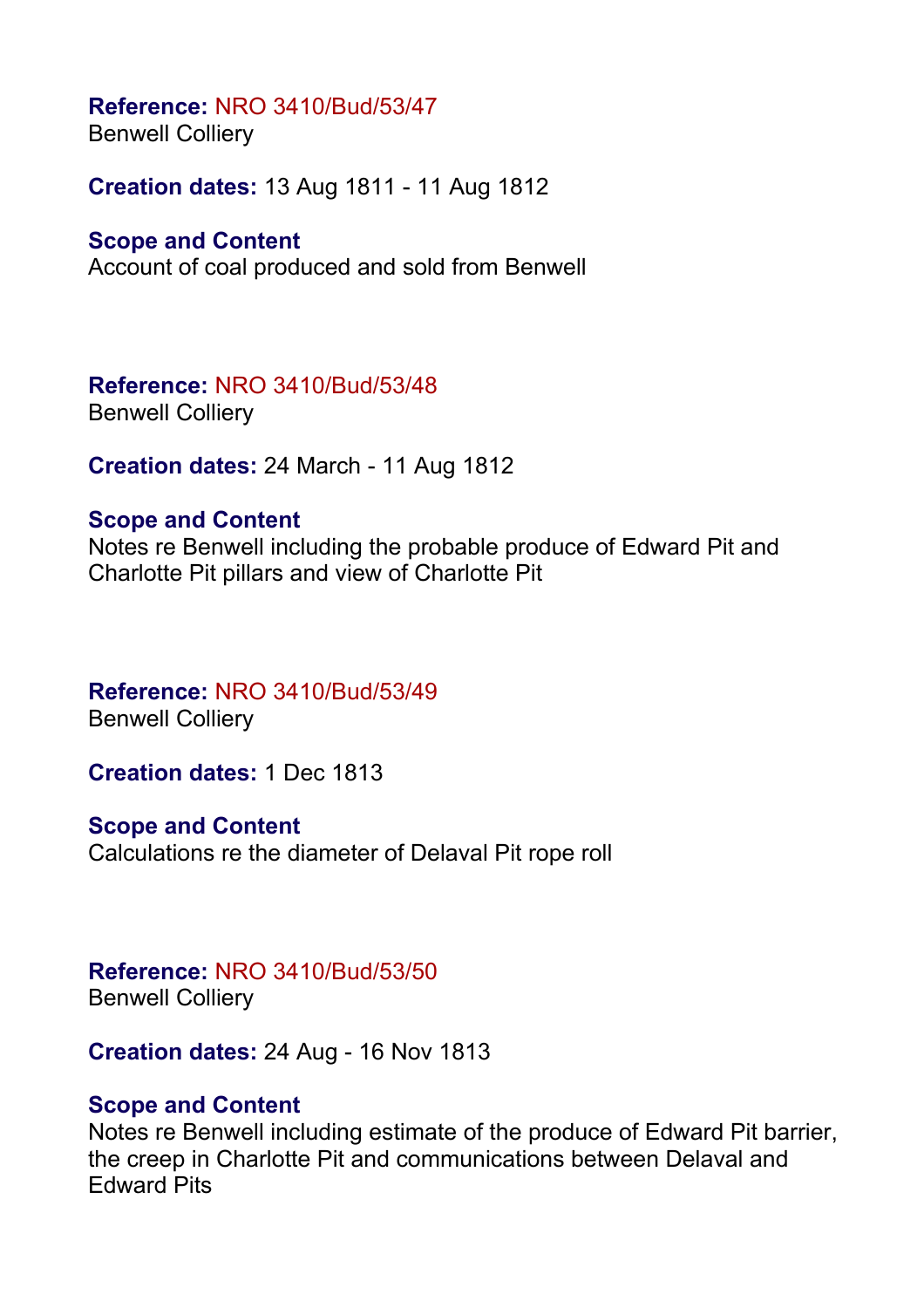**Reference:** NRO 3410/Bud/53/47
Benwell Colliery

**Creation dates:** 13 Aug 1811 - 11 Aug 1812

**Scope and Content**
Account of coal produced and sold from Benwell

**Reference:** NRO 3410/Bud/53/48
Benwell Colliery

**Creation dates:** 24 March - 11 Aug 1812

**Scope and Content**
Notes re Benwell including the probable produce of Edward Pit and Charlotte Pit pillars and view of Charlotte Pit

**Reference:** NRO 3410/Bud/53/49
Benwell Colliery

**Creation dates:** 1 Dec 1813

**Scope and Content**
Calculations re the diameter of Delaval Pit rope roll

**Reference:** NRO 3410/Bud/53/50
Benwell Colliery

**Creation dates:** 24 Aug - 16 Nov 1813

**Scope and Content**
Notes re Benwell including estimate of the produce of Edward Pit barrier, the creep in Charlotte Pit and communications between Delaval and Edward Pits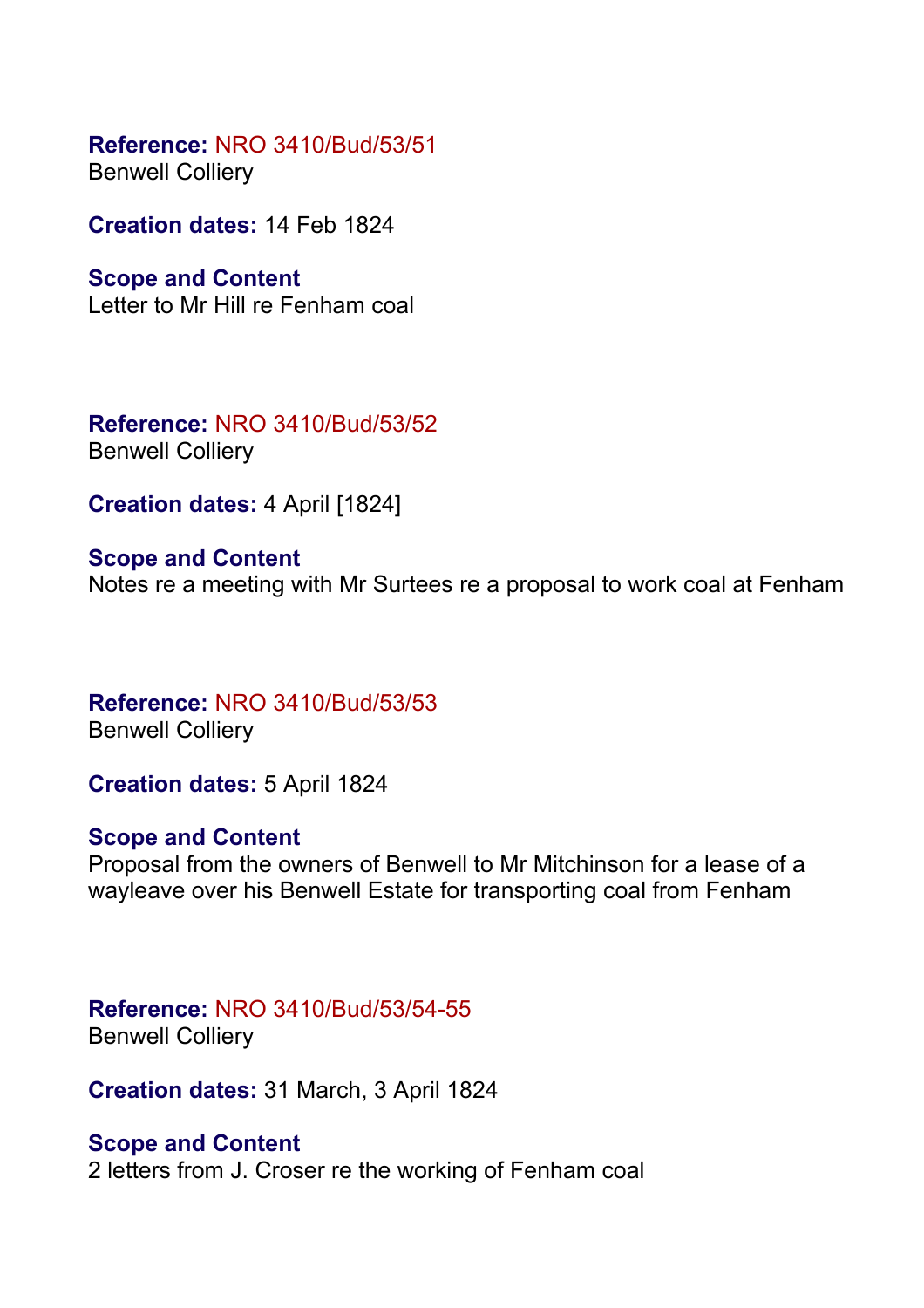**Reference:** NRO 3410/Bud/53/51
Benwell Colliery

**Creation dates:** 14 Feb 1824

**Scope and Content**
Letter to Mr Hill re Fenham coal

**Reference:** NRO 3410/Bud/53/52
Benwell Colliery

**Creation dates:** 4 April [1824]

**Scope and Content**
Notes re a meeting with Mr Surtees re a proposal to work coal at Fenham

**Reference:** NRO 3410/Bud/53/53
Benwell Colliery

**Creation dates:** 5 April 1824

**Scope and Content**
Proposal from the owners of Benwell to Mr Mitchinson for a lease of a wayleave over his Benwell Estate for transporting coal from Fenham

**Reference:** NRO 3410/Bud/53/54-55
Benwell Colliery

**Creation dates:** 31 March, 3 April 1824

**Scope and Content**
2 letters from J. Croser re the working of Fenham coal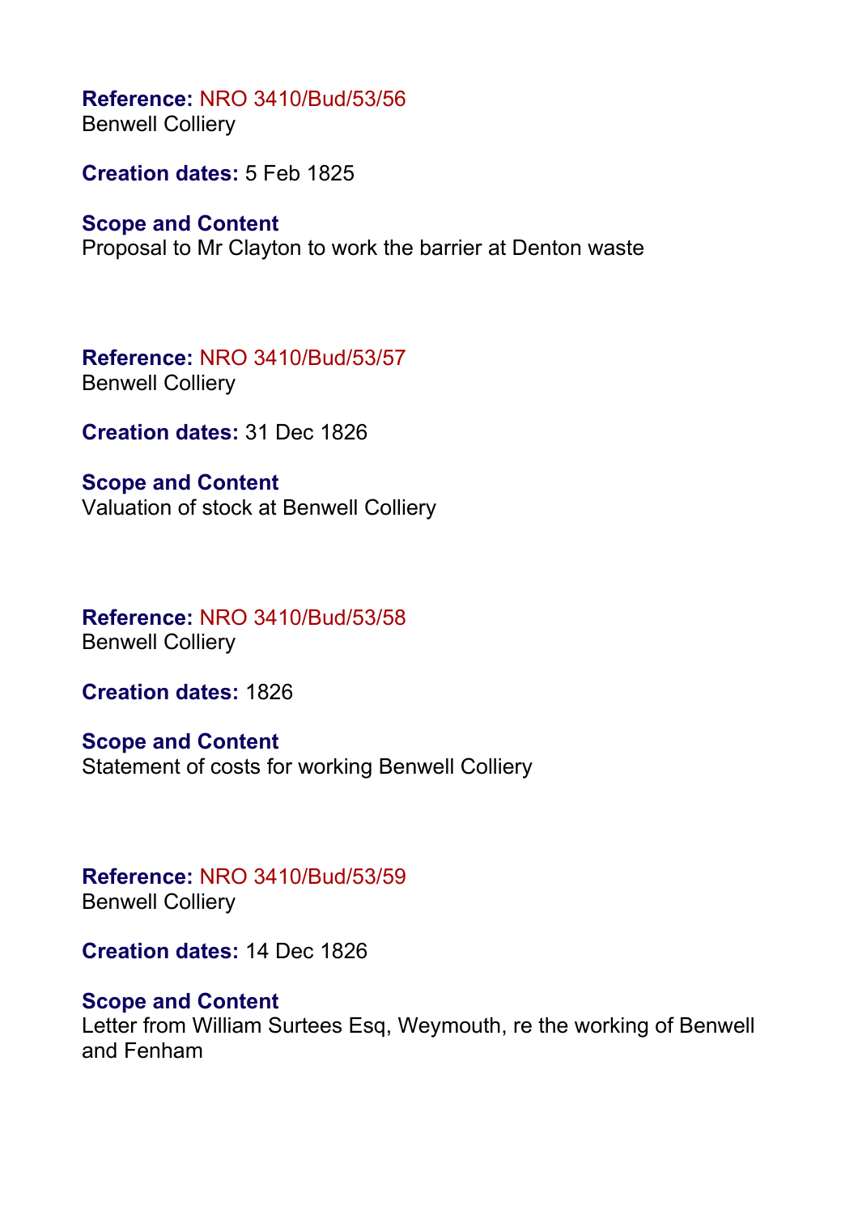**Reference:** NRO 3410/Bud/53/56
Benwell Colliery

**Creation dates:** 5 Feb 1825

**Scope and Content**
Proposal to Mr Clayton to work the barrier at Denton waste

**Reference:** NRO 3410/Bud/53/57
Benwell Colliery

**Creation dates:** 31 Dec 1826

**Scope and Content**
Valuation of stock at Benwell Colliery

**Reference:** NRO 3410/Bud/53/58
Benwell Colliery

**Creation dates:** 1826

**Scope and Content**
Statement of costs for working Benwell Colliery

**Reference:** NRO 3410/Bud/53/59
Benwell Colliery

**Creation dates:** 14 Dec 1826

**Scope and Content**
Letter from William Surtees Esq, Weymouth, re the working of Benwell and Fenham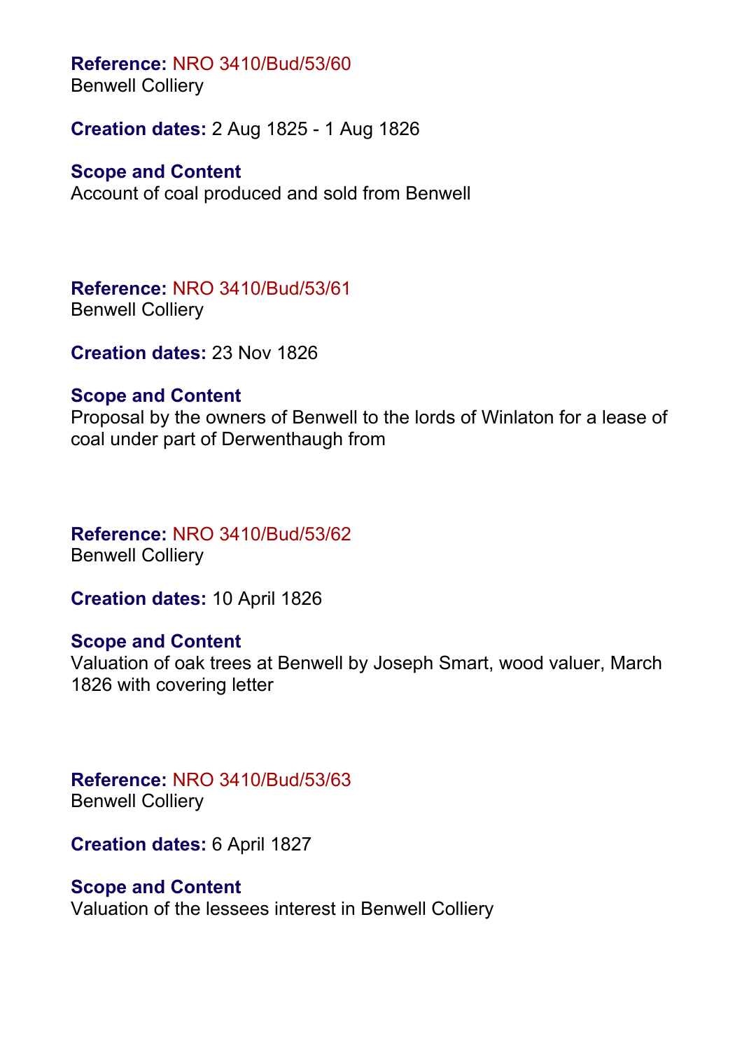**Reference:** NRO 3410/Bud/53/60
Benwell Colliery

**Creation dates:** 2 Aug 1825 - 1 Aug 1826

**Scope and Content**
Account of coal produced and sold from Benwell

**Reference:** NRO 3410/Bud/53/61
Benwell Colliery

**Creation dates:** 23 Nov 1826

**Scope and Content**
Proposal by the owners of Benwell to the lords of Winlaton for a lease of coal under part of Derwenthaugh from

**Reference:** NRO 3410/Bud/53/62
Benwell Colliery

**Creation dates:** 10 April 1826

**Scope and Content**
Valuation of oak trees at Benwell by Joseph Smart, wood valuer, March 1826 with covering letter

**Reference:** NRO 3410/Bud/53/63
Benwell Colliery

**Creation dates:** 6 April 1827

**Scope and Content**
Valuation of the lessees interest in Benwell Colliery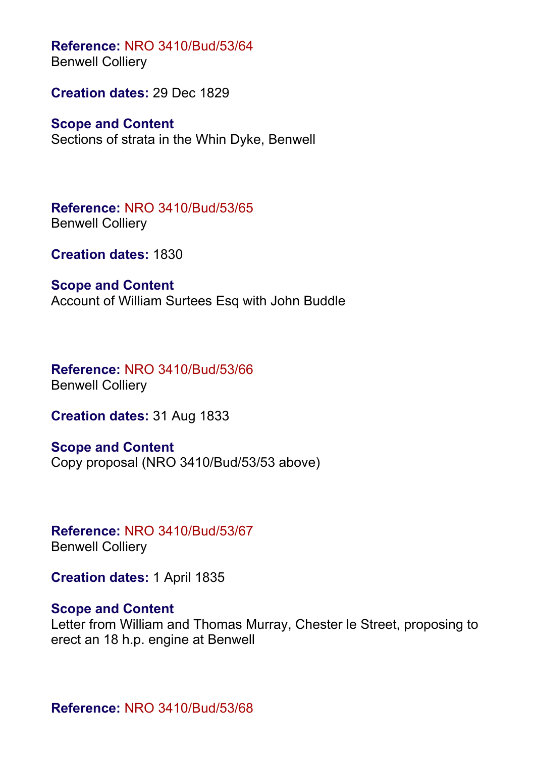**Reference:** NRO 3410/Bud/53/64
Benwell Colliery

**Creation dates:** 29 Dec 1829

**Scope and Content**
Sections of strata in the Whin Dyke, Benwell

**Reference:** NRO 3410/Bud/53/65
Benwell Colliery

**Creation dates:** 1830

**Scope and Content**
Account of William Surtees Esq with John Buddle

**Reference:** NRO 3410/Bud/53/66
Benwell Colliery

**Creation dates:** 31 Aug 1833

**Scope and Content**
Copy proposal (NRO 3410/Bud/53/53 above)

**Reference:** NRO 3410/Bud/53/67
Benwell Colliery

**Creation dates:** 1 April 1835

**Scope and Content**
Letter from William and Thomas Murray, Chester le Street, proposing to erect an 18 h.p. engine at Benwell

**Reference:** NRO 3410/Bud/53/68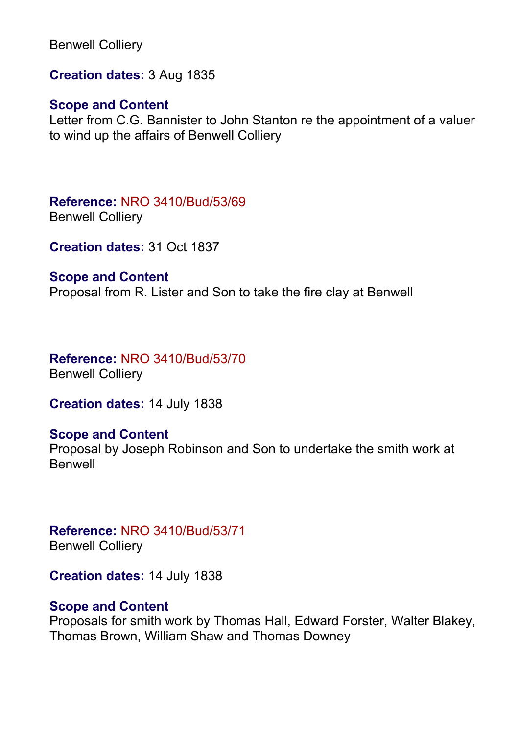Benwell Colliery

**Creation dates:** 3 Aug 1835

**Scope and Content**
Letter from C.G. Bannister to John Stanton re the appointment of a valuer to wind up the affairs of Benwell Colliery

**Reference:** NRO 3410/Bud/53/69
Benwell Colliery

**Creation dates:** 31 Oct 1837

**Scope and Content**
Proposal from R. Lister and Son to take the fire clay at Benwell

**Reference:** NRO 3410/Bud/53/70
Benwell Colliery

**Creation dates:** 14 July 1838

**Scope and Content**
Proposal by Joseph Robinson and Son to undertake the smith work at Benwell

**Reference:** NRO 3410/Bud/53/71
Benwell Colliery

**Creation dates:** 14 July 1838

**Scope and Content**
Proposals for smith work by Thomas Hall, Edward Forster, Walter Blakey, Thomas Brown, William Shaw and Thomas Downey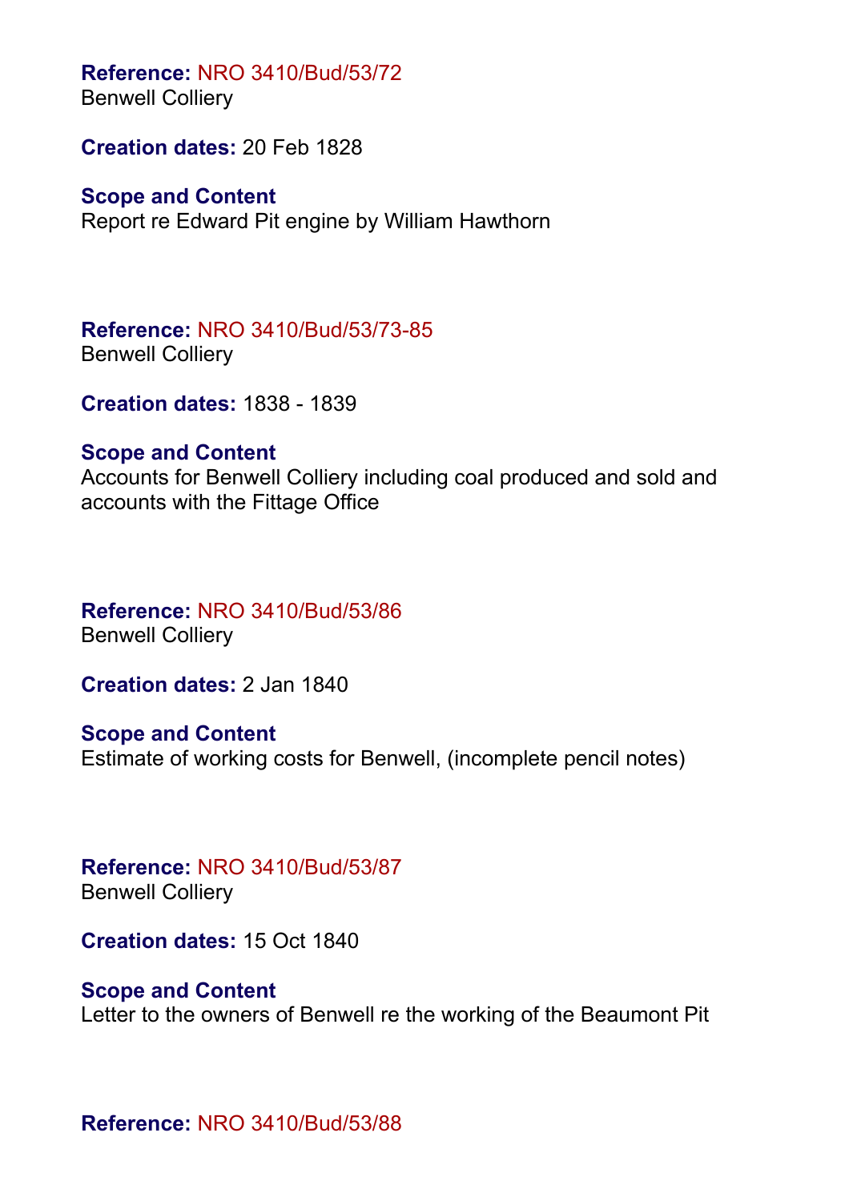**Reference:** NRO 3410/Bud/53/72
Benwell Colliery

**Creation dates:** 20 Feb 1828

**Scope and Content**
Report re Edward Pit engine by William Hawthorn

**Reference:** NRO 3410/Bud/53/73-85
Benwell Colliery

**Creation dates:** 1838 - 1839

**Scope and Content**
Accounts for Benwell Colliery including coal produced and sold and accounts with the Fittage Office

**Reference:** NRO 3410/Bud/53/86
Benwell Colliery

**Creation dates:** 2 Jan 1840

**Scope and Content**
Estimate of working costs for Benwell, (incomplete pencil notes)

**Reference:** NRO 3410/Bud/53/87
Benwell Colliery

**Creation dates:** 15 Oct 1840

**Scope and Content**
Letter to the owners of Benwell re the working of the Beaumont Pit

**Reference:** NRO 3410/Bud/53/88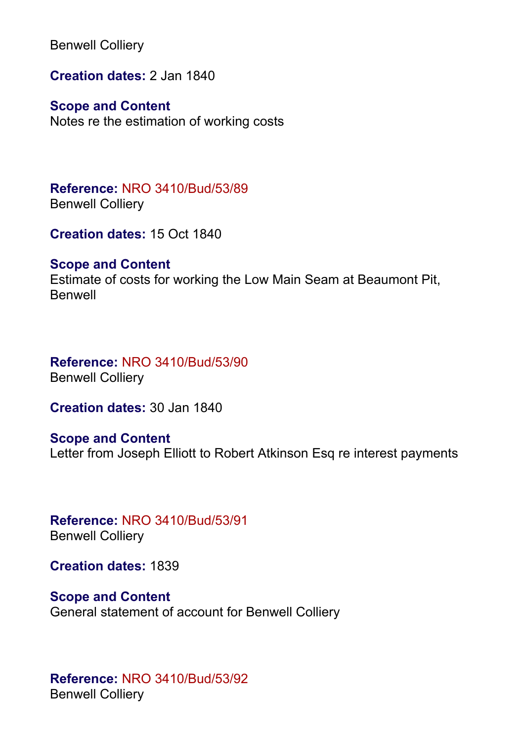Benwell Colliery

**Creation dates:** 2 Jan 1840

**Scope and Content**
Notes re the estimation of working costs

**Reference:** NRO 3410/Bud/53/89
Benwell Colliery

**Creation dates:** 15 Oct 1840

**Scope and Content**
Estimate of costs for working the Low Main Seam at Beaumont Pit, Benwell

**Reference:** NRO 3410/Bud/53/90
Benwell Colliery

**Creation dates:** 30 Jan 1840

**Scope and Content**
Letter from Joseph Elliott to Robert Atkinson Esq re interest payments

**Reference:** NRO 3410/Bud/53/91
Benwell Colliery

**Creation dates:** 1839

**Scope and Content**
General statement of account for Benwell Colliery

**Reference:** NRO 3410/Bud/53/92
Benwell Colliery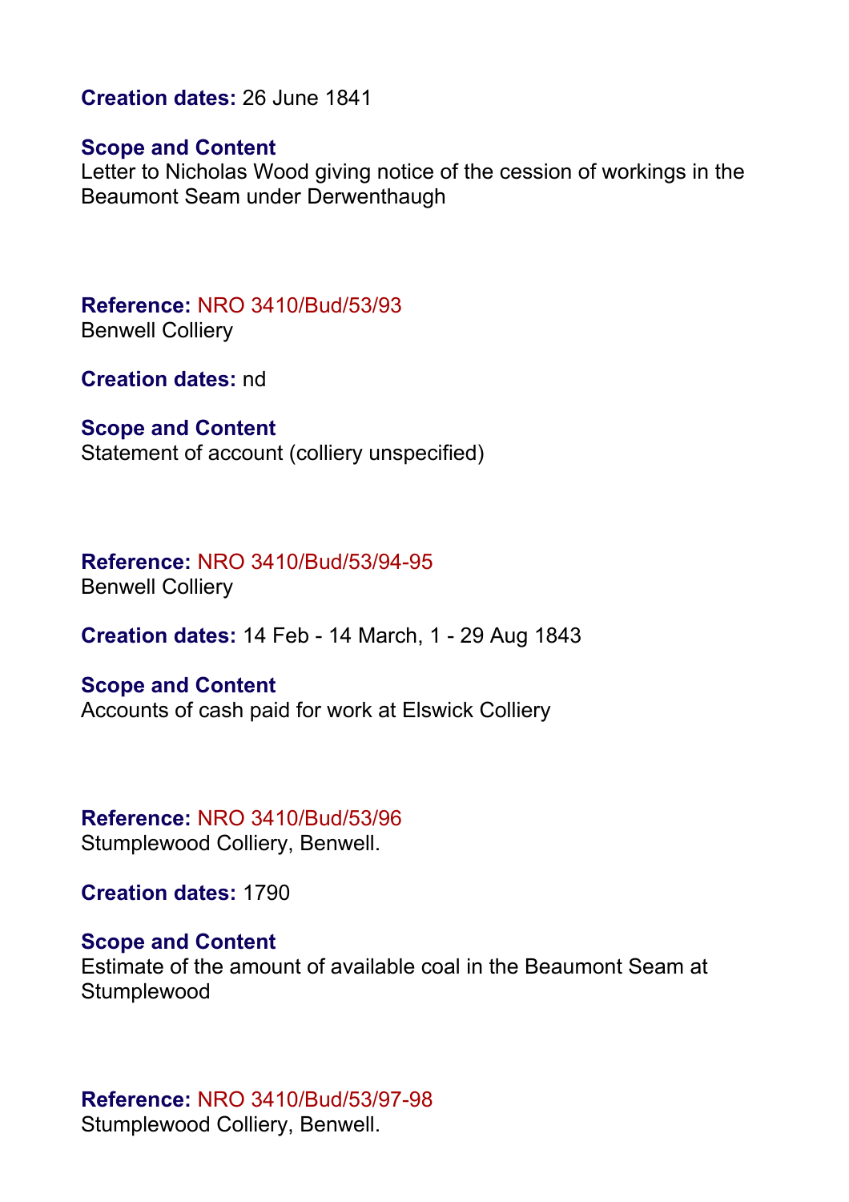**Creation dates:** 26 June 1841

**Scope and Content**
Letter to Nicholas Wood giving notice of the cession of workings in the Beaumont Seam under Derwenthaugh

**Reference:** NRO 3410/Bud/53/93
Benwell Colliery

**Creation dates:** nd

**Scope and Content**
Statement of account (colliery unspecified)

**Reference:** NRO 3410/Bud/53/94-95
Benwell Colliery

**Creation dates:** 14 Feb - 14 March, 1 - 29 Aug 1843

**Scope and Content**
Accounts of cash paid for work at Elswick Colliery

**Reference:** NRO 3410/Bud/53/96
Stumplewood Colliery, Benwell.

**Creation dates:** 1790

**Scope and Content**
Estimate of the amount of available coal in the Beaumont Seam at Stumplewood

**Reference:** NRO 3410/Bud/53/97-98
Stumplewood Colliery, Benwell.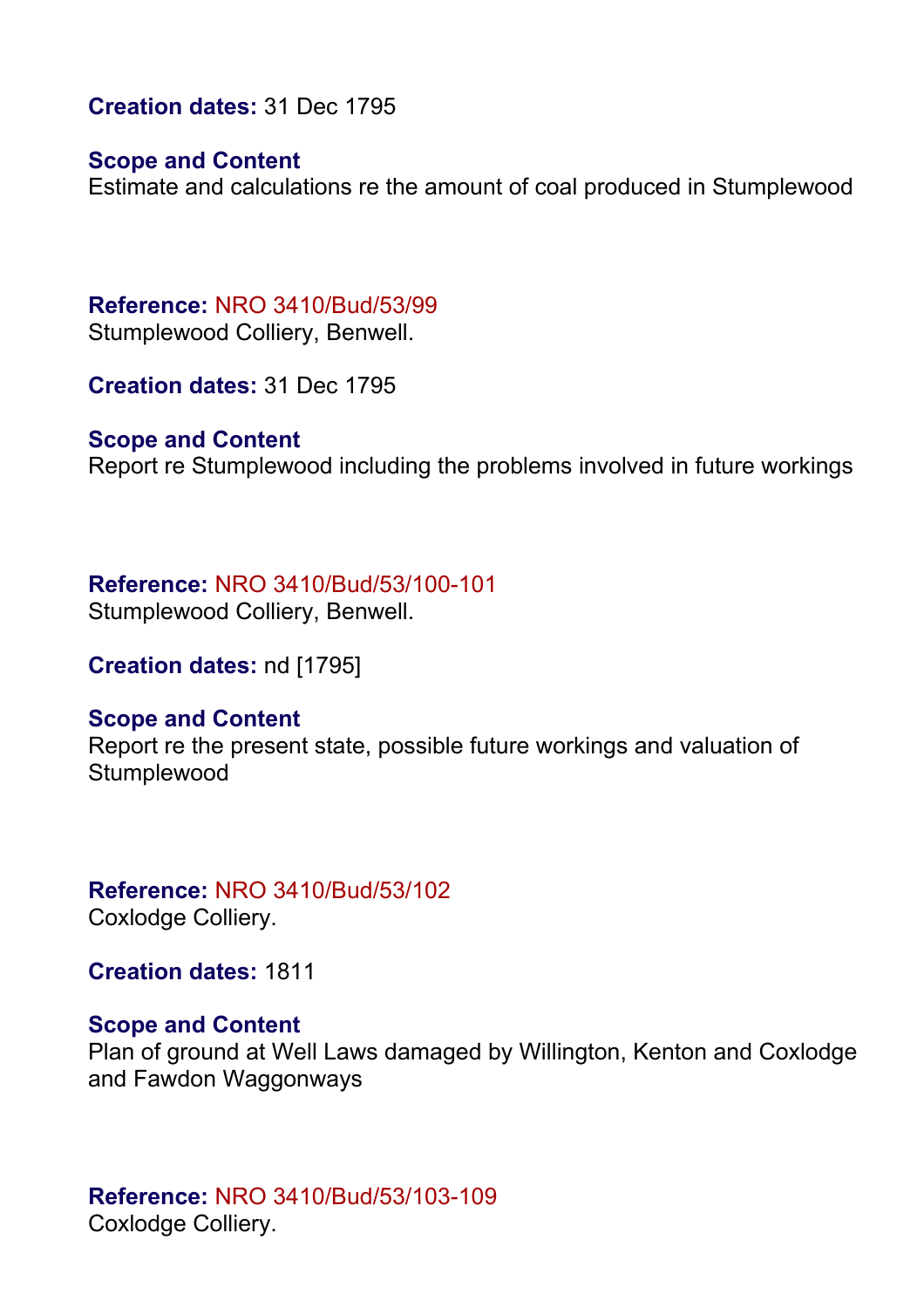**Creation dates:** 31 Dec 1795

**Scope and Content**
Estimate and calculations re the amount of coal produced in Stumplewood

**Reference:** NRO 3410/Bud/53/99
Stumplewood Colliery, Benwell.

**Creation dates:** 31 Dec 1795

**Scope and Content**
Report re Stumplewood including the problems involved in future workings

**Reference:** NRO 3410/Bud/53/100-101
Stumplewood Colliery, Benwell.

**Creation dates:** nd [1795]

**Scope and Content**
Report re the present state, possible future workings and valuation of Stumplewood

**Reference:** NRO 3410/Bud/53/102
Coxlodge Colliery.

**Creation dates:** 1811

**Scope and Content**
Plan of ground at Well Laws damaged by Willington, Kenton and Coxlodge and Fawdon Waggonways

**Reference:** NRO 3410/Bud/53/103-109
Coxlodge Colliery.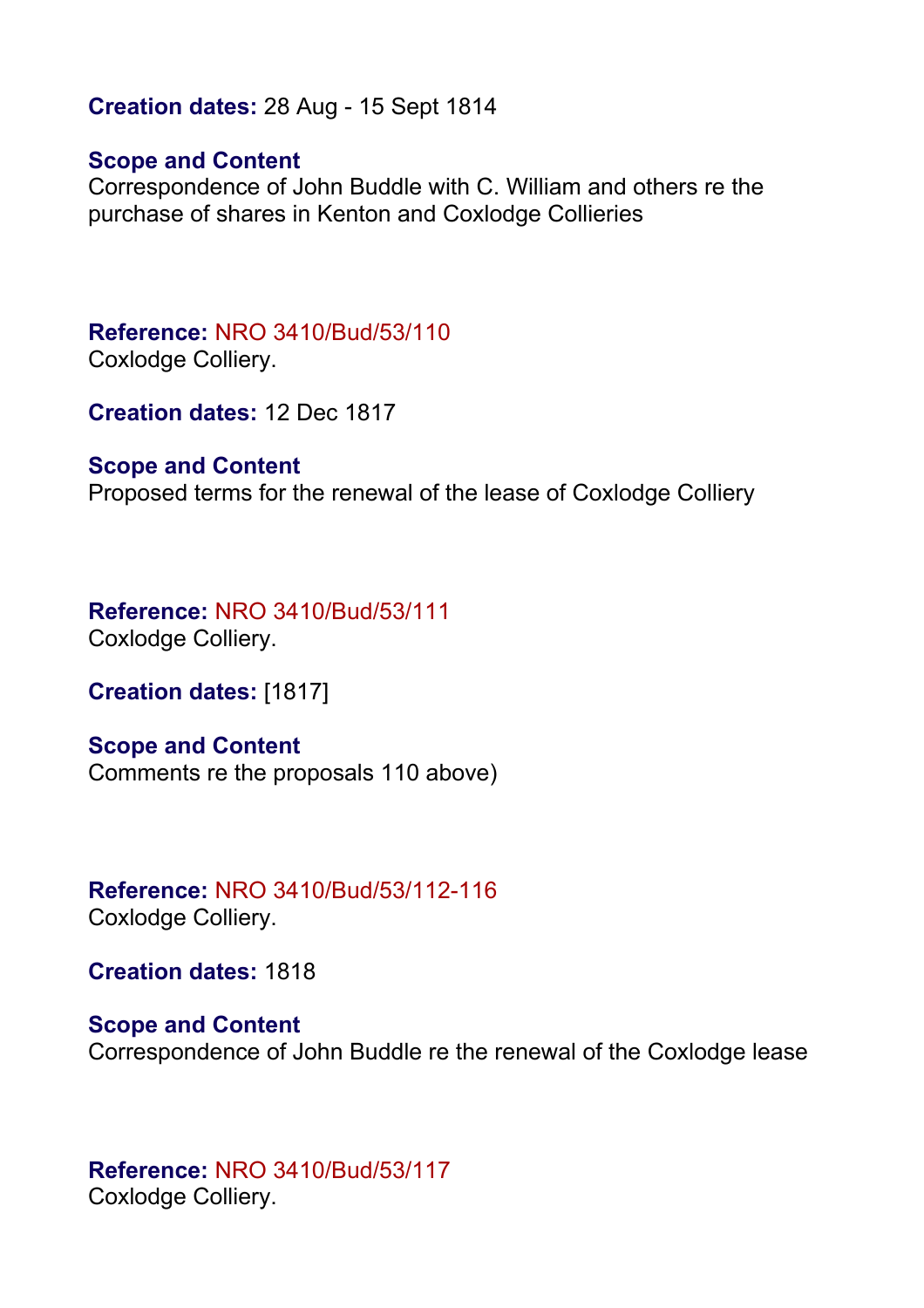**Creation dates:** 28 Aug - 15 Sept 1814

**Scope and Content**
Correspondence of John Buddle with C. William and others re the purchase of shares in Kenton and Coxlodge Collieries

**Reference:** NRO 3410/Bud/53/110
Coxlodge Colliery.

**Creation dates:** 12 Dec 1817

**Scope and Content**
Proposed terms for the renewal of the lease of Coxlodge Colliery

**Reference:** NRO 3410/Bud/53/111
Coxlodge Colliery.

**Creation dates:** [1817]

**Scope and Content**
Comments re the proposals 110 above)

**Reference:** NRO 3410/Bud/53/112-116
Coxlodge Colliery.

**Creation dates:** 1818

**Scope and Content**
Correspondence of John Buddle re the renewal of the Coxlodge lease

**Reference:** NRO 3410/Bud/53/117
Coxlodge Colliery.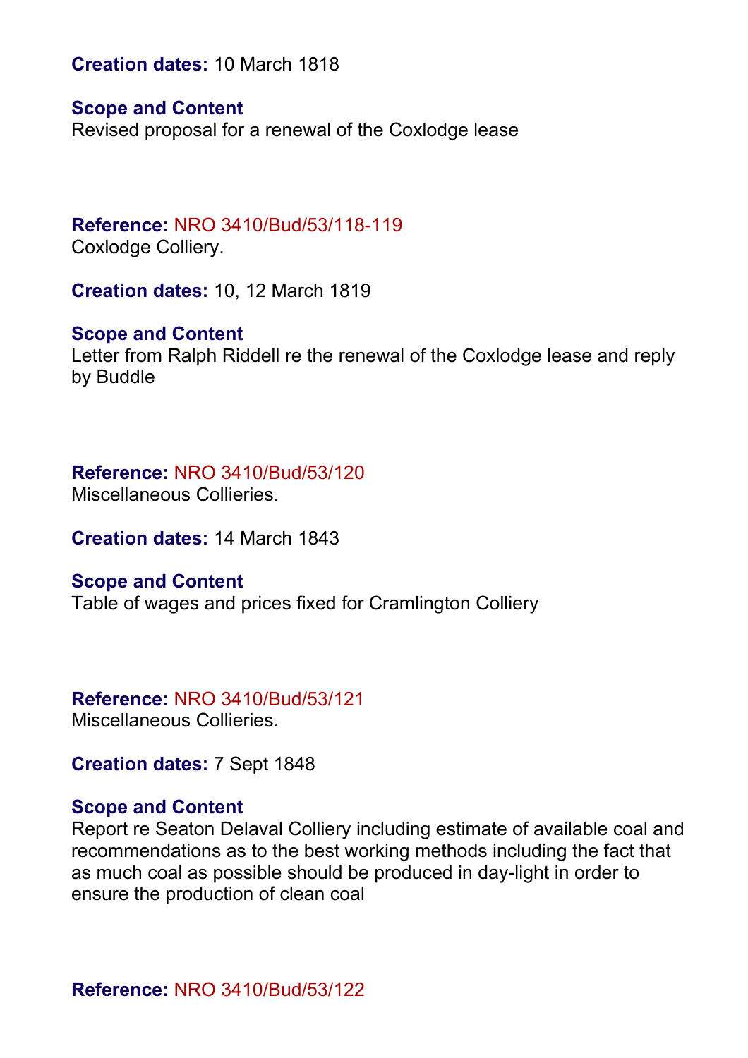**Creation dates:** 10 March 1818

**Scope and Content**
Revised proposal for a renewal of the Coxlodge lease

**Reference:** NRO 3410/Bud/53/118-119
Coxlodge Colliery.

**Creation dates:** 10, 12 March 1819

**Scope and Content**
Letter from Ralph Riddell re the renewal of the Coxlodge lease and reply by Buddle

**Reference:** NRO 3410/Bud/53/120
Miscellaneous Collieries.

**Creation dates:** 14 March 1843

**Scope and Content**
Table of wages and prices fixed for Cramlington Colliery

**Reference:** NRO 3410/Bud/53/121
Miscellaneous Collieries.

**Creation dates:** 7 Sept 1848

**Scope and Content**
Report re Seaton Delaval Colliery including estimate of available coal and recommendations as to the best working methods including the fact that as much coal as possible should be produced in day-light in order to ensure the production of clean coal

**Reference:** NRO 3410/Bud/53/122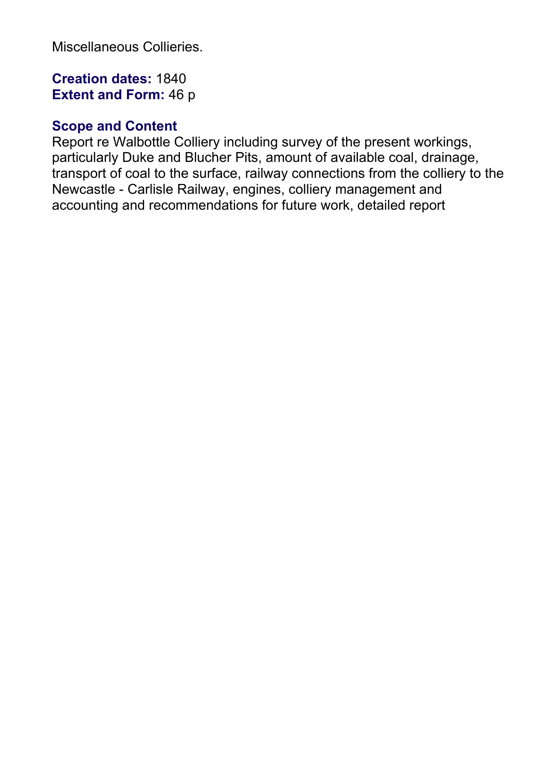Miscellaneous Collieries.

**Creation dates:** 1840
**Extent and Form:** 46 p

**Scope and Content**
Report re Walbottle Colliery including survey of the present workings, particularly Duke and Blucher Pits, amount of available coal, drainage, transport of coal to the surface, railway connections from the colliery to the Newcastle - Carlisle Railway, engines, colliery management and accounting and recommendations for future work, detailed report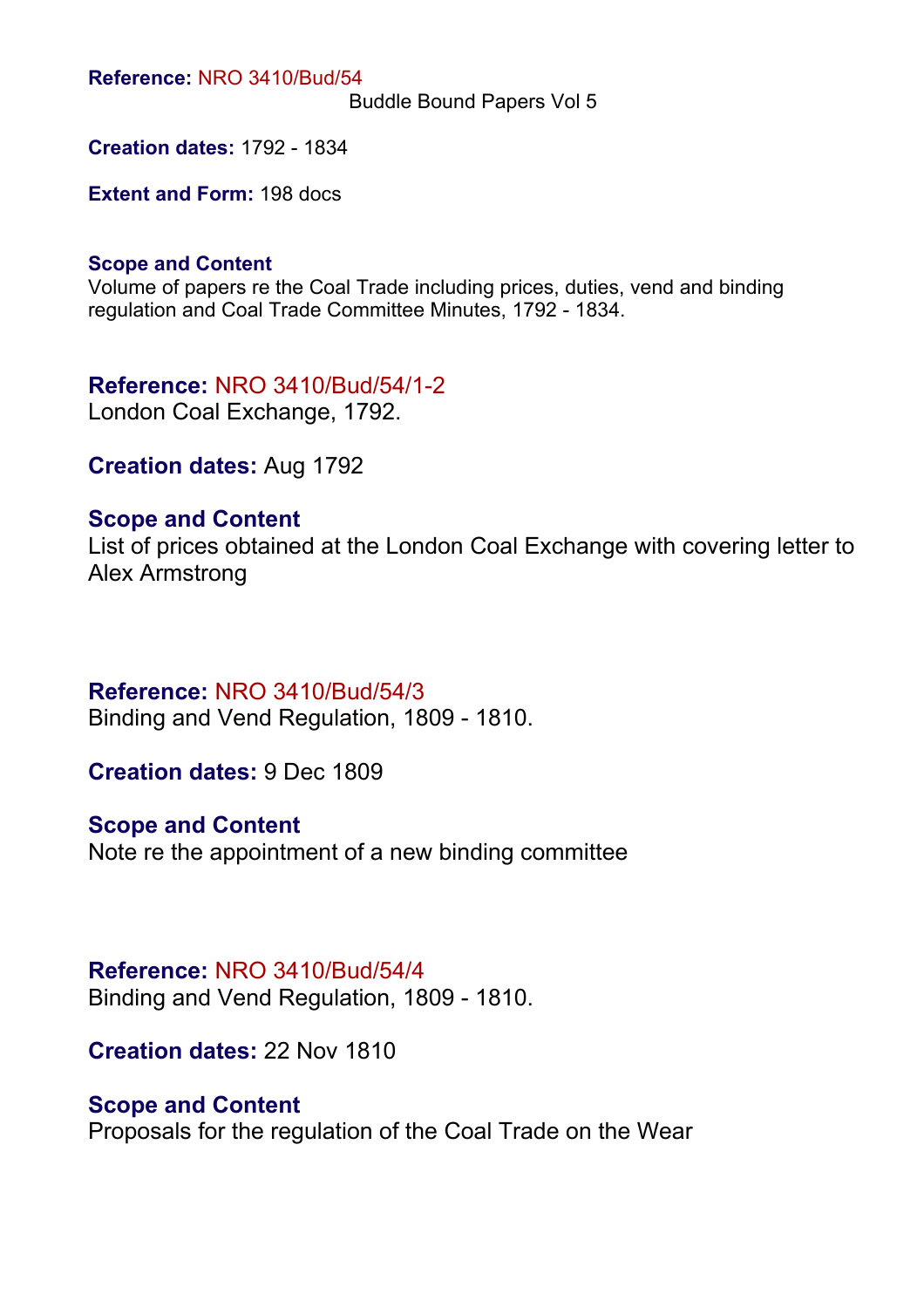**Reference:** NRO 3410/Bud/54

Buddle Bound Papers Vol 5

**Creation dates:** 1792 - 1834

**Extent and Form:** 198 docs

**Scope and Content**

Volume of papers re the Coal Trade including prices, duties, vend and binding regulation and Coal Trade Committee Minutes, 1792 - 1834.

## Reference: NRO 3410/Bud/54/1-2

London Coal Exchange, 1792.

### Creation dates: Aug 1792

### Scope and Content

List of prices obtained at the London Coal Exchange with covering letter to Alex Armstrong

## Reference: NRO 3410/Bud/54/3

Binding and Vend Regulation, 1809 - 1810.

### Creation dates: 9 Dec 1809

### Scope and Content

Note re the appointment of a new binding committee

## Reference: NRO 3410/Bud/54/4

Binding and Vend Regulation, 1809 - 1810.

### Creation dates: 22 Nov 1810

### Scope and Content

Proposals for the regulation of the Coal Trade on the Wear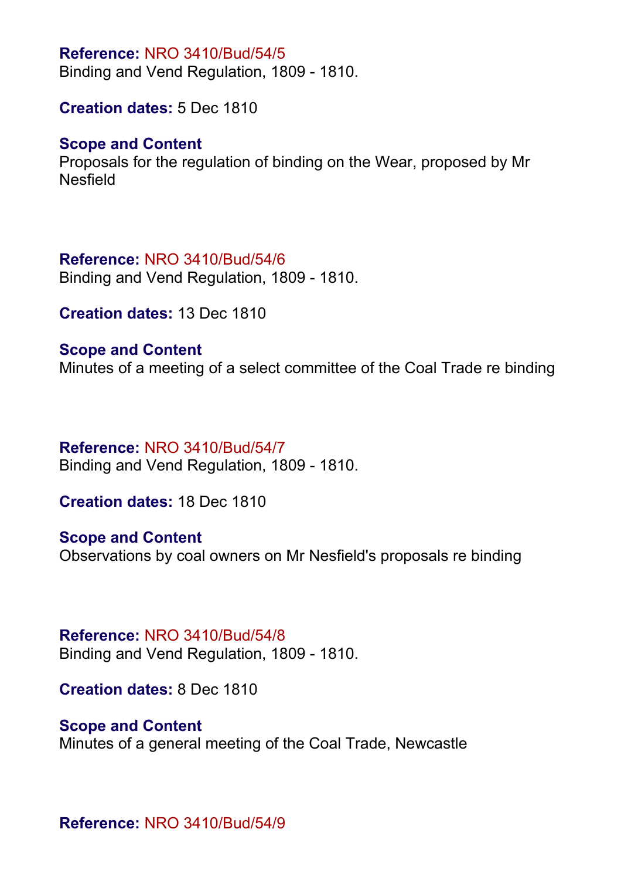**Reference:** NRO 3410/Bud/54/5
Binding and Vend Regulation, 1809 - 1810.

**Creation dates:** 5 Dec 1810

**Scope and Content**
Proposals for the regulation of binding on the Wear, proposed by Mr Nesfield

**Reference:** NRO 3410/Bud/54/6
Binding and Vend Regulation, 1809 - 1810.

**Creation dates:** 13 Dec 1810

**Scope and Content**
Minutes of a meeting of a select committee of the Coal Trade re binding

**Reference:** NRO 3410/Bud/54/7
Binding and Vend Regulation, 1809 - 1810.

**Creation dates:** 18 Dec 1810

**Scope and Content**
Observations by coal owners on Mr Nesfield's proposals re binding

**Reference:** NRO 3410/Bud/54/8
Binding and Vend Regulation, 1809 - 1810.

**Creation dates:** 8 Dec 1810

**Scope and Content**
Minutes of a general meeting of the Coal Trade, Newcastle

**Reference:** NRO 3410/Bud/54/9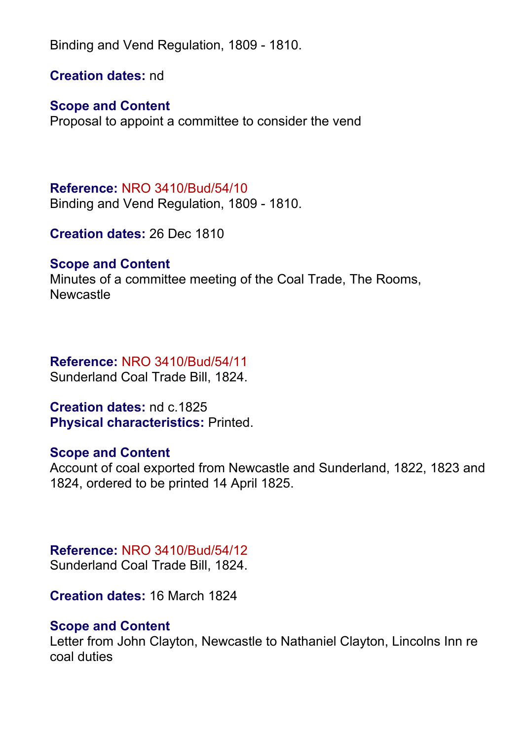Binding and Vend Regulation, 1809 - 1810.

**Creation dates:** nd

**Scope and Content**
Proposal to appoint a committee to consider the vend

**Reference:** NRO 3410/Bud/54/10
Binding and Vend Regulation, 1809 - 1810.

**Creation dates:** 26 Dec 1810

**Scope and Content**
Minutes of a committee meeting of the Coal Trade, The Rooms, Newcastle

**Reference:** NRO 3410/Bud/54/11
Sunderland Coal Trade Bill, 1824.

**Creation dates:** nd c.1825
**Physical characteristics:** Printed.

**Scope and Content**
Account of coal exported from Newcastle and Sunderland, 1822, 1823 and 1824, ordered to be printed 14 April 1825.

**Reference:** NRO 3410/Bud/54/12
Sunderland Coal Trade Bill, 1824.

**Creation dates:** 16 March 1824

**Scope and Content**
Letter from John Clayton, Newcastle to Nathaniel Clayton, Lincolns Inn re coal duties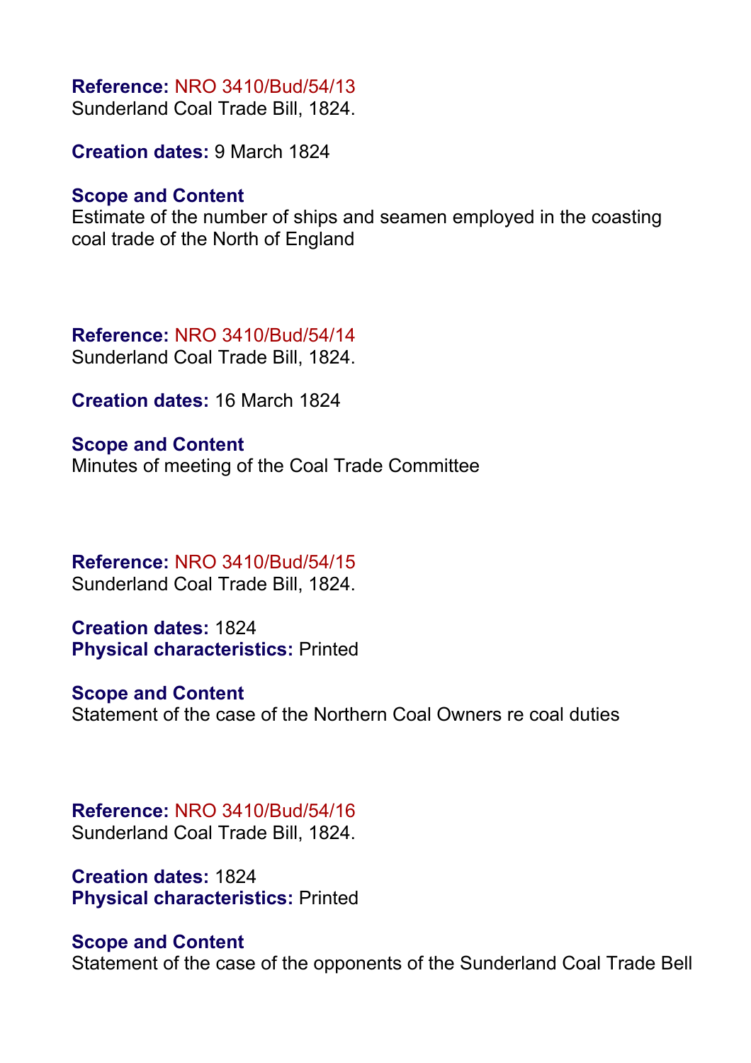**Reference:** NRO 3410/Bud/54/13
Sunderland Coal Trade Bill, 1824.

**Creation dates:** 9 March 1824

**Scope and Content**
Estimate of the number of ships and seamen employed in the coasting coal trade of the North of England

**Reference:** NRO 3410/Bud/54/14
Sunderland Coal Trade Bill, 1824.

**Creation dates:** 16 March 1824

**Scope and Content**
Minutes of meeting of the Coal Trade Committee

**Reference:** NRO 3410/Bud/54/15
Sunderland Coal Trade Bill, 1824.

**Creation dates:** 1824
**Physical characteristics:** Printed

**Scope and Content**
Statement of the case of the Northern Coal Owners re coal duties

**Reference:** NRO 3410/Bud/54/16
Sunderland Coal Trade Bill, 1824.

**Creation dates:** 1824
**Physical characteristics:** Printed

**Scope and Content**
Statement of the case of the opponents of the Sunderland Coal Trade Bell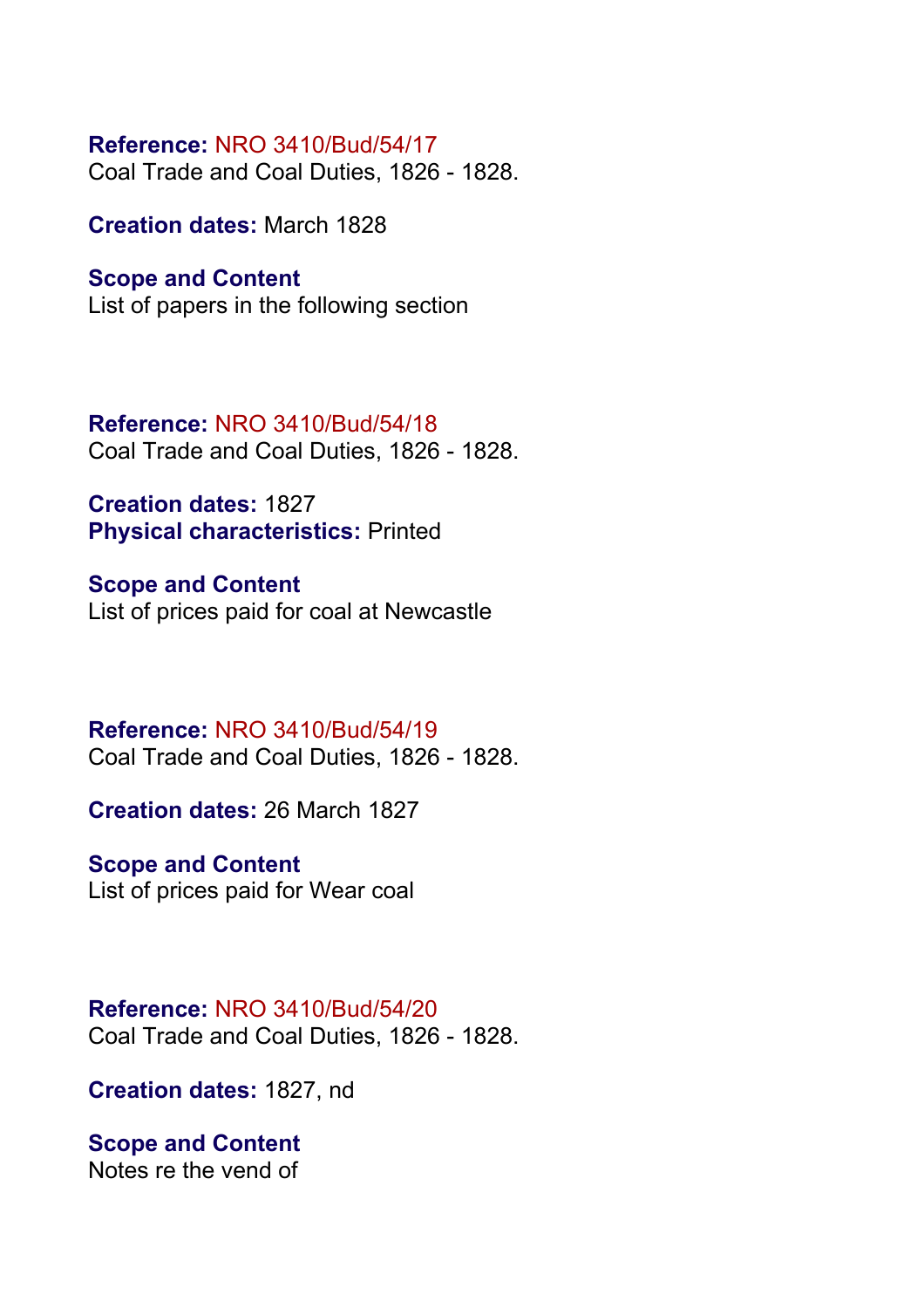**Reference:** NRO 3410/Bud/54/17
Coal Trade and Coal Duties, 1826 - 1828.

**Creation dates:** March 1828

**Scope and Content**
List of papers in the following section

**Reference:** NRO 3410/Bud/54/18
Coal Trade and Coal Duties, 1826 - 1828.

**Creation dates:** 1827
**Physical characteristics:** Printed

**Scope and Content**
List of prices paid for coal at Newcastle

**Reference:** NRO 3410/Bud/54/19
Coal Trade and Coal Duties, 1826 - 1828.

**Creation dates:** 26 March 1827

**Scope and Content**
List of prices paid for Wear coal

**Reference:** NRO 3410/Bud/54/20
Coal Trade and Coal Duties, 1826 - 1828.

**Creation dates:** 1827, nd

**Scope and Content**
Notes re the vend of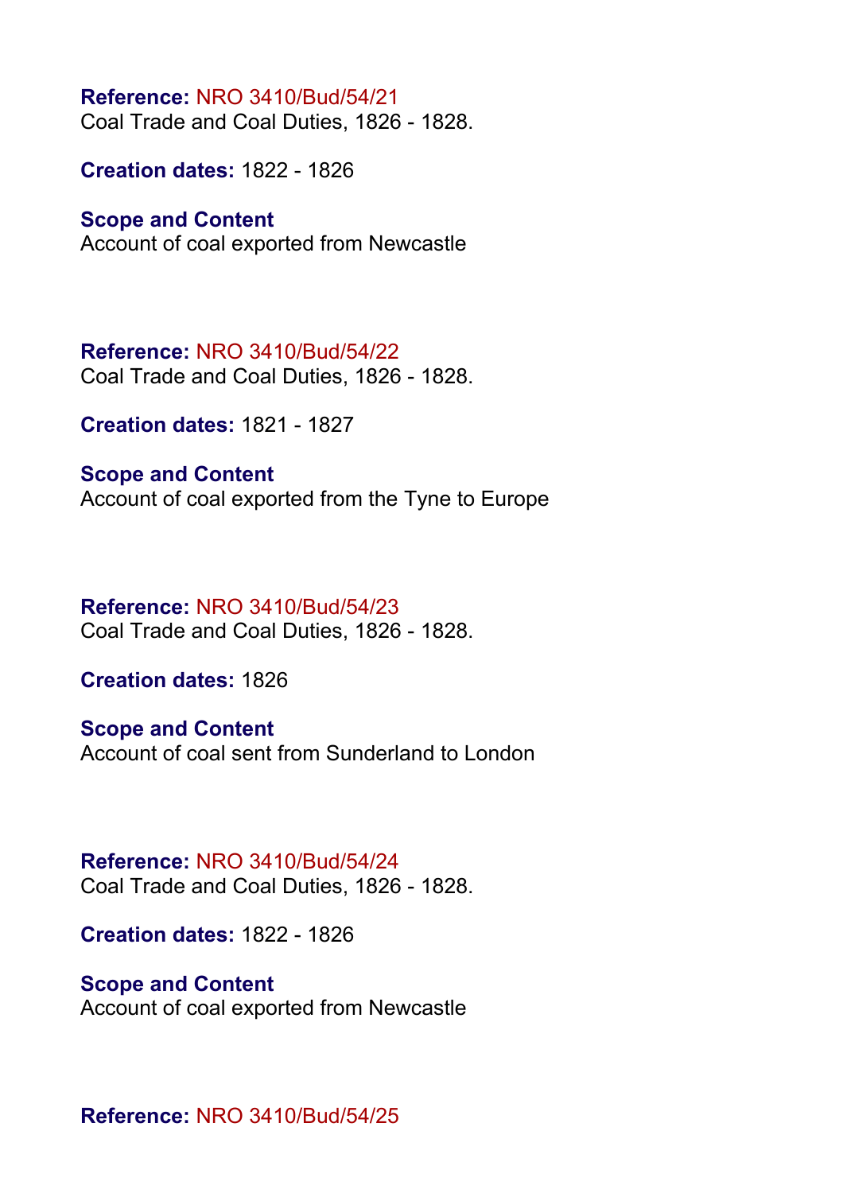**Reference:** NRO 3410/Bud/54/21
Coal Trade and Coal Duties, 1826 - 1828.

**Creation dates:** 1822 - 1826

**Scope and Content**
Account of coal exported from Newcastle

**Reference:** NRO 3410/Bud/54/22
Coal Trade and Coal Duties, 1826 - 1828.

**Creation dates:** 1821 - 1827

**Scope and Content**
Account of coal exported from the Tyne to Europe

**Reference:** NRO 3410/Bud/54/23
Coal Trade and Coal Duties, 1826 - 1828.

**Creation dates:** 1826

**Scope and Content**
Account of coal sent from Sunderland to London

**Reference:** NRO 3410/Bud/54/24
Coal Trade and Coal Duties, 1826 - 1828.

**Creation dates:** 1822 - 1826

**Scope and Content**
Account of coal exported from Newcastle

**Reference:** NRO 3410/Bud/54/25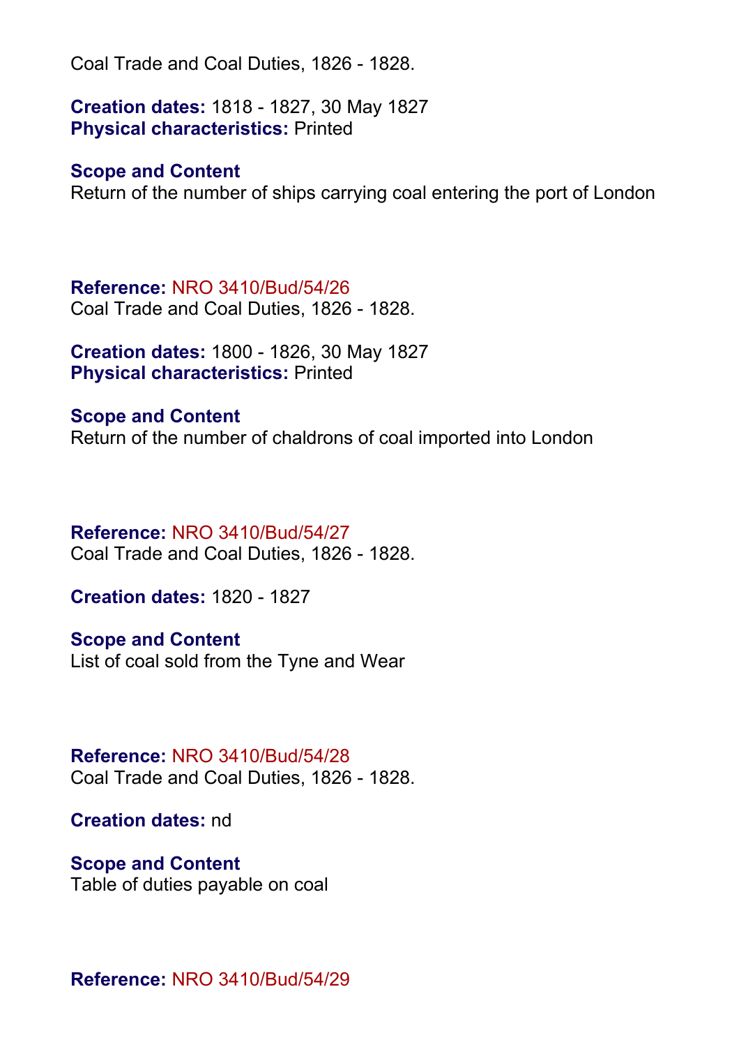Coal Trade and Coal Duties, 1826 - 1828.

**Creation dates:** 1818 - 1827, 30 May 1827
**Physical characteristics:** Printed

**Scope and Content**
Return of the number of ships carrying coal entering the port of London

**Reference:** NRO 3410/Bud/54/26
Coal Trade and Coal Duties, 1826 - 1828.

**Creation dates:** 1800 - 1826, 30 May 1827
**Physical characteristics:** Printed

**Scope and Content**
Return of the number of chaldrons of coal imported into London

**Reference:** NRO 3410/Bud/54/27
Coal Trade and Coal Duties, 1826 - 1828.

**Creation dates:** 1820 - 1827

**Scope and Content**
List of coal sold from the Tyne and Wear

**Reference:** NRO 3410/Bud/54/28
Coal Trade and Coal Duties, 1826 - 1828.

**Creation dates:** nd

**Scope and Content**
Table of duties payable on coal

**Reference:** NRO 3410/Bud/54/29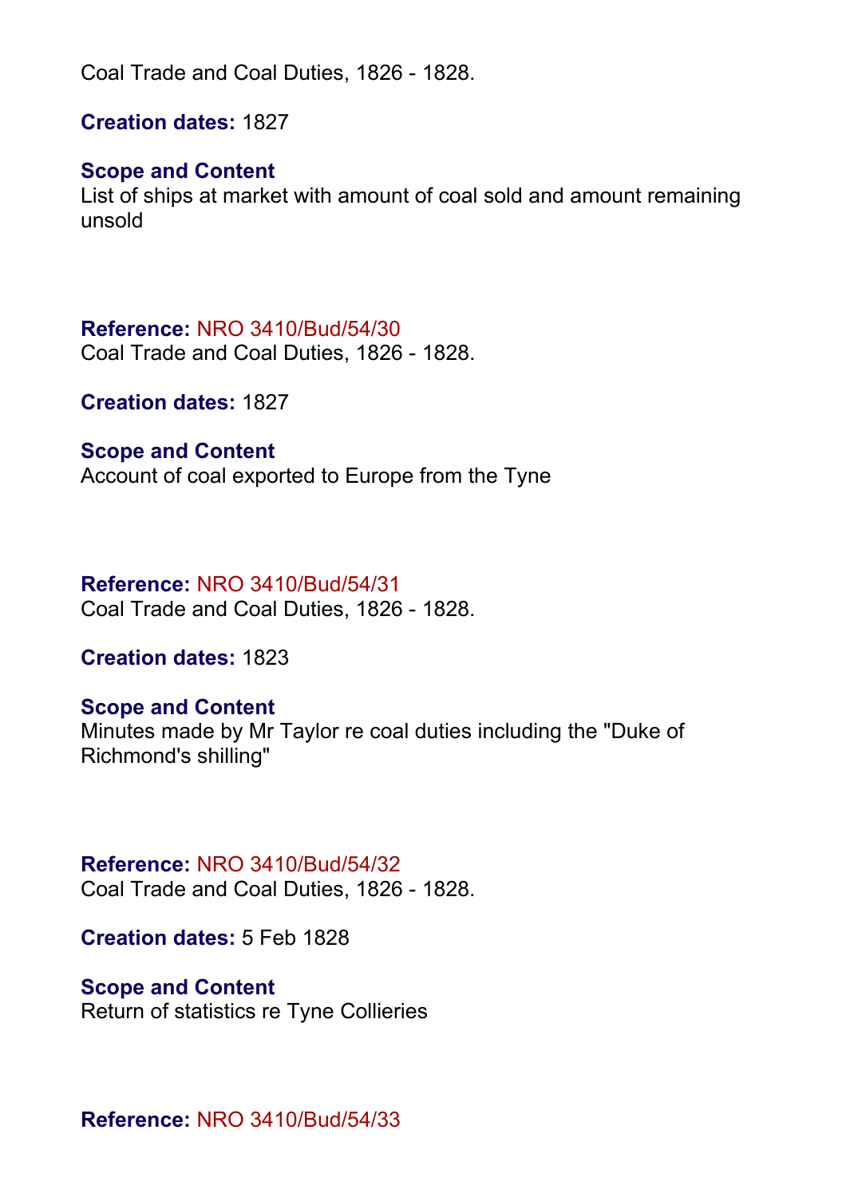Coal Trade and Coal Duties, 1826 - 1828.

**Creation dates:** 1827

**Scope and Content**
List of ships at market with amount of coal sold and amount remaining unsold

**Reference:** NRO 3410/Bud/54/30
Coal Trade and Coal Duties, 1826 - 1828.

**Creation dates:** 1827

**Scope and Content**
Account of coal exported to Europe from the Tyne

**Reference:** NRO 3410/Bud/54/31
Coal Trade and Coal Duties, 1826 - 1828.

**Creation dates:** 1823

**Scope and Content**
Minutes made by Mr Taylor re coal duties including the "Duke of Richmond's shilling"

**Reference:** NRO 3410/Bud/54/32
Coal Trade and Coal Duties, 1826 - 1828.

**Creation dates:** 5 Feb 1828

**Scope and Content**
Return of statistics re Tyne Collieries

**Reference:** NRO 3410/Bud/54/33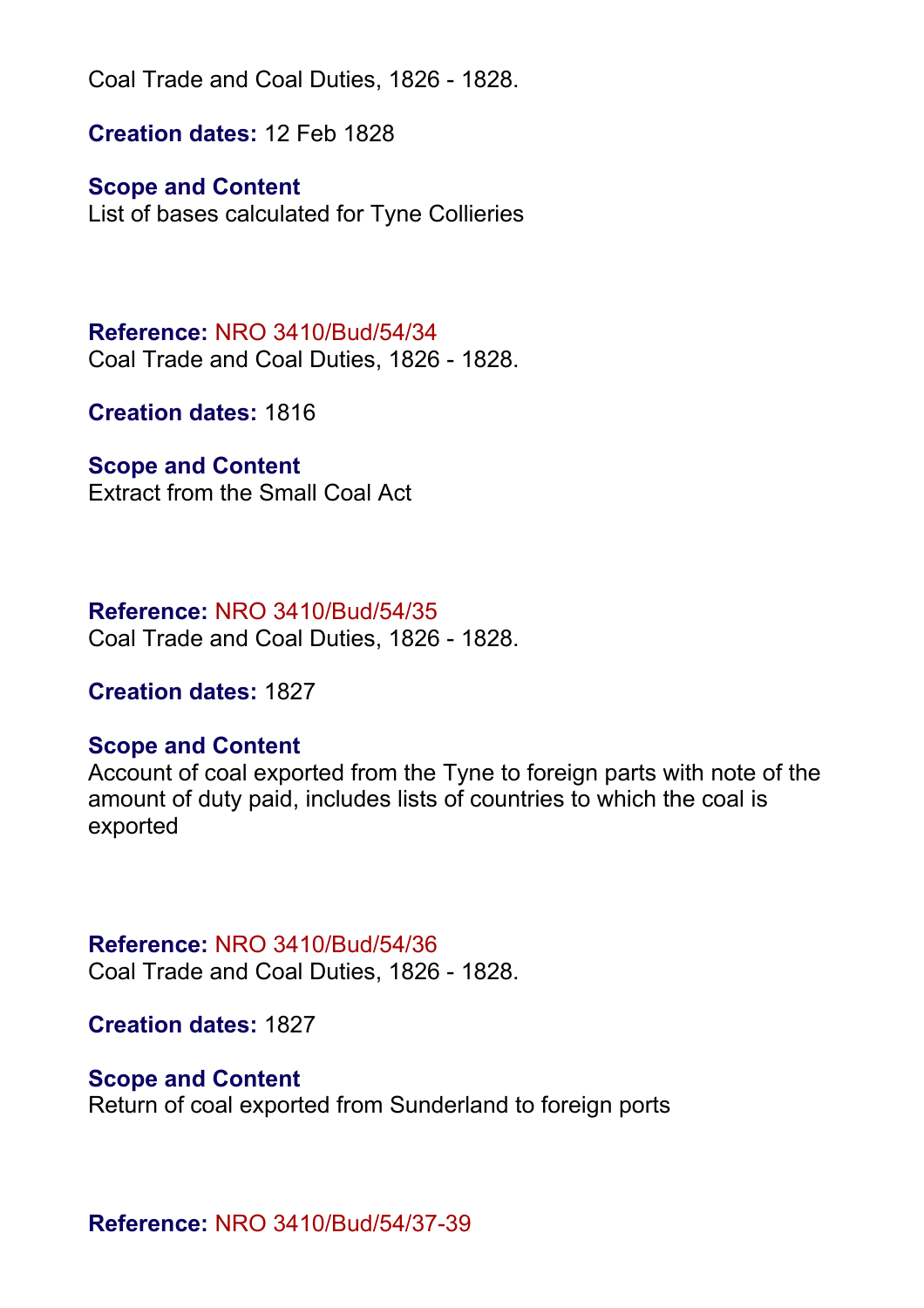Coal Trade and Coal Duties, 1826 - 1828.

**Creation dates:** 12 Feb 1828

**Scope and Content**
List of bases calculated for Tyne Collieries

**Reference:** NRO 3410/Bud/54/34
Coal Trade and Coal Duties, 1826 - 1828.

**Creation dates:** 1816

**Scope and Content**
Extract from the Small Coal Act

**Reference:** NRO 3410/Bud/54/35
Coal Trade and Coal Duties, 1826 - 1828.

**Creation dates:** 1827

**Scope and Content**
Account of coal exported from the Tyne to foreign parts with note of the amount of duty paid, includes lists of countries to which the coal is exported

**Reference:** NRO 3410/Bud/54/36
Coal Trade and Coal Duties, 1826 - 1828.

**Creation dates:** 1827

**Scope and Content**
Return of coal exported from Sunderland to foreign ports

**Reference:** NRO 3410/Bud/54/37-39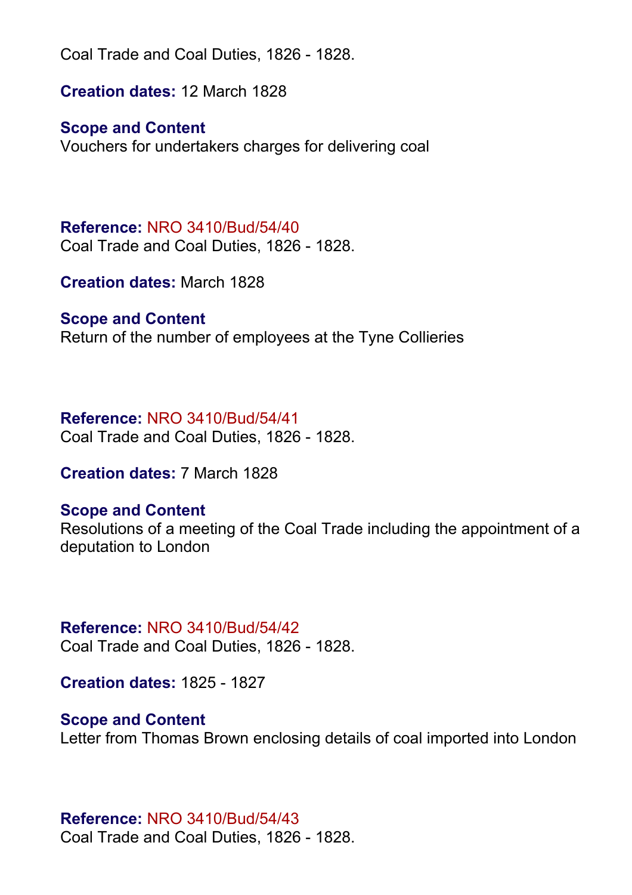Coal Trade and Coal Duties, 1826 - 1828.

**Creation dates:** 12 March 1828

**Scope and Content**
Vouchers for undertakers charges for delivering coal

**Reference:** NRO 3410/Bud/54/40
Coal Trade and Coal Duties, 1826 - 1828.

**Creation dates:** March 1828

**Scope and Content**
Return of the number of employees at the Tyne Collieries

**Reference:** NRO 3410/Bud/54/41
Coal Trade and Coal Duties, 1826 - 1828.

**Creation dates:** 7 March 1828

**Scope and Content**
Resolutions of a meeting of the Coal Trade including the appointment of a deputation to London

**Reference:** NRO 3410/Bud/54/42
Coal Trade and Coal Duties, 1826 - 1828.

**Creation dates:** 1825 - 1827

**Scope and Content**
Letter from Thomas Brown enclosing details of coal imported into London

**Reference:** NRO 3410/Bud/54/43
Coal Trade and Coal Duties, 1826 - 1828.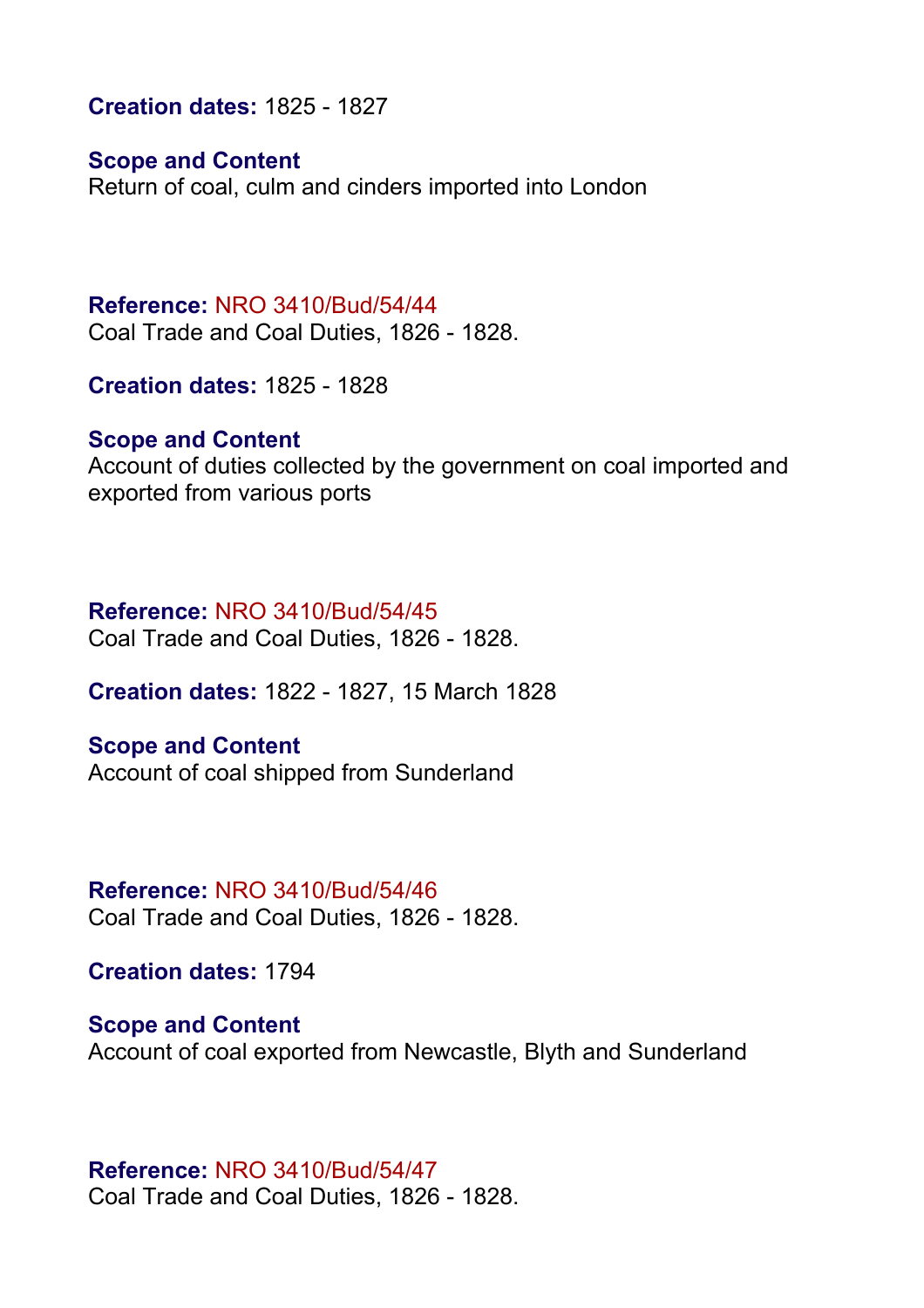**Creation dates:** 1825 - 1827

**Scope and Content**
Return of coal, culm and cinders imported into London

**Reference:** NRO 3410/Bud/54/44
Coal Trade and Coal Duties, 1826 - 1828.

**Creation dates:** 1825 - 1828

**Scope and Content**
Account of duties collected by the government on coal imported and exported from various ports

**Reference:** NRO 3410/Bud/54/45
Coal Trade and Coal Duties, 1826 - 1828.

**Creation dates:** 1822 - 1827, 15 March 1828

**Scope and Content**
Account of coal shipped from Sunderland

**Reference:** NRO 3410/Bud/54/46
Coal Trade and Coal Duties, 1826 - 1828.

**Creation dates:** 1794

**Scope and Content**
Account of coal exported from Newcastle, Blyth and Sunderland

**Reference:** NRO 3410/Bud/54/47
Coal Trade and Coal Duties, 1826 - 1828.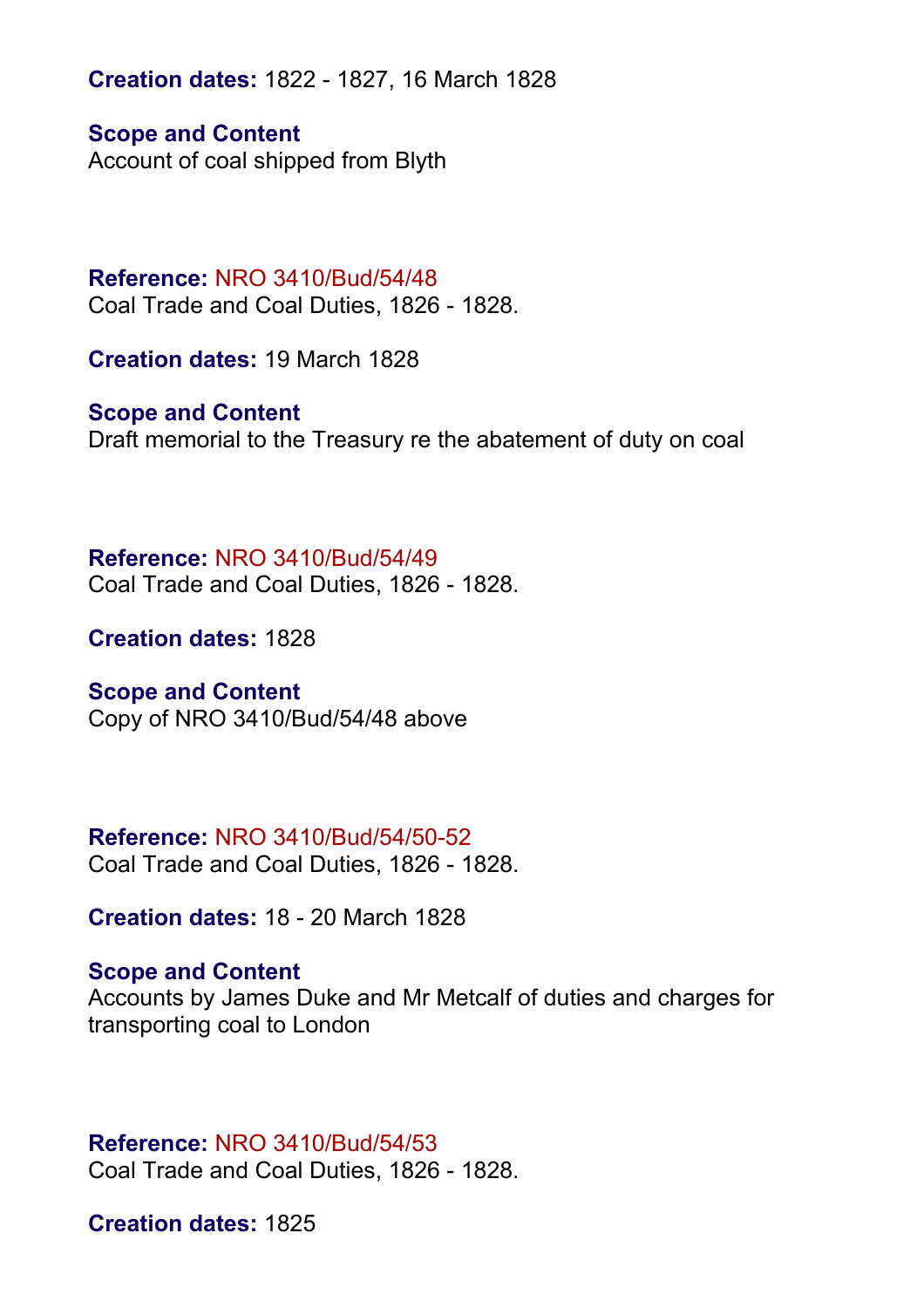**Creation dates:** 1822 - 1827, 16 March 1828

**Scope and Content**
Account of coal shipped from Blyth

**Reference:** NRO 3410/Bud/54/48
Coal Trade and Coal Duties, 1826 - 1828.

**Creation dates:** 19 March 1828

**Scope and Content**
Draft memorial to the Treasury re the abatement of duty on coal

**Reference:** NRO 3410/Bud/54/49
Coal Trade and Coal Duties, 1826 - 1828.

**Creation dates:** 1828

**Scope and Content**
Copy of NRO 3410/Bud/54/48 above

**Reference:** NRO 3410/Bud/54/50-52
Coal Trade and Coal Duties, 1826 - 1828.

**Creation dates:** 18 - 20 March 1828

**Scope and Content**
Accounts by James Duke and Mr Metcalf of duties and charges for transporting coal to London

**Reference:** NRO 3410/Bud/54/53
Coal Trade and Coal Duties, 1826 - 1828.

**Creation dates:** 1825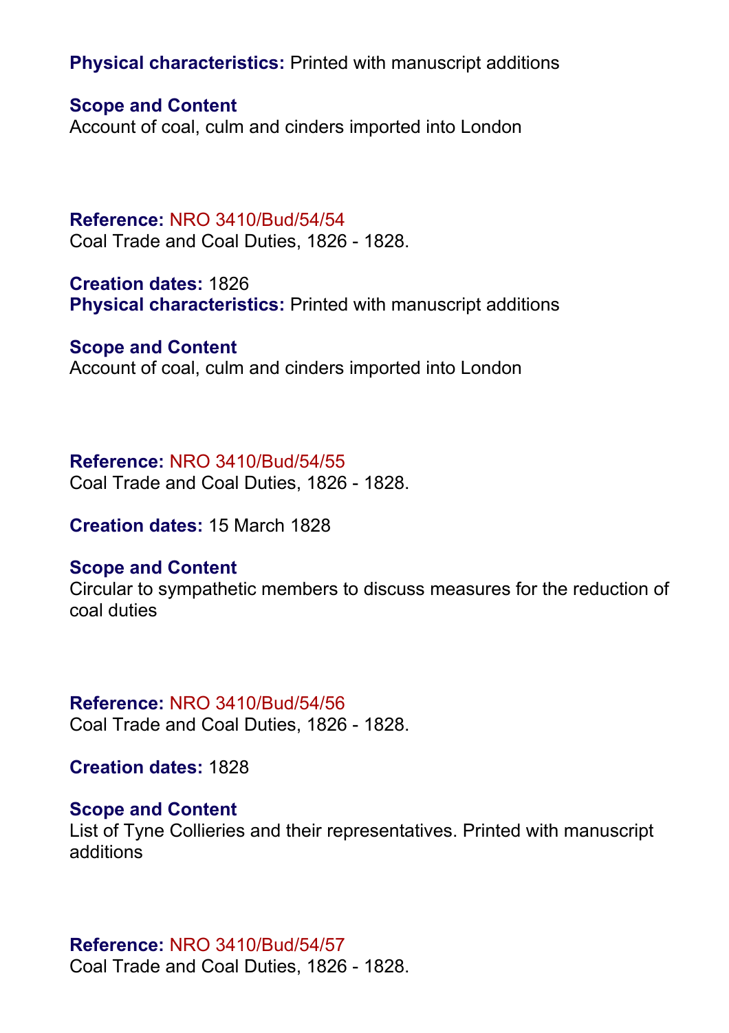**Physical characteristics:** Printed with manuscript additions

**Scope and Content**
Account of coal, culm and cinders imported into London

**Reference:** NRO 3410/Bud/54/54
Coal Trade and Coal Duties, 1826 - 1828.

**Creation dates:** 1826
**Physical characteristics:** Printed with manuscript additions

**Scope and Content**
Account of coal, culm and cinders imported into London

**Reference:** NRO 3410/Bud/54/55
Coal Trade and Coal Duties, 1826 - 1828.

**Creation dates:** 15 March 1828

**Scope and Content**
Circular to sympathetic members to discuss measures for the reduction of coal duties

**Reference:** NRO 3410/Bud/54/56
Coal Trade and Coal Duties, 1826 - 1828.

**Creation dates:** 1828

**Scope and Content**
List of Tyne Collieries and their representatives. Printed with manuscript additions

**Reference:** NRO 3410/Bud/54/57
Coal Trade and Coal Duties, 1826 - 1828.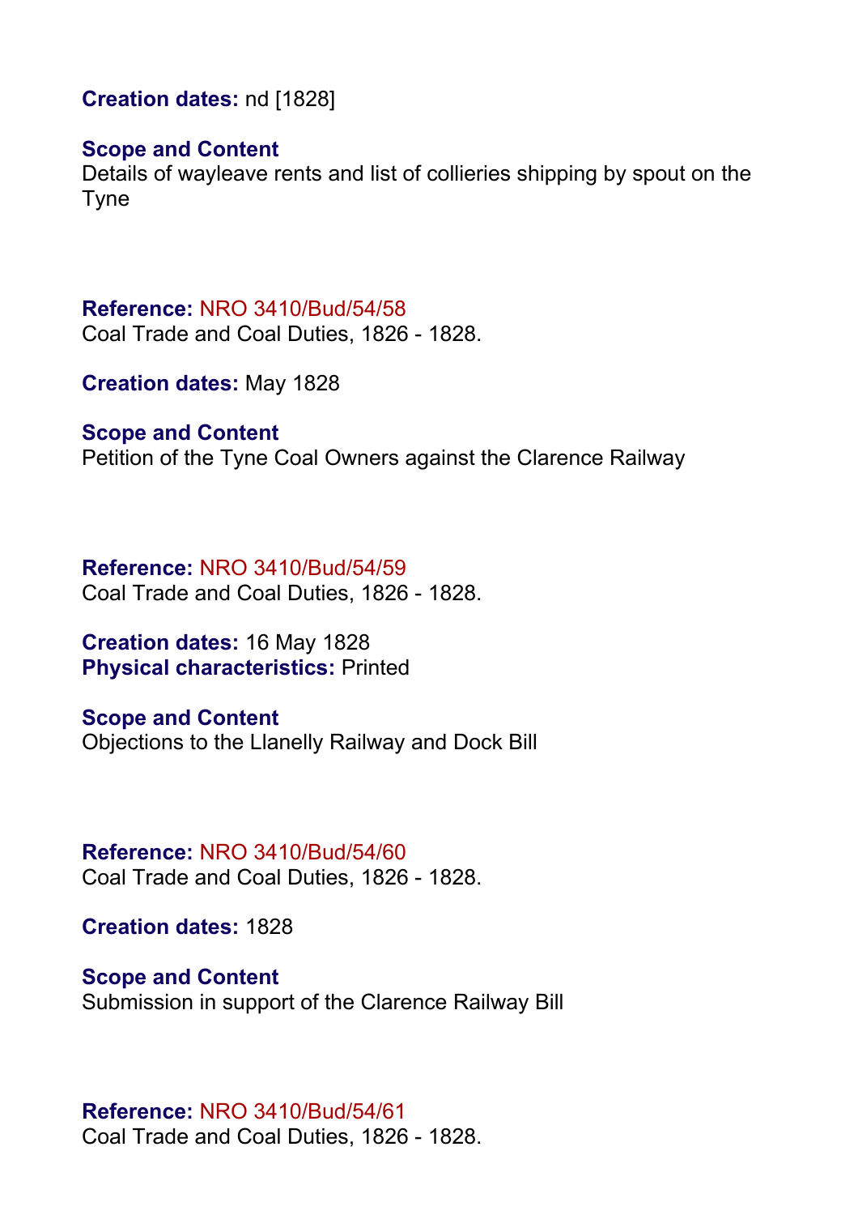**Creation dates:** nd [1828]

**Scope and Content**
Details of wayleave rents and list of collieries shipping by spout on the Tyne

**Reference:** NRO 3410/Bud/54/58
Coal Trade and Coal Duties, 1826 - 1828.

**Creation dates:** May 1828

**Scope and Content**
Petition of the Tyne Coal Owners against the Clarence Railway

**Reference:** NRO 3410/Bud/54/59
Coal Trade and Coal Duties, 1826 - 1828.

**Creation dates:** 16 May 1828
**Physical characteristics:** Printed

**Scope and Content**
Objections to the Llanelly Railway and Dock Bill

**Reference:** NRO 3410/Bud/54/60
Coal Trade and Coal Duties, 1826 - 1828.

**Creation dates:** 1828

**Scope and Content**
Submission in support of the Clarence Railway Bill

**Reference:** NRO 3410/Bud/54/61
Coal Trade and Coal Duties, 1826 - 1828.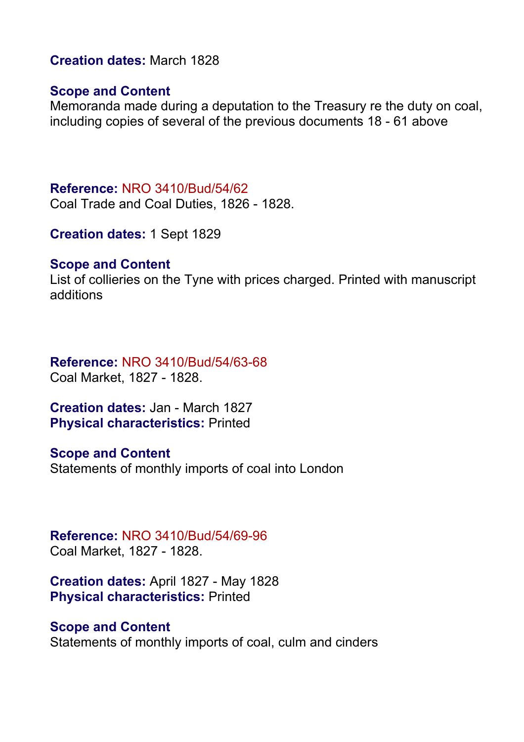**Creation dates:** March 1828

**Scope and Content**
Memoranda made during a deputation to the Treasury re the duty on coal, including copies of several of the previous documents 18 - 61 above

**Reference:** NRO 3410/Bud/54/62
Coal Trade and Coal Duties, 1826 - 1828.

**Creation dates:** 1 Sept 1829

**Scope and Content**
List of collieries on the Tyne with prices charged. Printed with manuscript additions

**Reference:** NRO 3410/Bud/54/63-68
Coal Market, 1827 - 1828.

**Creation dates:** Jan - March 1827
**Physical characteristics:** Printed

**Scope and Content**
Statements of monthly imports of coal into London

**Reference:** NRO 3410/Bud/54/69-96
Coal Market, 1827 - 1828.

**Creation dates:** April 1827 - May 1828
**Physical characteristics:** Printed

**Scope and Content**
Statements of monthly imports of coal, culm and cinders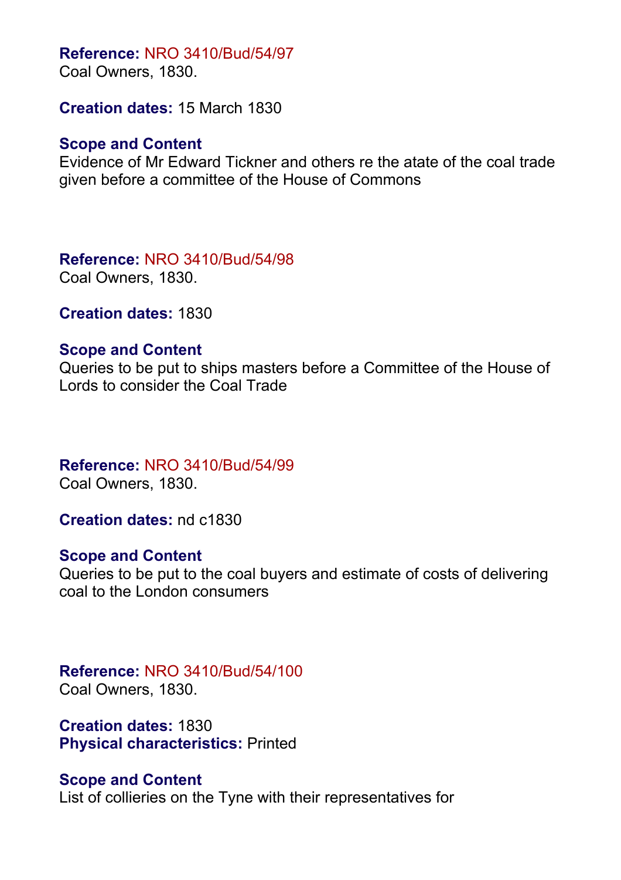**Reference:** NRO 3410/Bud/54/97
Coal Owners, 1830.

**Creation dates:** 15 March 1830

**Scope and Content**
Evidence of Mr Edward Tickner and others re the atate of the coal trade given before a committee of the House of Commons

**Reference:** NRO 3410/Bud/54/98
Coal Owners, 1830.

**Creation dates:** 1830

**Scope and Content**
Queries to be put to ships masters before a Committee of the House of Lords to consider the Coal Trade

**Reference:** NRO 3410/Bud/54/99
Coal Owners, 1830.

**Creation dates:** nd c1830

**Scope and Content**
Queries to be put to the coal buyers and estimate of costs of delivering coal to the London consumers

**Reference:** NRO 3410/Bud/54/100
Coal Owners, 1830.

**Creation dates:** 1830
**Physical characteristics:** Printed

**Scope and Content**
List of collieries on the Tyne with their representatives for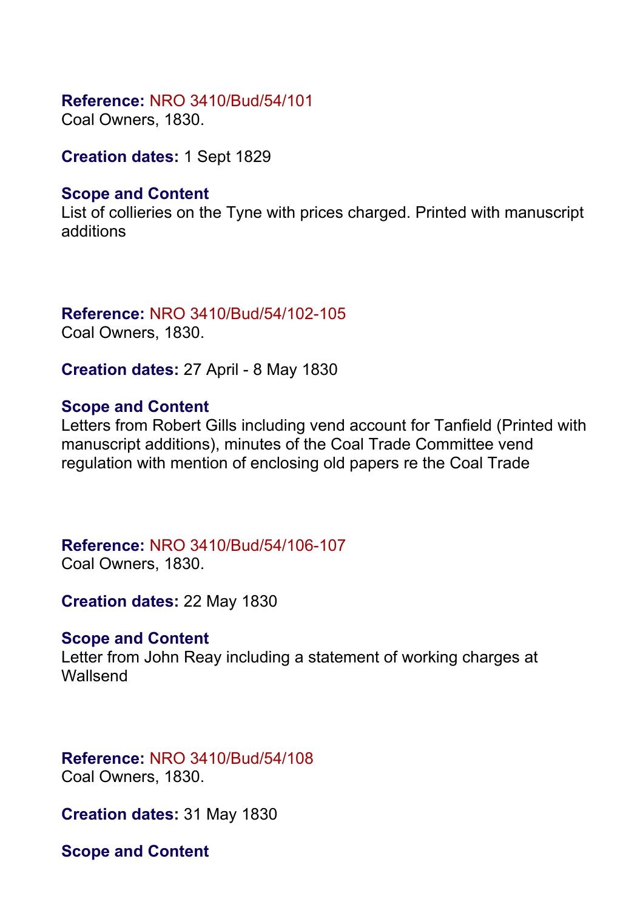**Reference:** NRO 3410/Bud/54/101
Coal Owners, 1830.

**Creation dates:** 1 Sept 1829

**Scope and Content**
List of collieries on the Tyne with prices charged. Printed with manuscript additions

**Reference:** NRO 3410/Bud/54/102-105
Coal Owners, 1830.

**Creation dates:** 27 April - 8 May 1830

**Scope and Content**
Letters from Robert Gills including vend account for Tanfield (Printed with manuscript additions), minutes of the Coal Trade Committee vend regulation with mention of enclosing old papers re the Coal Trade

**Reference:** NRO 3410/Bud/54/106-107
Coal Owners, 1830.

**Creation dates:** 22 May 1830

**Scope and Content**
Letter from John Reay including a statement of working charges at Wallsend

**Reference:** NRO 3410/Bud/54/108
Coal Owners, 1830.

**Creation dates:** 31 May 1830

**Scope and Content**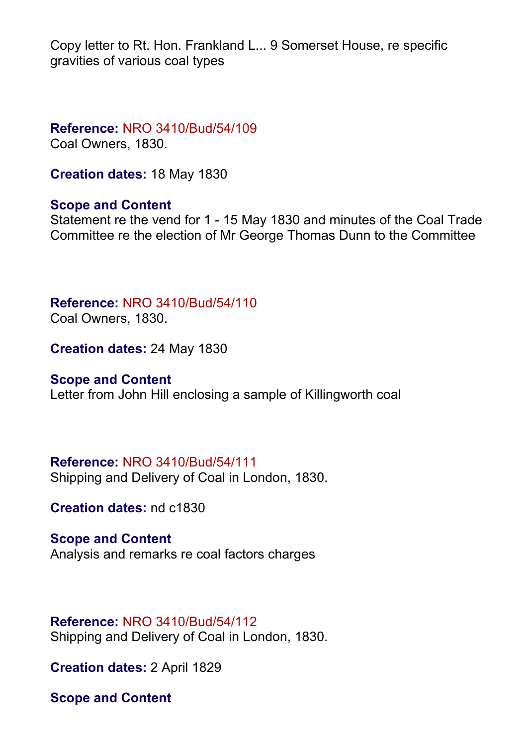Copy letter to Rt. Hon. Frankland L... 9 Somerset House, re specific gravities of various coal types

**Reference:** NRO 3410/Bud/54/109
Coal Owners, 1830.

**Creation dates:** 18 May 1830

**Scope and Content**
Statement re the vend for 1 - 15 May 1830 and minutes of the Coal Trade Committee re the election of Mr George Thomas Dunn to the Committee

**Reference:** NRO 3410/Bud/54/110
Coal Owners, 1830.

**Creation dates:** 24 May 1830

**Scope and Content**
Letter from John Hill enclosing a sample of Killingworth coal

**Reference:** NRO 3410/Bud/54/111
Shipping and Delivery of Coal in London, 1830.

**Creation dates:** nd c1830

**Scope and Content**
Analysis and remarks re coal factors charges

**Reference:** NRO 3410/Bud/54/112
Shipping and Delivery of Coal in London, 1830.

**Creation dates:** 2 April 1829

**Scope and Content**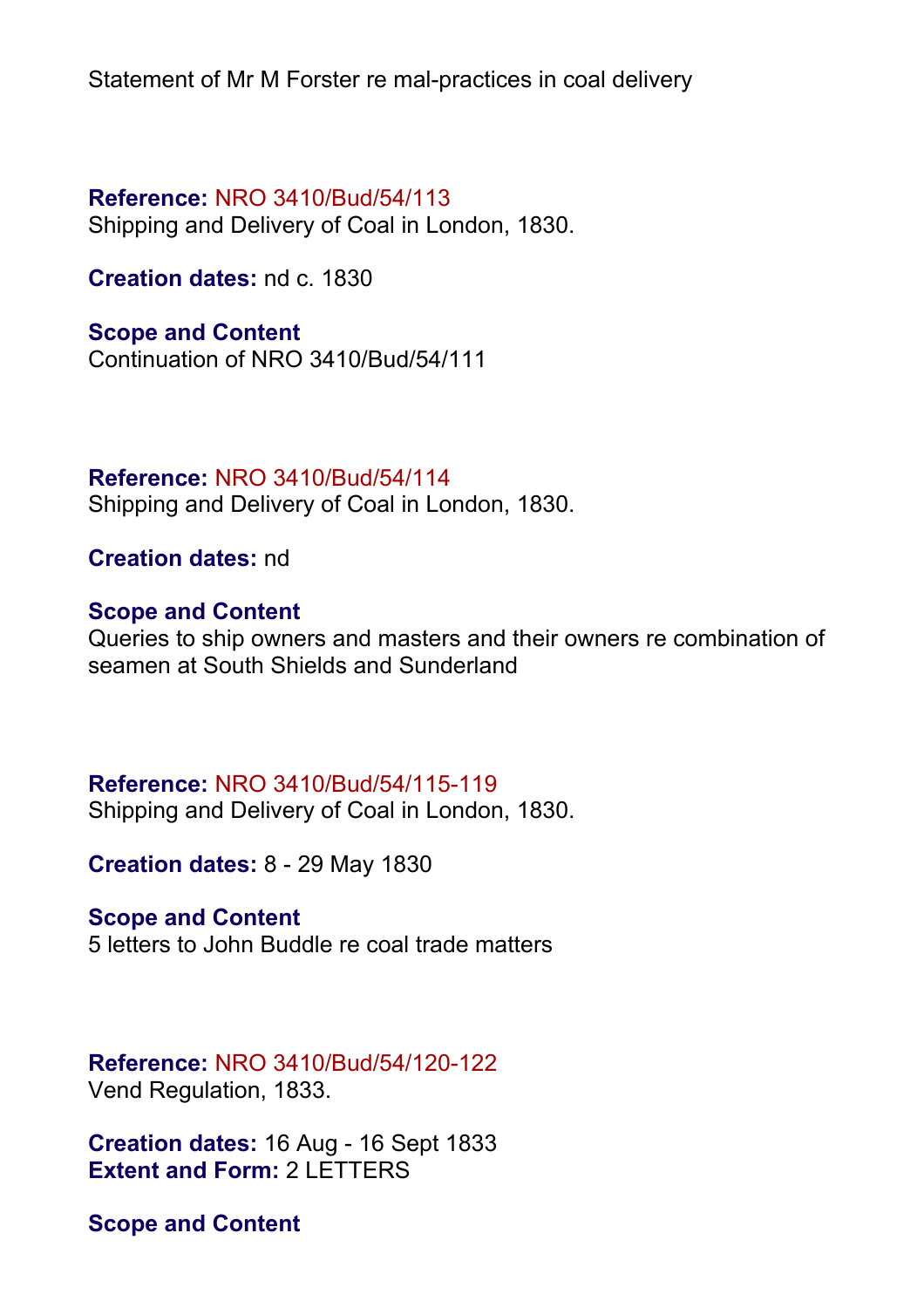Statement of Mr M Forster re mal-practices in coal delivery

**Reference:** NRO 3410/Bud/54/113
Shipping and Delivery of Coal in London, 1830.

**Creation dates:** nd c. 1830

**Scope and Content**
Continuation of NRO 3410/Bud/54/111

**Reference:** NRO 3410/Bud/54/114
Shipping and Delivery of Coal in London, 1830.

**Creation dates:** nd

**Scope and Content**
Queries to ship owners and masters and their owners re combination of seamen at South Shields and Sunderland

**Reference:** NRO 3410/Bud/54/115-119
Shipping and Delivery of Coal in London, 1830.

**Creation dates:** 8 - 29 May 1830

**Scope and Content**
5 letters to John Buddle re coal trade matters

**Reference:** NRO 3410/Bud/54/120-122
Vend Regulation, 1833.

**Creation dates:** 16 Aug - 16 Sept 1833
**Extent and Form:** 2 LETTERS

**Scope and Content**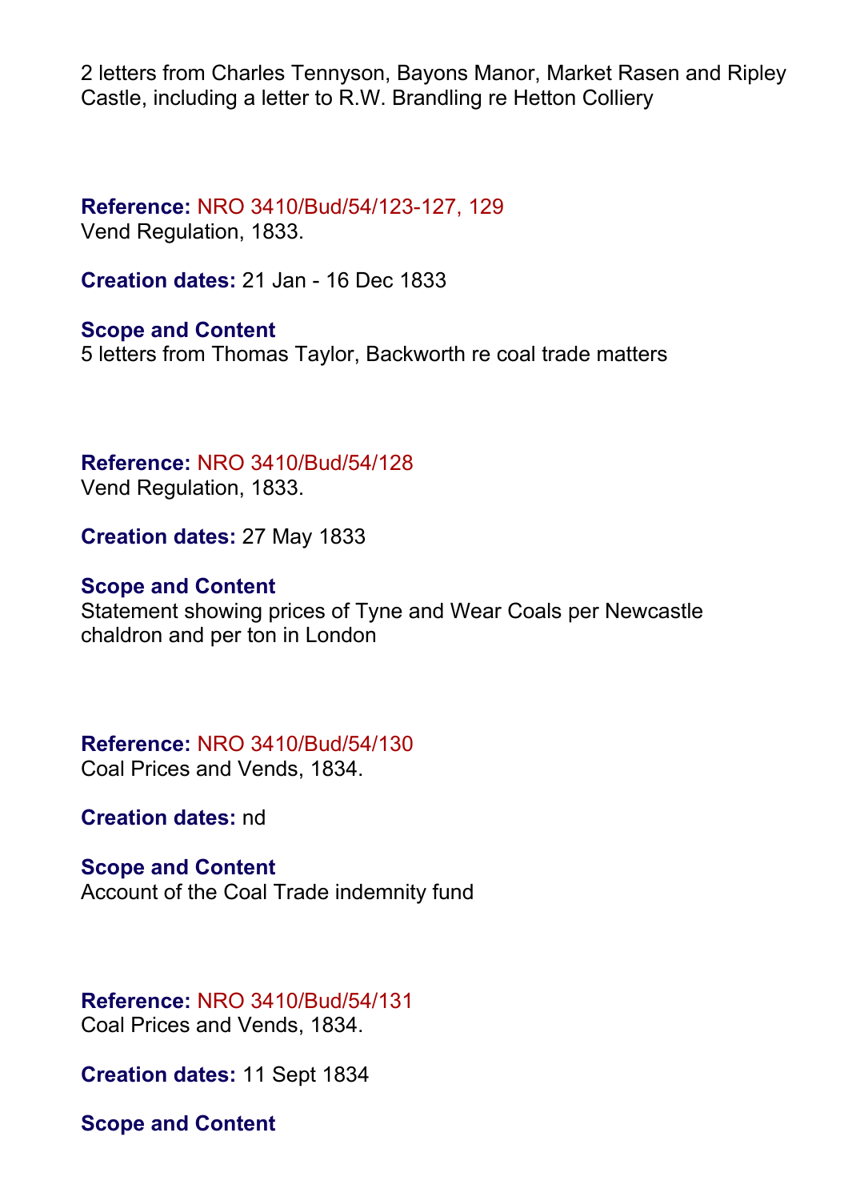2 letters from Charles Tennyson, Bayons Manor, Market Rasen and Ripley Castle, including a letter to R.W. Brandling re Hetton Colliery

**Reference:** NRO 3410/Bud/54/123-127, 129
Vend Regulation, 1833.

**Creation dates:** 21 Jan - 16 Dec 1833

**Scope and Content**
5 letters from Thomas Taylor, Backworth re coal trade matters

**Reference:** NRO 3410/Bud/54/128
Vend Regulation, 1833.

**Creation dates:** 27 May 1833

**Scope and Content**
Statement showing prices of Tyne and Wear Coals per Newcastle chaldron and per ton in London

**Reference:** NRO 3410/Bud/54/130
Coal Prices and Vends, 1834.

**Creation dates:** nd

**Scope and Content**
Account of the Coal Trade indemnity fund

**Reference:** NRO 3410/Bud/54/131
Coal Prices and Vends, 1834.

**Creation dates:** 11 Sept 1834

**Scope and Content**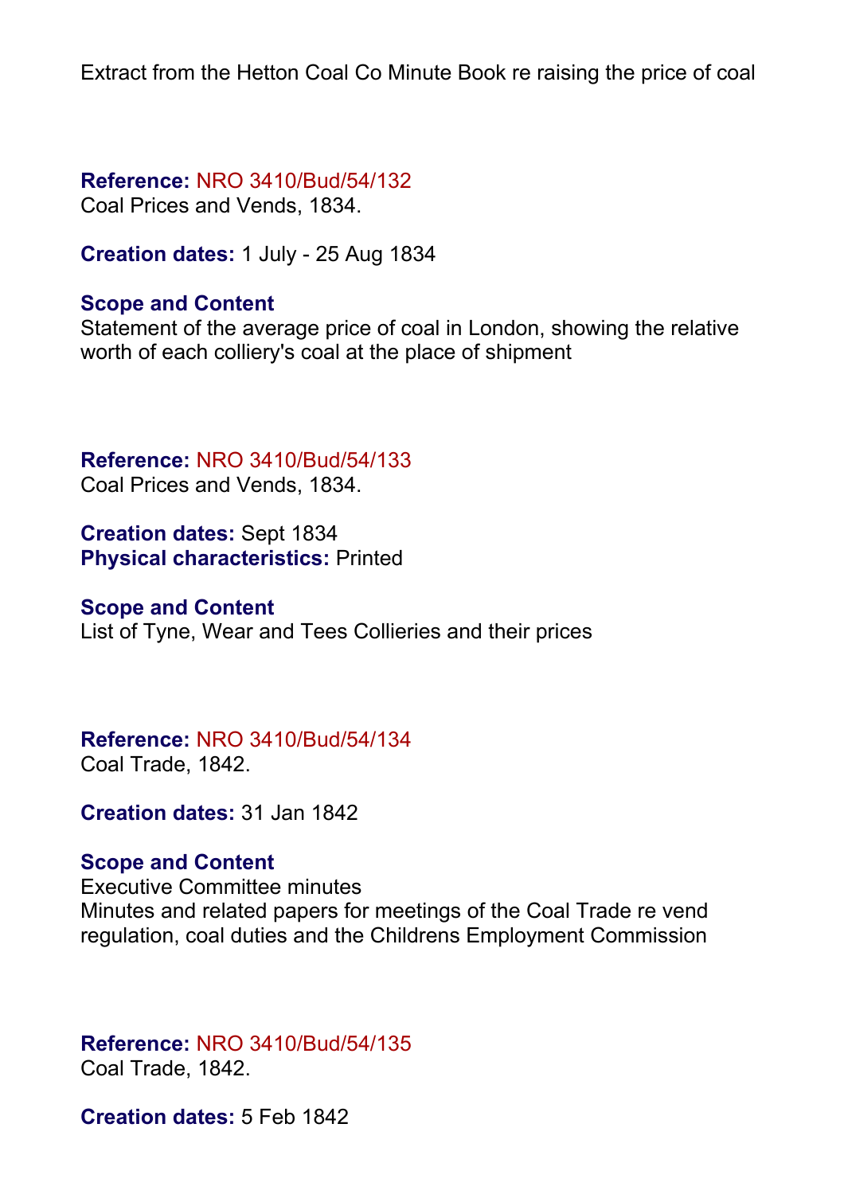Extract from the Hetton Coal Co Minute Book re raising the price of coal

**Reference:** NRO 3410/Bud/54/132
Coal Prices and Vends, 1834.

**Creation dates:** 1 July - 25 Aug 1834

**Scope and Content**
Statement of the average price of coal in London, showing the relative worth of each colliery's coal at the place of shipment

**Reference:** NRO 3410/Bud/54/133
Coal Prices and Vends, 1834.

**Creation dates:** Sept 1834
**Physical characteristics:** Printed

**Scope and Content**
List of Tyne, Wear and Tees Collieries and their prices

**Reference:** NRO 3410/Bud/54/134
Coal Trade, 1842.

**Creation dates:** 31 Jan 1842

**Scope and Content**
Executive Committee minutes
Minutes and related papers for meetings of the Coal Trade re vend regulation, coal duties and the Childrens Employment Commission

**Reference:** NRO 3410/Bud/54/135
Coal Trade, 1842.

**Creation dates:** 5 Feb 1842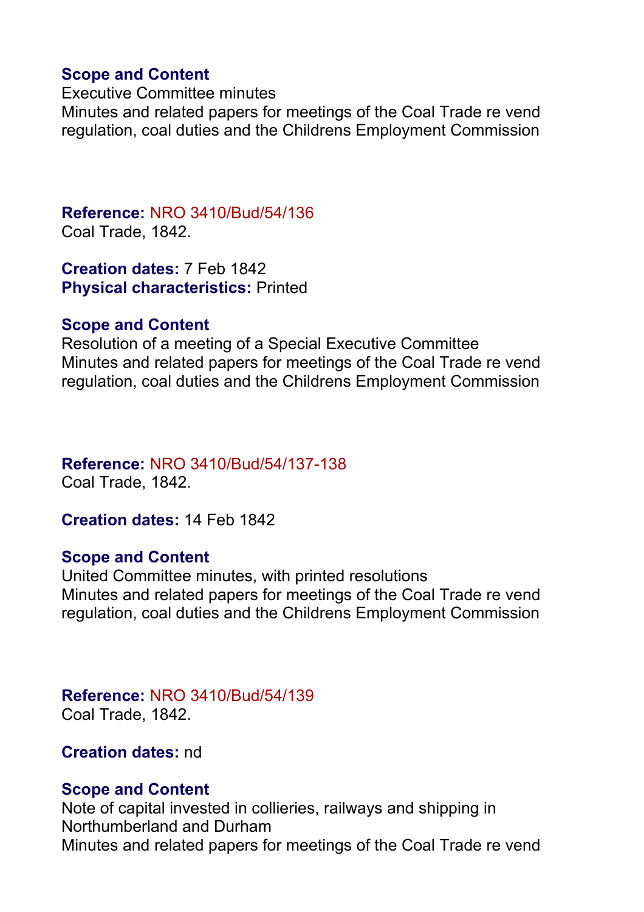**Scope and Content**
Executive Committee minutes
Minutes and related papers for meetings of the Coal Trade re vend regulation, coal duties and the Childrens Employment Commission

**Reference:** NRO 3410/Bud/54/136
Coal Trade, 1842.

**Creation dates:** 7 Feb 1842
**Physical characteristics:** Printed

**Scope and Content**
Resolution of a meeting of a Special Executive Committee
Minutes and related papers for meetings of the Coal Trade re vend regulation, coal duties and the Childrens Employment Commission

**Reference:** NRO 3410/Bud/54/137-138
Coal Trade, 1842.

**Creation dates:** 14 Feb 1842

**Scope and Content**
United Committee minutes, with printed resolutions
Minutes and related papers for meetings of the Coal Trade re vend regulation, coal duties and the Childrens Employment Commission

**Reference:** NRO 3410/Bud/54/139
Coal Trade, 1842.

**Creation dates:** nd

**Scope and Content**
Note of capital invested in collieries, railways and shipping in Northumberland and Durham
Minutes and related papers for meetings of the Coal Trade re vend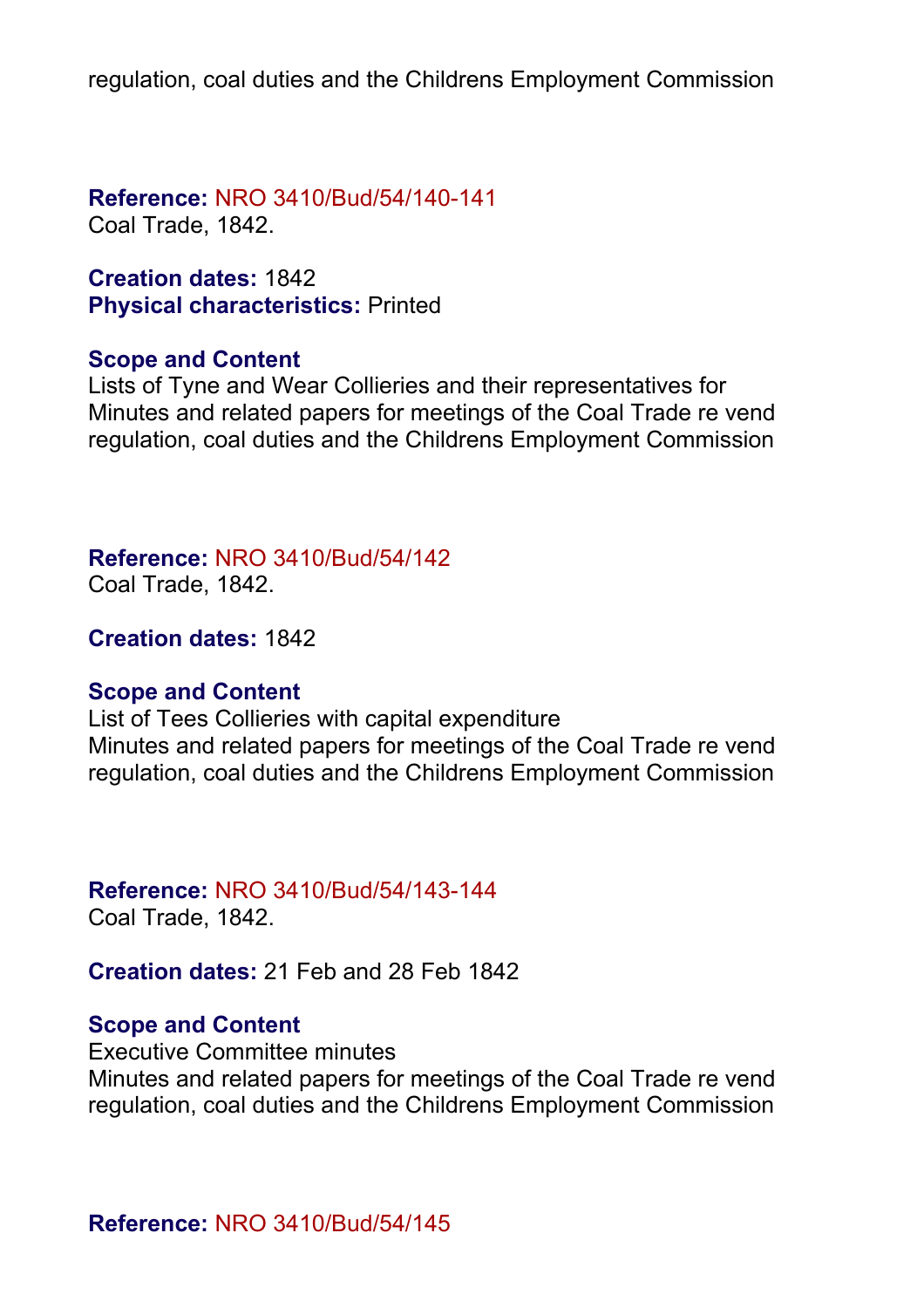regulation, coal duties and the Childrens Employment Commission

**Reference:** NRO 3410/Bud/54/140-141
Coal Trade, 1842.

**Creation dates:** 1842
**Physical characteristics:** Printed

**Scope and Content**
Lists of Tyne and Wear Collieries and their representatives for
Minutes and related papers for meetings of the Coal Trade re vend regulation, coal duties and the Childrens Employment Commission

**Reference:** NRO 3410/Bud/54/142
Coal Trade, 1842.

**Creation dates:** 1842

**Scope and Content**
List of Tees Collieries with capital expenditure
Minutes and related papers for meetings of the Coal Trade re vend regulation, coal duties and the Childrens Employment Commission

**Reference:** NRO 3410/Bud/54/143-144
Coal Trade, 1842.

**Creation dates:** 21 Feb and 28 Feb 1842

**Scope and Content**
Executive Committee minutes
Minutes and related papers for meetings of the Coal Trade re vend regulation, coal duties and the Childrens Employment Commission

**Reference:** NRO 3410/Bud/54/145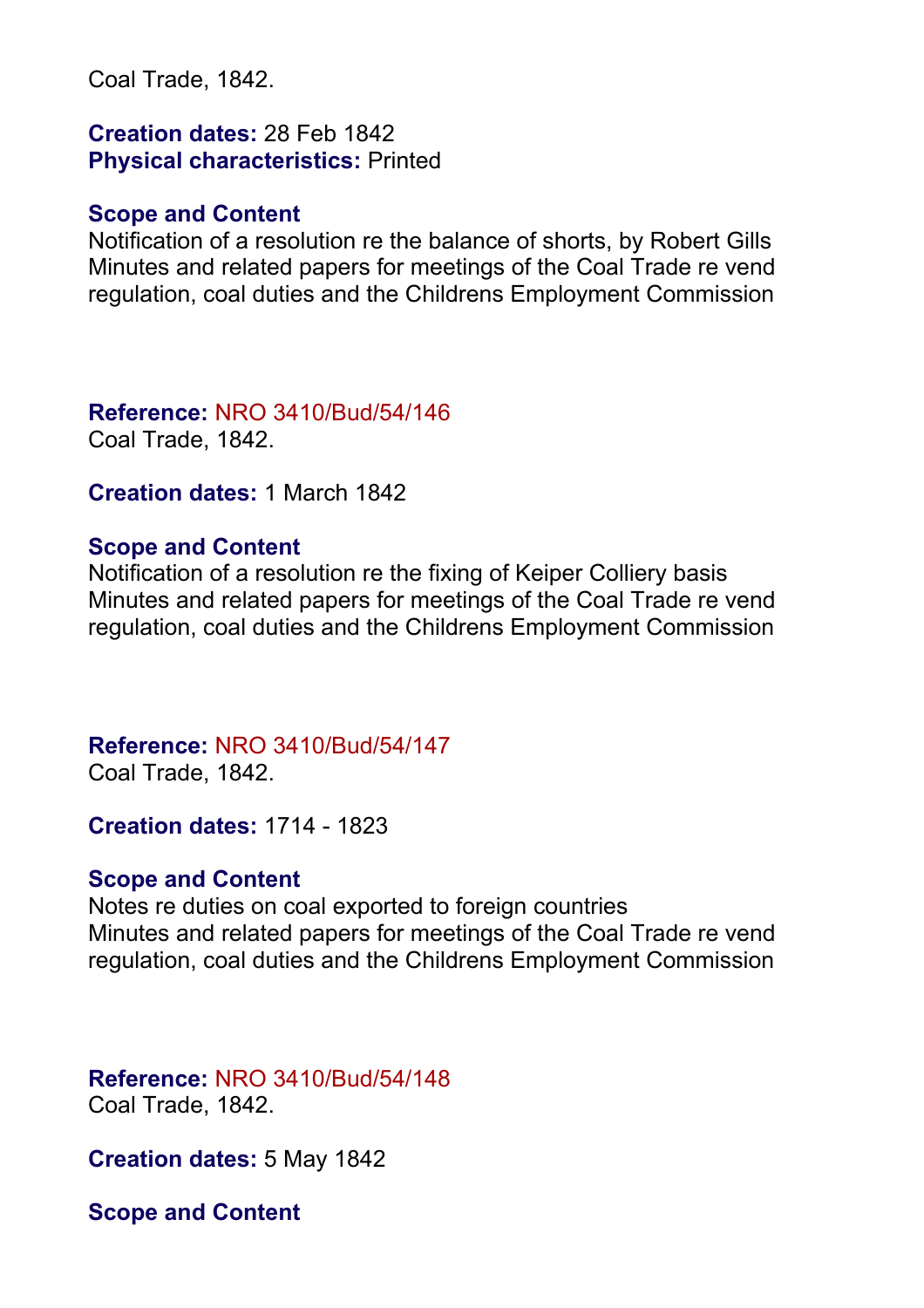Coal Trade, 1842.

**Creation dates:** 28 Feb 1842
**Physical characteristics:** Printed

**Scope and Content**
Notification of a resolution re the balance of shorts, by Robert Gills
Minutes and related papers for meetings of the Coal Trade re vend regulation, coal duties and the Childrens Employment Commission

**Reference:** NRO 3410/Bud/54/146
Coal Trade, 1842.

**Creation dates:** 1 March 1842

**Scope and Content**
Notification of a resolution re the fixing of Keiper Colliery basis
Minutes and related papers for meetings of the Coal Trade re vend regulation, coal duties and the Childrens Employment Commission

**Reference:** NRO 3410/Bud/54/147
Coal Trade, 1842.

**Creation dates:** 1714 - 1823

**Scope and Content**
Notes re duties on coal exported to foreign countries
Minutes and related papers for meetings of the Coal Trade re vend regulation, coal duties and the Childrens Employment Commission

**Reference:** NRO 3410/Bud/54/148
Coal Trade, 1842.

**Creation dates:** 5 May 1842

**Scope and Content**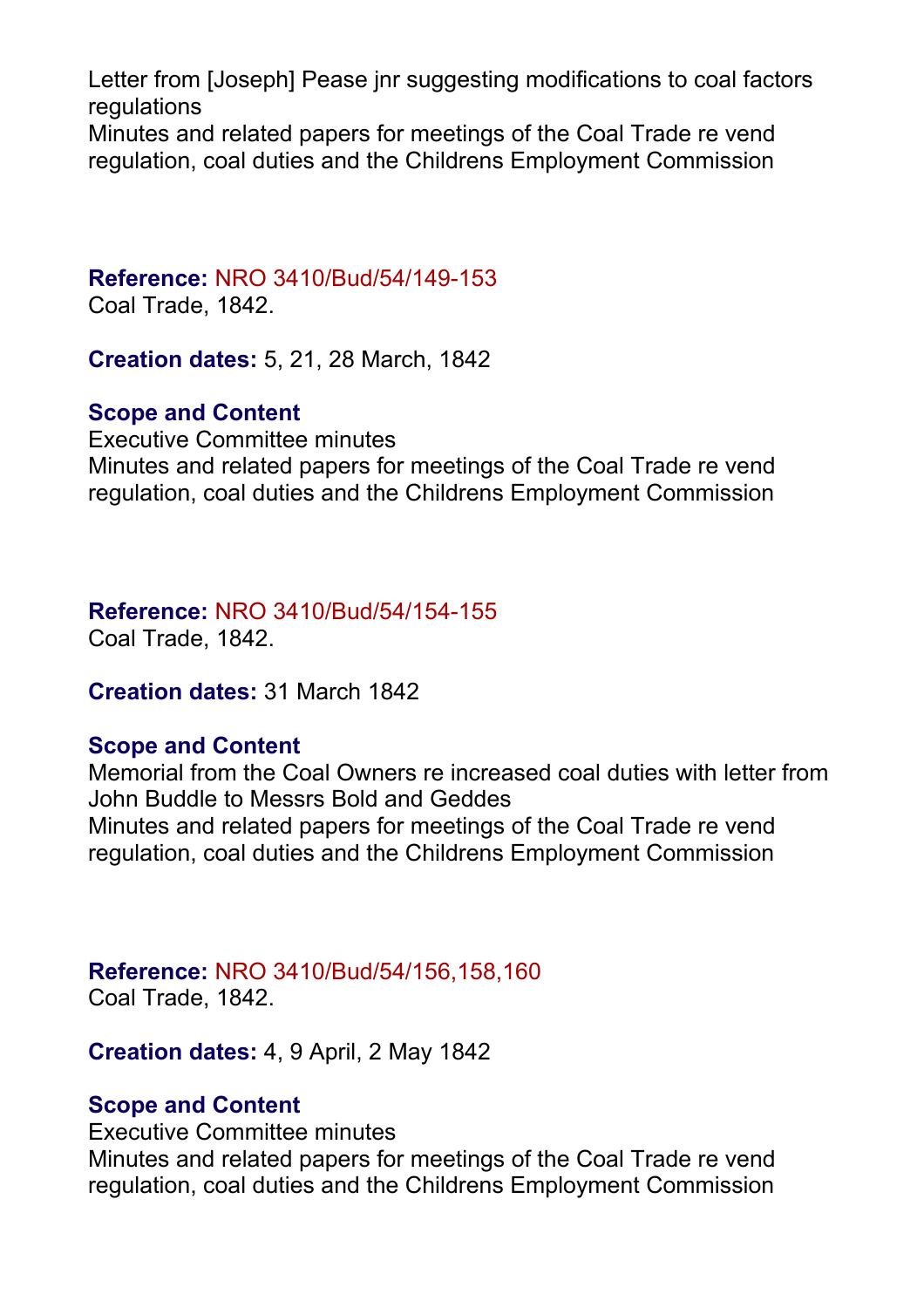Letter from [Joseph] Pease jnr suggesting modifications to coal factors regulations
Minutes and related papers for meetings of the Coal Trade re vend regulation, coal duties and the Childrens Employment Commission

**Reference:** NRO 3410/Bud/54/149-153
Coal Trade, 1842.

**Creation dates:** 5, 21, 28 March, 1842

**Scope and Content**
Executive Committee minutes
Minutes and related papers for meetings of the Coal Trade re vend regulation, coal duties and the Childrens Employment Commission

**Reference:** NRO 3410/Bud/54/154-155
Coal Trade, 1842.

**Creation dates:** 31 March 1842

**Scope and Content**
Memorial from the Coal Owners re increased coal duties with letter from John Buddle to Messrs Bold and Geddes
Minutes and related papers for meetings of the Coal Trade re vend regulation, coal duties and the Childrens Employment Commission

**Reference:** NRO 3410/Bud/54/156,158,160
Coal Trade, 1842.

**Creation dates:** 4, 9 April, 2 May 1842

**Scope and Content**
Executive Committee minutes
Minutes and related papers for meetings of the Coal Trade re vend regulation, coal duties and the Childrens Employment Commission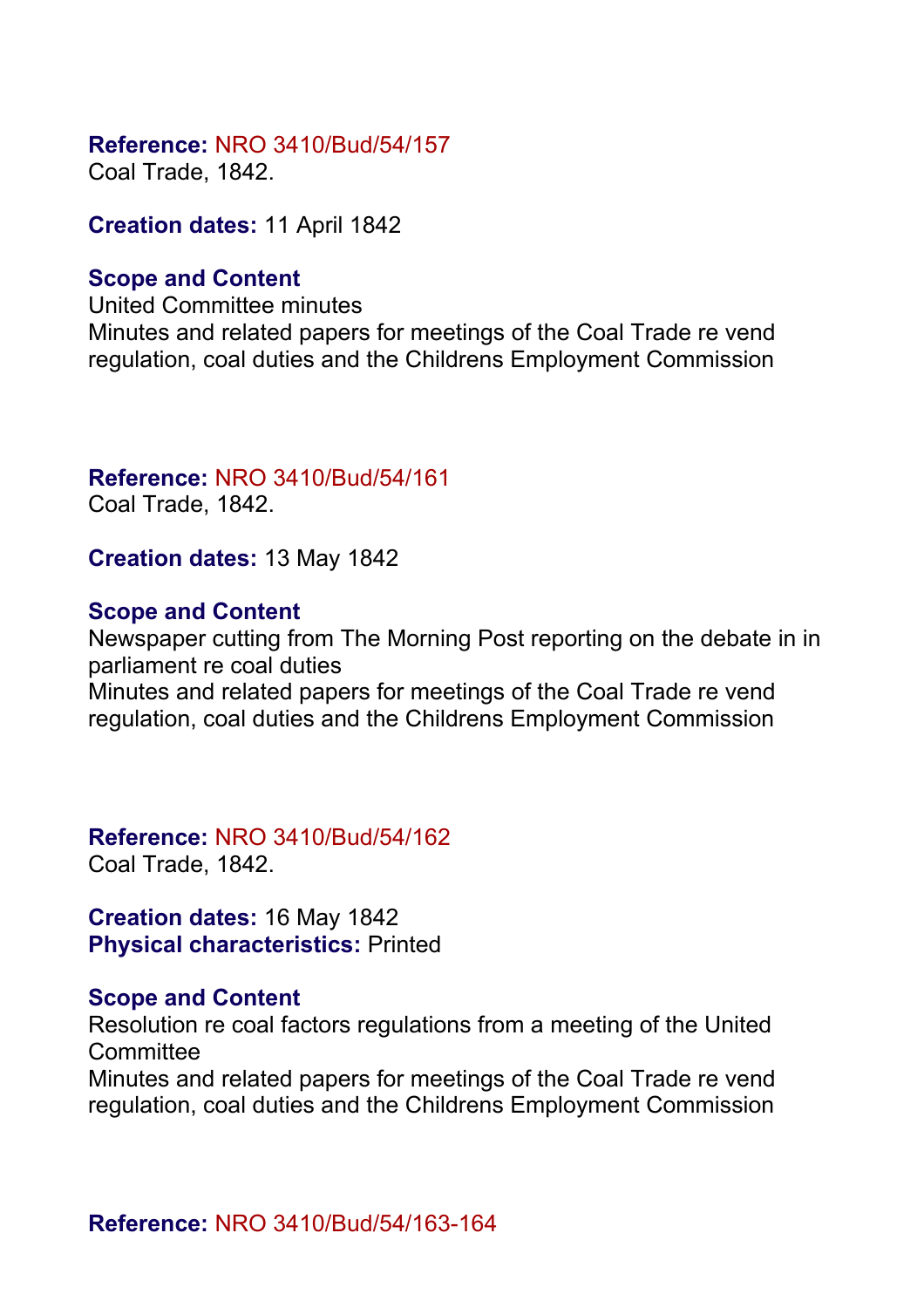**Reference:** NRO 3410/Bud/54/157
Coal Trade, 1842.

**Creation dates:** 11 April 1842

**Scope and Content**
United Committee minutes
Minutes and related papers for meetings of the Coal Trade re vend regulation, coal duties and the Childrens Employment Commission

**Reference:** NRO 3410/Bud/54/161
Coal Trade, 1842.

**Creation dates:** 13 May 1842

**Scope and Content**
Newspaper cutting from The Morning Post reporting on the debate in in parliament re coal duties
Minutes and related papers for meetings of the Coal Trade re vend regulation, coal duties and the Childrens Employment Commission

**Reference:** NRO 3410/Bud/54/162
Coal Trade, 1842.

**Creation dates:** 16 May 1842
**Physical characteristics:** Printed

**Scope and Content**
Resolution re coal factors regulations from a meeting of the United Committee
Minutes and related papers for meetings of the Coal Trade re vend regulation, coal duties and the Childrens Employment Commission

**Reference:** NRO 3410/Bud/54/163-164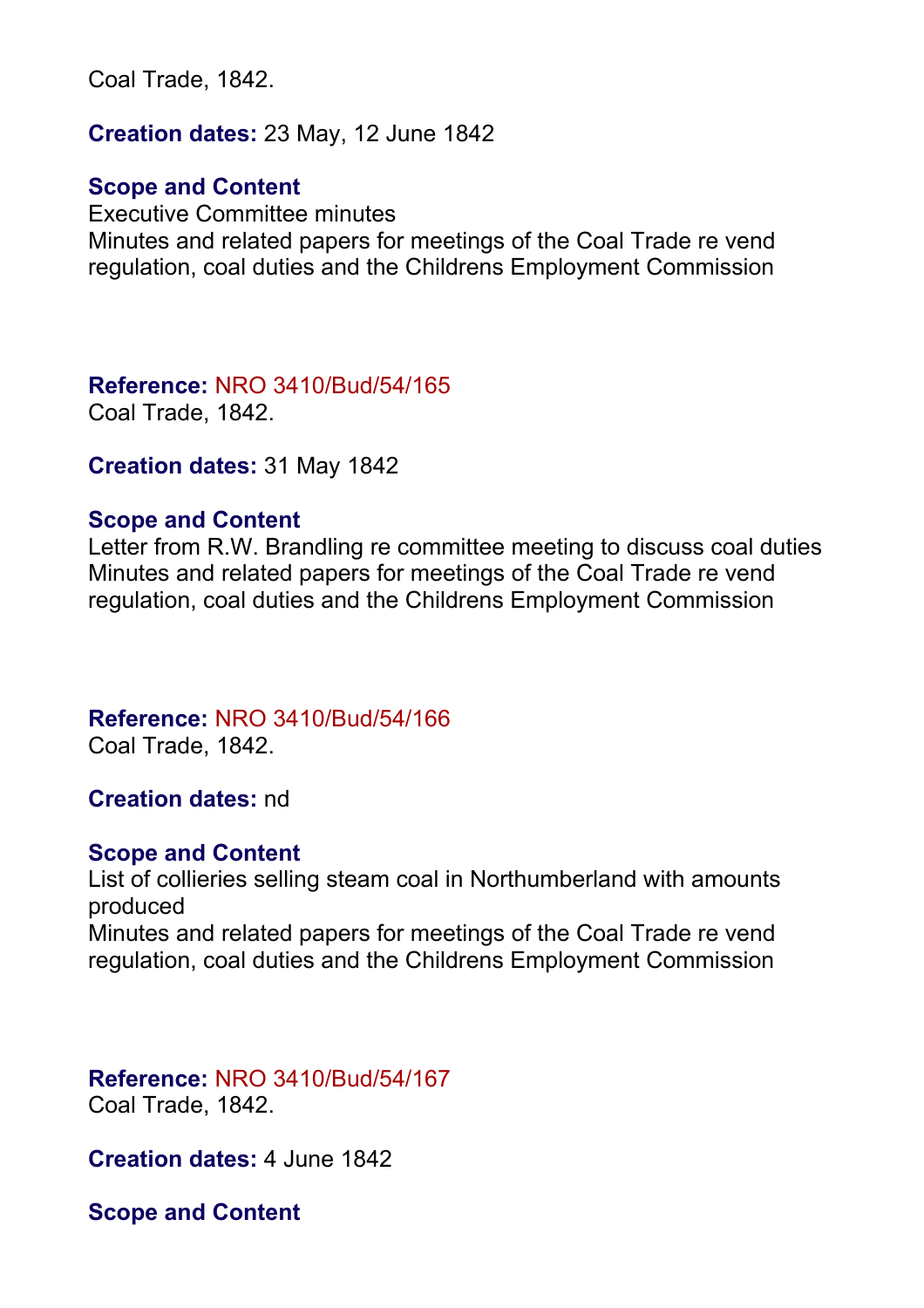Coal Trade, 1842.

**Creation dates:** 23 May, 12 June 1842

**Scope and Content**
Executive Committee minutes
Minutes and related papers for meetings of the Coal Trade re vend regulation, coal duties and the Childrens Employment Commission

**Reference:** NRO 3410/Bud/54/165
Coal Trade, 1842.

**Creation dates:** 31 May 1842

**Scope and Content**
Letter from R.W. Brandling re committee meeting to discuss coal duties
Minutes and related papers for meetings of the Coal Trade re vend regulation, coal duties and the Childrens Employment Commission

**Reference:** NRO 3410/Bud/54/166
Coal Trade, 1842.

**Creation dates:** nd

**Scope and Content**
List of collieries selling steam coal in Northumberland with amounts produced
Minutes and related papers for meetings of the Coal Trade re vend regulation, coal duties and the Childrens Employment Commission

**Reference:** NRO 3410/Bud/54/167
Coal Trade, 1842.

**Creation dates:** 4 June 1842

**Scope and Content**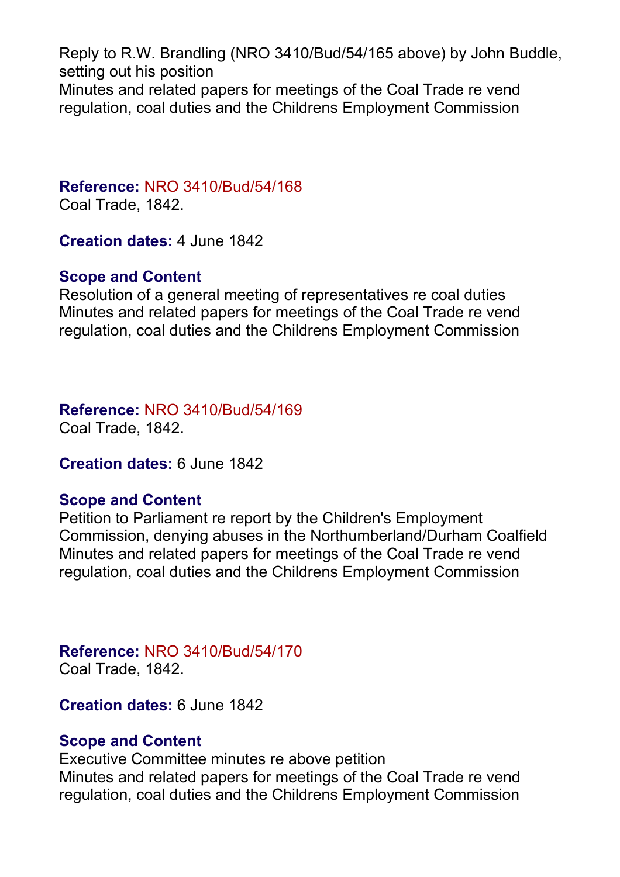Reply to R.W. Brandling (NRO 3410/Bud/54/165 above) by John Buddle, setting out his position
Minutes and related papers for meetings of the Coal Trade re vend regulation, coal duties and the Childrens Employment Commission

**Reference:** NRO 3410/Bud/54/168
Coal Trade, 1842.

**Creation dates:** 4 June 1842

**Scope and Content**
Resolution of a general meeting of representatives re coal duties
Minutes and related papers for meetings of the Coal Trade re vend regulation, coal duties and the Childrens Employment Commission

**Reference:** NRO 3410/Bud/54/169
Coal Trade, 1842.

**Creation dates:** 6 June 1842

**Scope and Content**
Petition to Parliament re report by the Children's Employment Commission, denying abuses in the Northumberland/Durham Coalfield
Minutes and related papers for meetings of the Coal Trade re vend regulation, coal duties and the Childrens Employment Commission

**Reference:** NRO 3410/Bud/54/170
Coal Trade, 1842.

**Creation dates:** 6 June 1842

**Scope and Content**
Executive Committee minutes re above petition
Minutes and related papers for meetings of the Coal Trade re vend regulation, coal duties and the Childrens Employment Commission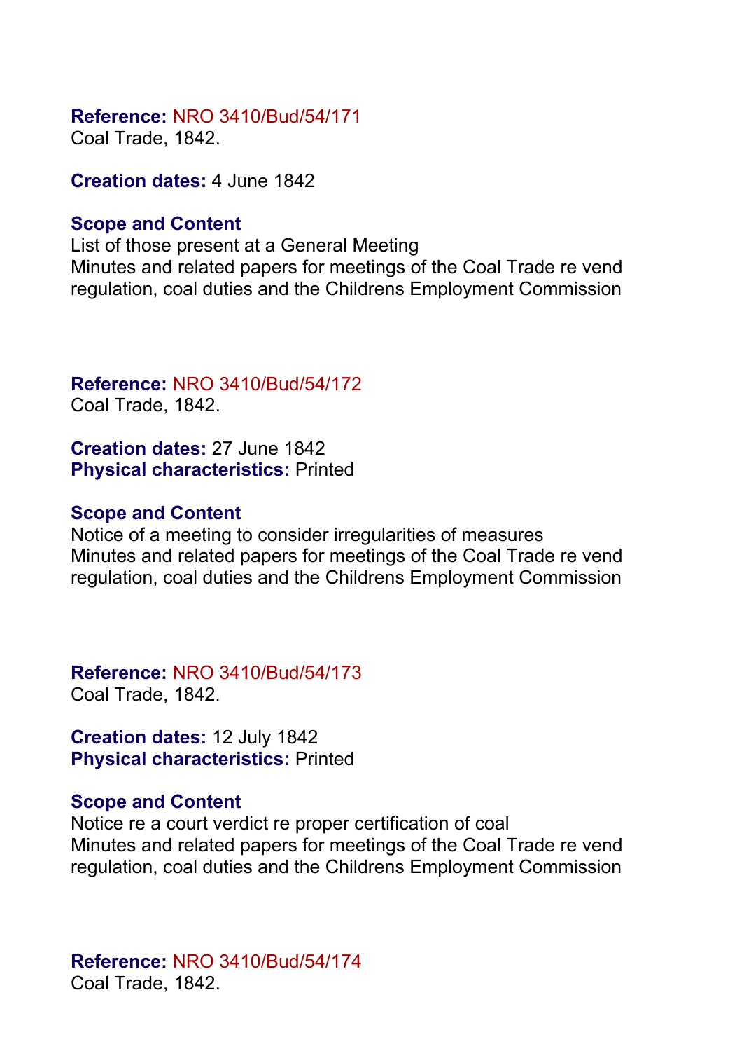**Reference:** NRO 3410/Bud/54/171
Coal Trade, 1842.

**Creation dates:** 4 June 1842

**Scope and Content**
List of those present at a General Meeting
Minutes and related papers for meetings of the Coal Trade re vend regulation, coal duties and the Childrens Employment Commission

**Reference:** NRO 3410/Bud/54/172
Coal Trade, 1842.

**Creation dates:** 27 June 1842
**Physical characteristics:** Printed

**Scope and Content**
Notice of a meeting to consider irregularities of measures
Minutes and related papers for meetings of the Coal Trade re vend regulation, coal duties and the Childrens Employment Commission

**Reference:** NRO 3410/Bud/54/173
Coal Trade, 1842.

**Creation dates:** 12 July 1842
**Physical characteristics:** Printed

**Scope and Content**
Notice re a court verdict re proper certification of coal
Minutes and related papers for meetings of the Coal Trade re vend regulation, coal duties and the Childrens Employment Commission

**Reference:** NRO 3410/Bud/54/174
Coal Trade, 1842.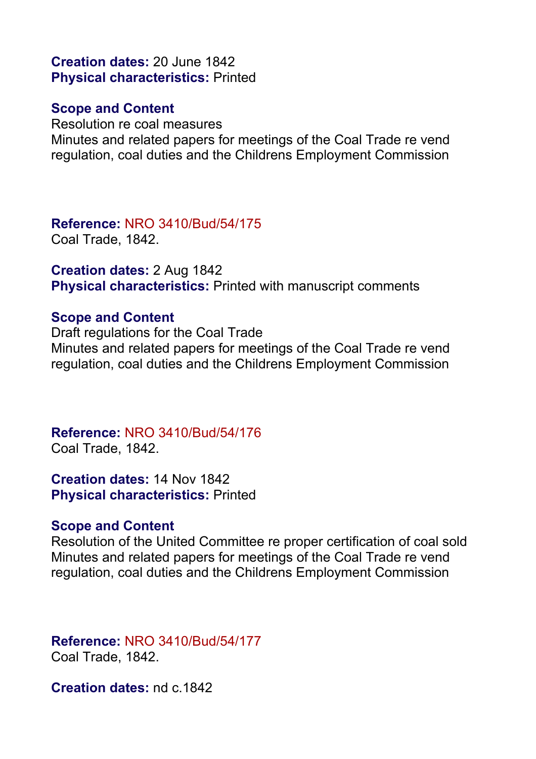**Creation dates:** 20 June 1842
**Physical characteristics:** Printed

**Scope and Content**
Resolution re coal measures
Minutes and related papers for meetings of the Coal Trade re vend regulation, coal duties and the Childrens Employment Commission

**Reference:** NRO 3410/Bud/54/175
Coal Trade, 1842.

**Creation dates:** 2 Aug 1842
**Physical characteristics:** Printed with manuscript comments

**Scope and Content**
Draft regulations for the Coal Trade
Minutes and related papers for meetings of the Coal Trade re vend regulation, coal duties and the Childrens Employment Commission

**Reference:** NRO 3410/Bud/54/176
Coal Trade, 1842.

**Creation dates:** 14 Nov 1842
**Physical characteristics:** Printed

**Scope and Content**
Resolution of the United Committee re proper certification of coal sold
Minutes and related papers for meetings of the Coal Trade re vend regulation, coal duties and the Childrens Employment Commission

**Reference:** NRO 3410/Bud/54/177
Coal Trade, 1842.

**Creation dates:** nd c.1842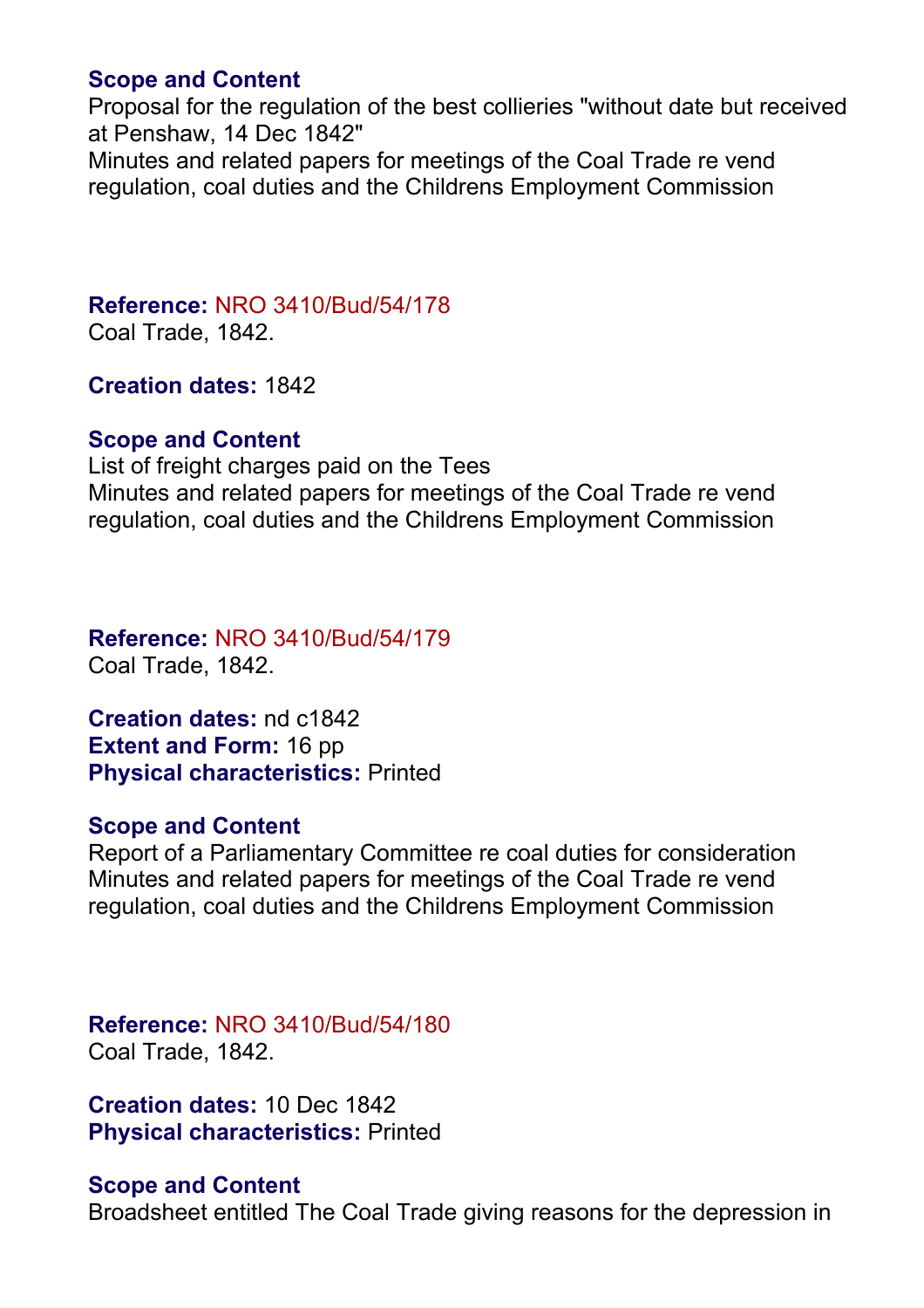**Scope and Content**
Proposal for the regulation of the best collieries "without date but received at Penshaw, 14 Dec 1842"
Minutes and related papers for meetings of the Coal Trade re vend regulation, coal duties and the Childrens Employment Commission

**Reference:** NRO 3410/Bud/54/178
Coal Trade, 1842.

**Creation dates:** 1842

**Scope and Content**
List of freight charges paid on the Tees
Minutes and related papers for meetings of the Coal Trade re vend regulation, coal duties and the Childrens Employment Commission

**Reference:** NRO 3410/Bud/54/179
Coal Trade, 1842.

**Creation dates:** nd c1842
**Extent and Form:** 16 pp
**Physical characteristics:** Printed

**Scope and Content**
Report of a Parliamentary Committee re coal duties for consideration
Minutes and related papers for meetings of the Coal Trade re vend regulation, coal duties and the Childrens Employment Commission

**Reference:** NRO 3410/Bud/54/180
Coal Trade, 1842.

**Creation dates:** 10 Dec 1842
**Physical characteristics:** Printed

**Scope and Content**
Broadsheet entitled The Coal Trade giving reasons for the depression in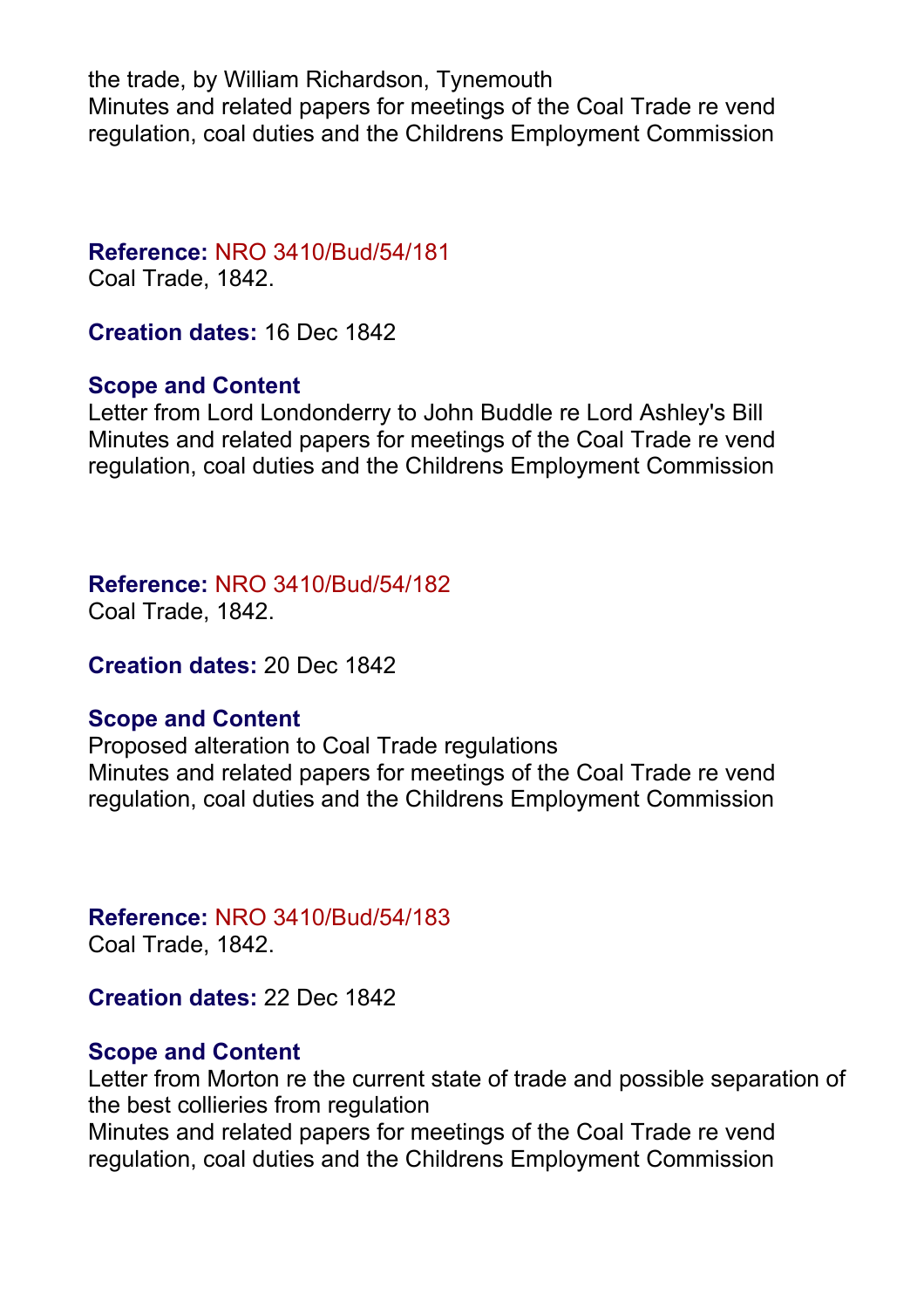the trade, by William Richardson, Tynemouth
Minutes and related papers for meetings of the Coal Trade re vend regulation, coal duties and the Childrens Employment Commission

**Reference:** NRO 3410/Bud/54/181
Coal Trade, 1842.

**Creation dates:** 16 Dec 1842

**Scope and Content**
Letter from Lord Londonderry to John Buddle re Lord Ashley's Bill
Minutes and related papers for meetings of the Coal Trade re vend regulation, coal duties and the Childrens Employment Commission

**Reference:** NRO 3410/Bud/54/182
Coal Trade, 1842.

**Creation dates:** 20 Dec 1842

**Scope and Content**
Proposed alteration to Coal Trade regulations
Minutes and related papers for meetings of the Coal Trade re vend regulation, coal duties and the Childrens Employment Commission

**Reference:** NRO 3410/Bud/54/183
Coal Trade, 1842.

**Creation dates:** 22 Dec 1842

**Scope and Content**
Letter from Morton re the current state of trade and possible separation of the best collieries from regulation
Minutes and related papers for meetings of the Coal Trade re vend regulation, coal duties and the Childrens Employment Commission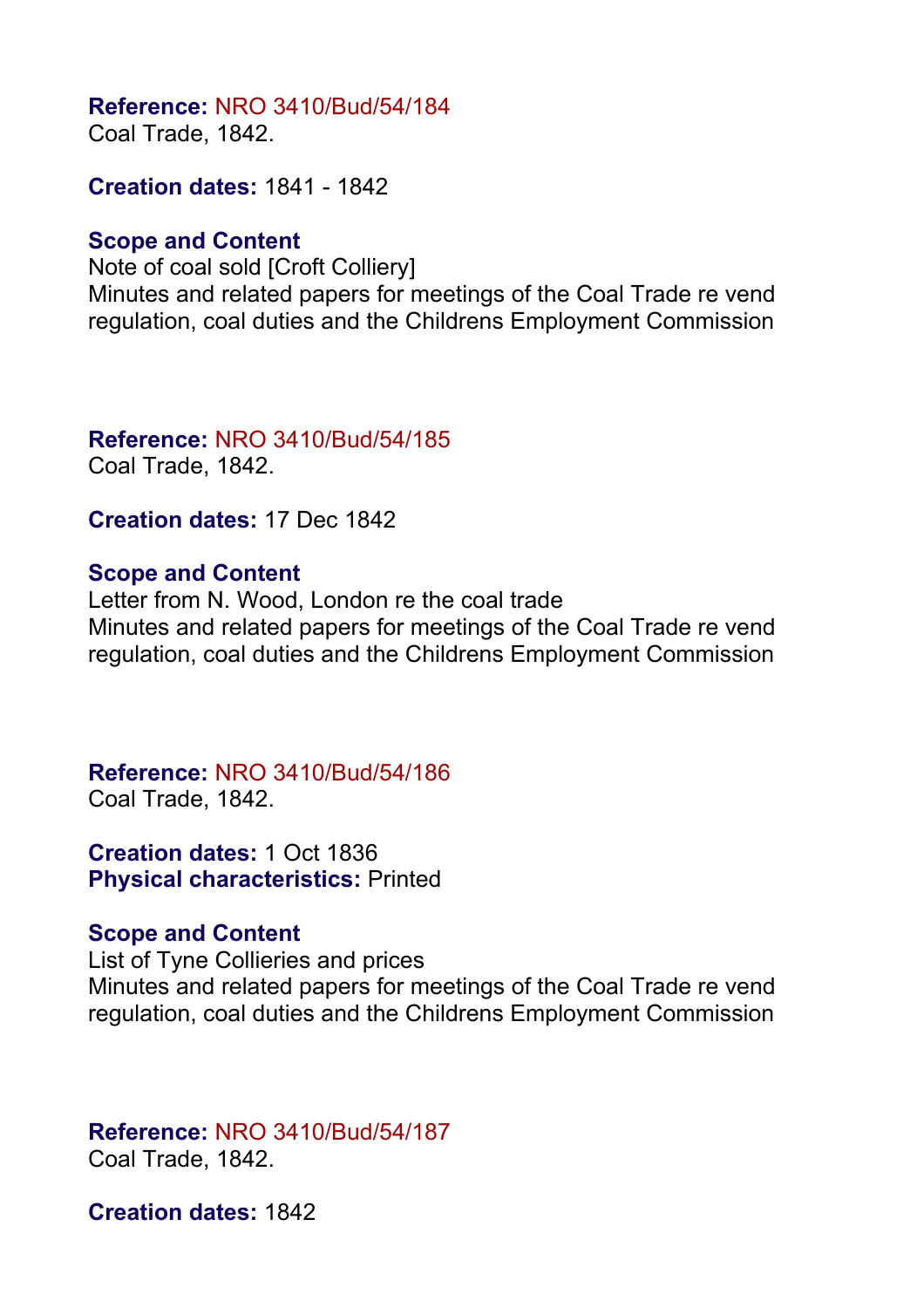**Reference:** NRO 3410/Bud/54/184
Coal Trade, 1842.

**Creation dates:** 1841 - 1842

**Scope and Content**
Note of coal sold [Croft Colliery]
Minutes and related papers for meetings of the Coal Trade re vend regulation, coal duties and the Childrens Employment Commission

**Reference:** NRO 3410/Bud/54/185
Coal Trade, 1842.

**Creation dates:** 17 Dec 1842

**Scope and Content**
Letter from N. Wood, London re the coal trade
Minutes and related papers for meetings of the Coal Trade re vend regulation, coal duties and the Childrens Employment Commission

**Reference:** NRO 3410/Bud/54/186
Coal Trade, 1842.

**Creation dates:** 1 Oct 1836
**Physical characteristics:** Printed

**Scope and Content**
List of Tyne Collieries and prices
Minutes and related papers for meetings of the Coal Trade re vend regulation, coal duties and the Childrens Employment Commission

**Reference:** NRO 3410/Bud/54/187
Coal Trade, 1842.

**Creation dates:** 1842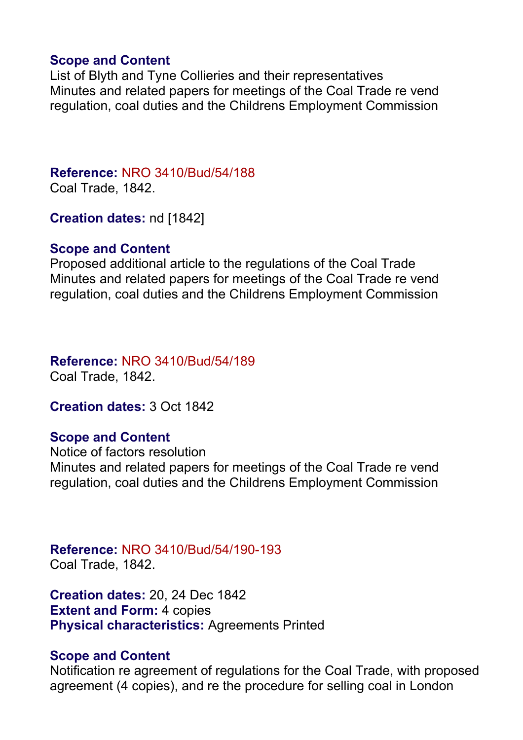**Scope and Content**
List of Blyth and Tyne Collieries and their representatives
Minutes and related papers for meetings of the Coal Trade re vend regulation, coal duties and the Childrens Employment Commission

**Reference:** NRO 3410/Bud/54/188
Coal Trade, 1842.

**Creation dates:** nd [1842]

**Scope and Content**
Proposed additional article to the regulations of the Coal Trade
Minutes and related papers for meetings of the Coal Trade re vend regulation, coal duties and the Childrens Employment Commission

**Reference:** NRO 3410/Bud/54/189
Coal Trade, 1842.

**Creation dates:** 3 Oct 1842

**Scope and Content**
Notice of factors resolution
Minutes and related papers for meetings of the Coal Trade re vend regulation, coal duties and the Childrens Employment Commission

**Reference:** NRO 3410/Bud/54/190-193
Coal Trade, 1842.

**Creation dates:** 20, 24 Dec 1842
**Extent and Form:** 4 copies
**Physical characteristics:** Agreements Printed

**Scope and Content**
Notification re agreement of regulations for the Coal Trade, with proposed agreement (4 copies), and re the procedure for selling coal in London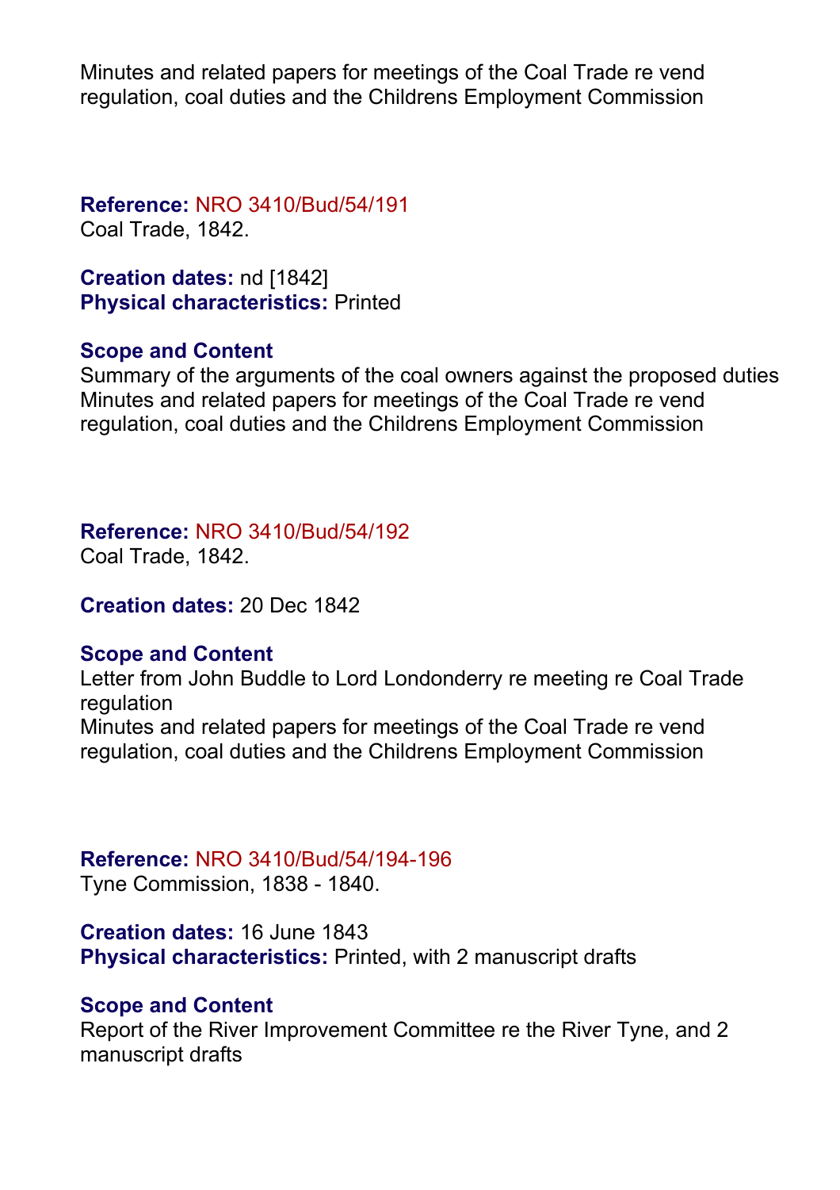Minutes and related papers for meetings of the Coal Trade re vend regulation, coal duties and the Childrens Employment Commission

**Reference:** NRO 3410/Bud/54/191
Coal Trade, 1842.

**Creation dates:** nd [1842]
**Physical characteristics:** Printed

**Scope and Content**
Summary of the arguments of the coal owners against the proposed duties
Minutes and related papers for meetings of the Coal Trade re vend regulation, coal duties and the Childrens Employment Commission

**Reference:** NRO 3410/Bud/54/192
Coal Trade, 1842.

**Creation dates:** 20 Dec 1842

**Scope and Content**
Letter from John Buddle to Lord Londonderry re meeting re Coal Trade regulation
Minutes and related papers for meetings of the Coal Trade re vend regulation, coal duties and the Childrens Employment Commission

**Reference:** NRO 3410/Bud/54/194-196
Tyne Commission, 1838 - 1840.

**Creation dates:** 16 June 1843
**Physical characteristics:** Printed, with 2 manuscript drafts

**Scope and Content**
Report of the River Improvement Committee re the River Tyne, and 2 manuscript drafts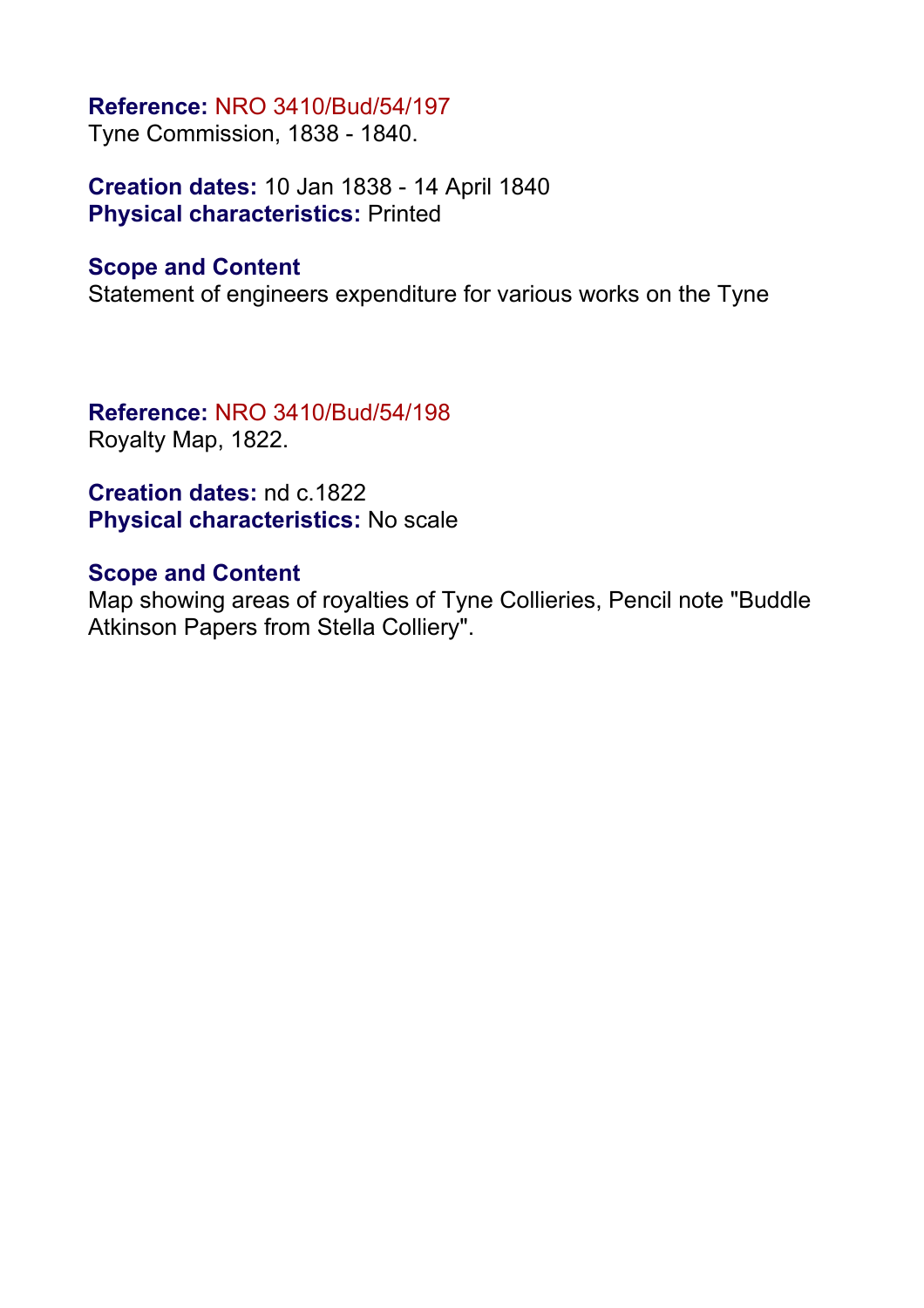**Reference:** NRO 3410/Bud/54/197
Tyne Commission, 1838 - 1840.

**Creation dates:** 10 Jan 1838 - 14 April 1840
**Physical characteristics:** Printed

**Scope and Content**
Statement of engineers expenditure for various works on the Tyne

**Reference:** NRO 3410/Bud/54/198
Royalty Map, 1822.

**Creation dates:** nd c.1822
**Physical characteristics:** No scale

**Scope and Content**
Map showing areas of royalties of Tyne Collieries, Pencil note "Buddle Atkinson Papers from Stella Colliery".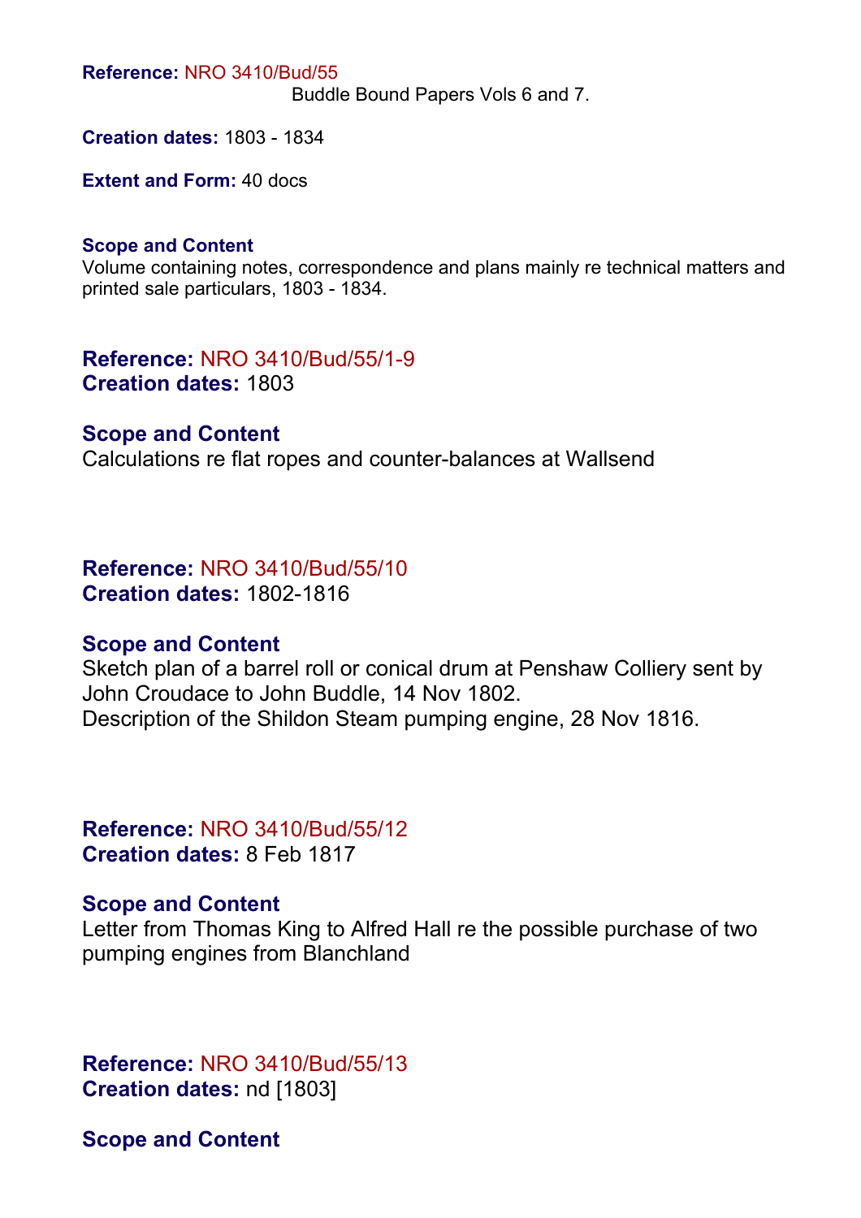**Reference:** NRO 3410/Bud/55
Buddle Bound Papers Vols 6 and 7.

**Creation dates:** 1803 - 1834

**Extent and Form:** 40 docs

**Scope and Content**
Volume containing notes, correspondence and plans mainly re technical matters and printed sale particulars, 1803 - 1834.

**Reference:** NRO 3410/Bud/55/1-9
**Creation dates:** 1803

**Scope and Content**
Calculations re flat ropes and counter-balances at Wallsend

**Reference:** NRO 3410/Bud/55/10
**Creation dates:** 1802-1816

**Scope and Content**
Sketch plan of a barrel roll or conical drum at Penshaw Colliery sent by John Croudace to John Buddle, 14 Nov 1802.
Description of the Shildon Steam pumping engine, 28 Nov 1816.

**Reference:** NRO 3410/Bud/55/12
**Creation dates:** 8 Feb 1817

**Scope and Content**
Letter from Thomas King to Alfred Hall re the possible purchase of two pumping engines from Blanchland

**Reference:** NRO 3410/Bud/55/13
**Creation dates:** nd [1803]

**Scope and Content**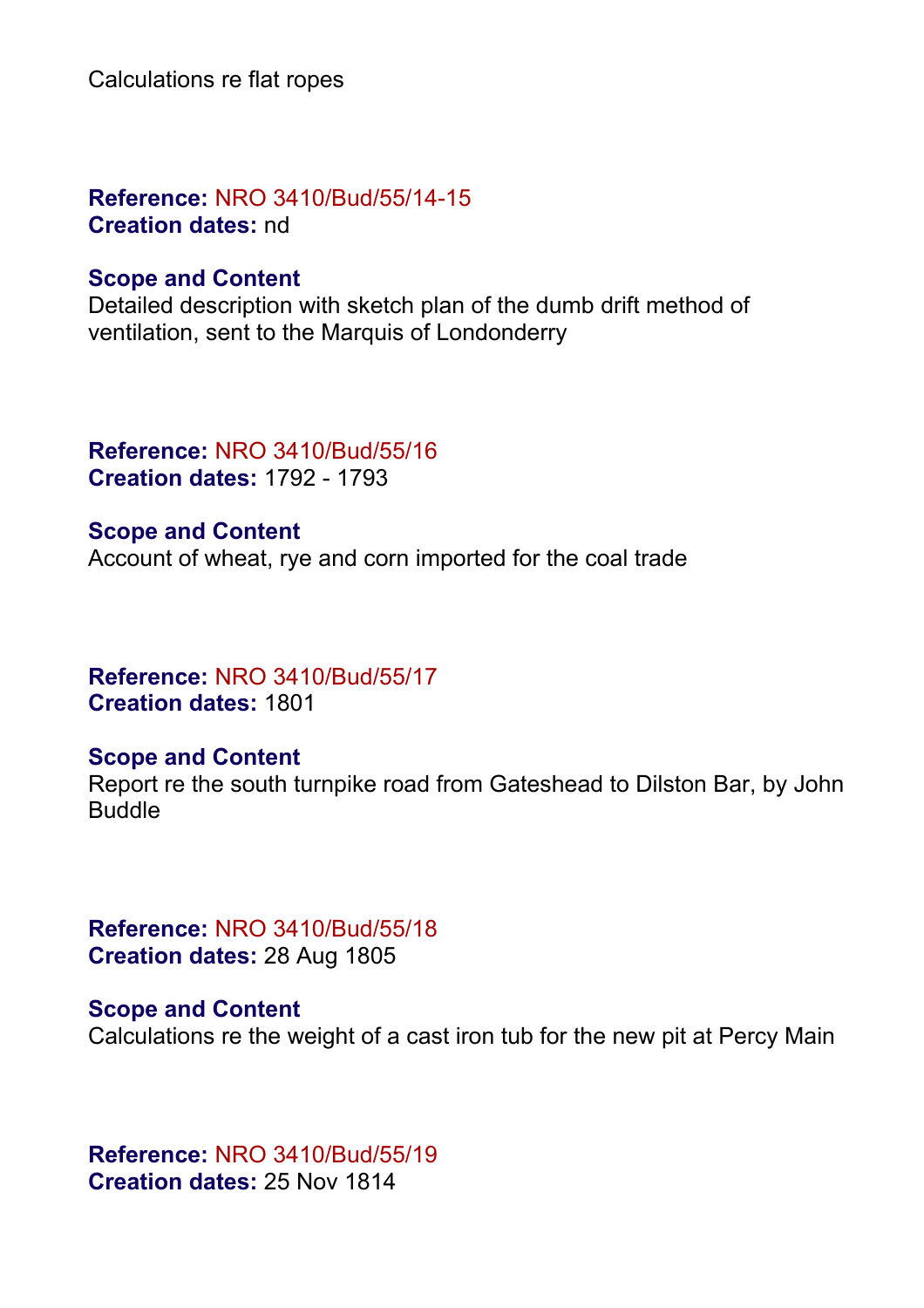Calculations re flat ropes

**Reference:** NRO 3410/Bud/55/14-15
**Creation dates:** nd

**Scope and Content**
Detailed description with sketch plan of the dumb drift method of ventilation, sent to the Marquis of Londonderry

**Reference:** NRO 3410/Bud/55/16
**Creation dates:** 1792 - 1793

**Scope and Content**
Account of wheat, rye and corn imported for the coal trade

**Reference:** NRO 3410/Bud/55/17
**Creation dates:** 1801

**Scope and Content**
Report re the south turnpike road from Gateshead to Dilston Bar, by John Buddle

**Reference:** NRO 3410/Bud/55/18
**Creation dates:** 28 Aug 1805

**Scope and Content**
Calculations re the weight of a cast iron tub for the new pit at Percy Main

**Reference:** NRO 3410/Bud/55/19
**Creation dates:** 25 Nov 1814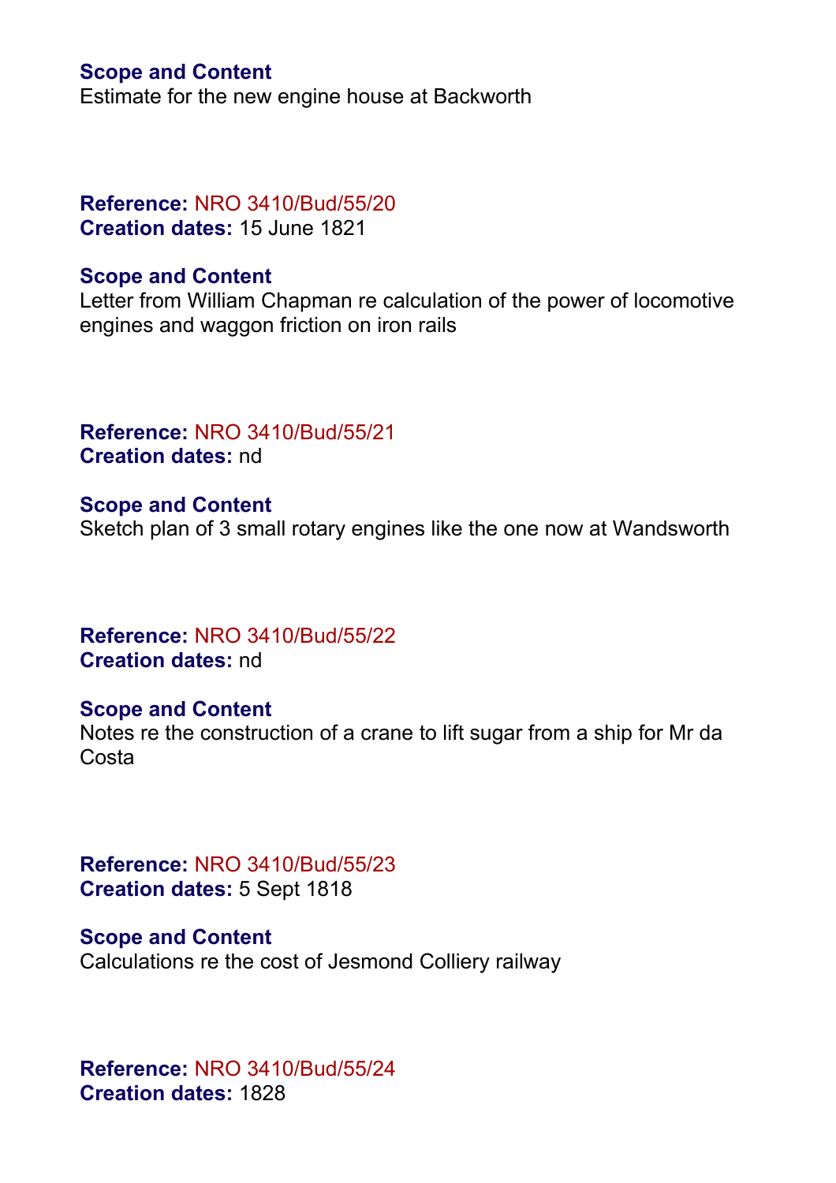**Scope and Content**
Estimate for the new engine house at Backworth

**Reference:** NRO 3410/Bud/55/20
**Creation dates:** 15 June 1821

**Scope and Content**
Letter from William Chapman re calculation of the power of locomotive engines and waggon friction on iron rails

**Reference:** NRO 3410/Bud/55/21
**Creation dates:** nd

**Scope and Content**
Sketch plan of 3 small rotary engines like the one now at Wandsworth

**Reference:** NRO 3410/Bud/55/22
**Creation dates:** nd

**Scope and Content**
Notes re the construction of a crane to lift sugar from a ship for Mr da Costa

**Reference:** NRO 3410/Bud/55/23
**Creation dates:** 5 Sept 1818

**Scope and Content**
Calculations re the cost of Jesmond Colliery railway

**Reference:** NRO 3410/Bud/55/24
**Creation dates:** 1828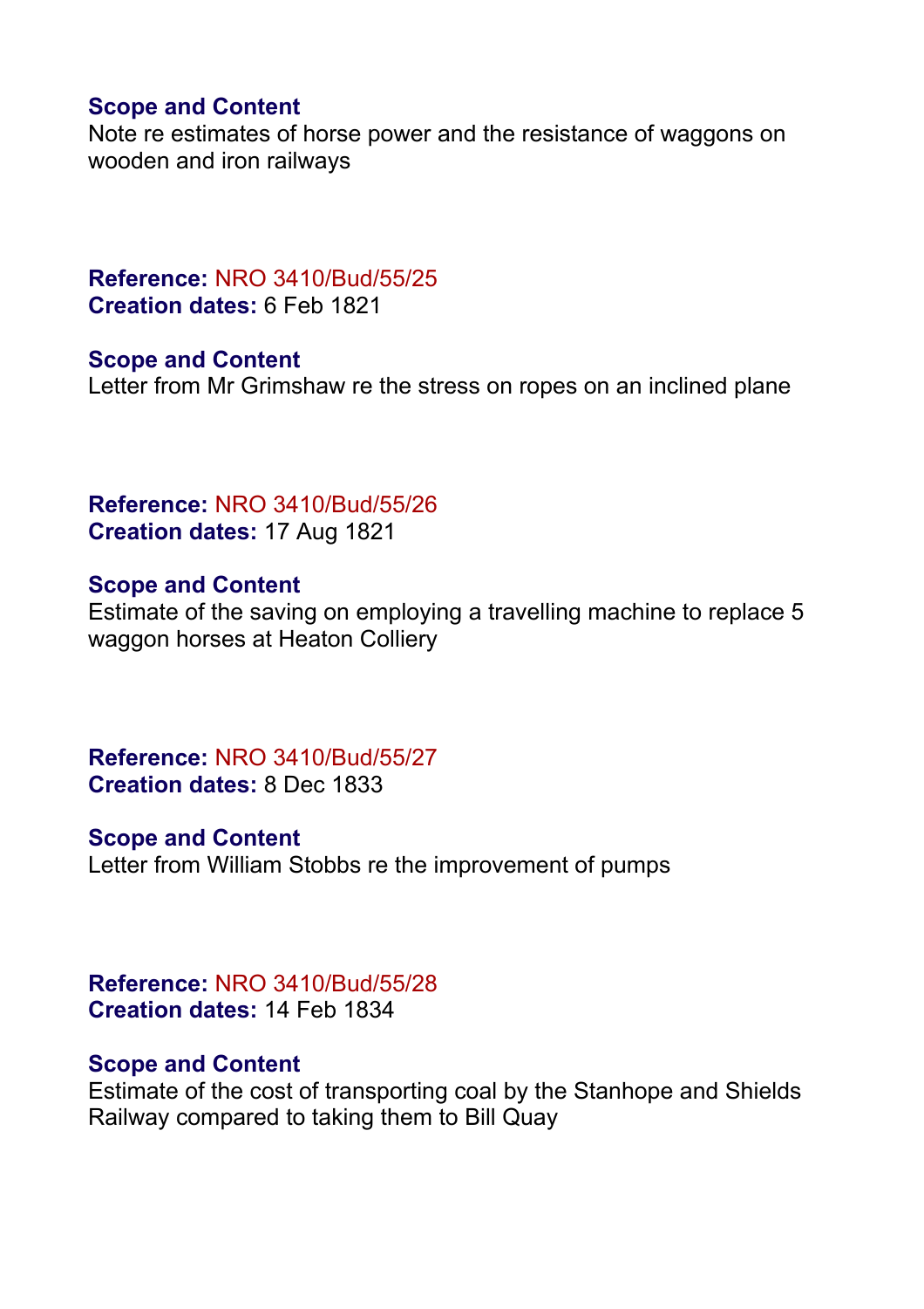**Scope and Content**
Note re estimates of horse power and the resistance of waggons on wooden and iron railways

**Reference:** NRO 3410/Bud/55/25
**Creation dates:** 6 Feb 1821

**Scope and Content**
Letter from Mr Grimshaw re the stress on ropes on an inclined plane

**Reference:** NRO 3410/Bud/55/26
**Creation dates:** 17 Aug 1821

**Scope and Content**
Estimate of the saving on employing a travelling machine to replace 5 waggon horses at Heaton Colliery

**Reference:** NRO 3410/Bud/55/27
**Creation dates:** 8 Dec 1833

**Scope and Content**
Letter from William Stobbs re the improvement of pumps

**Reference:** NRO 3410/Bud/55/28
**Creation dates:** 14 Feb 1834

**Scope and Content**
Estimate of the cost of transporting coal by the Stanhope and Shields Railway compared to taking them to Bill Quay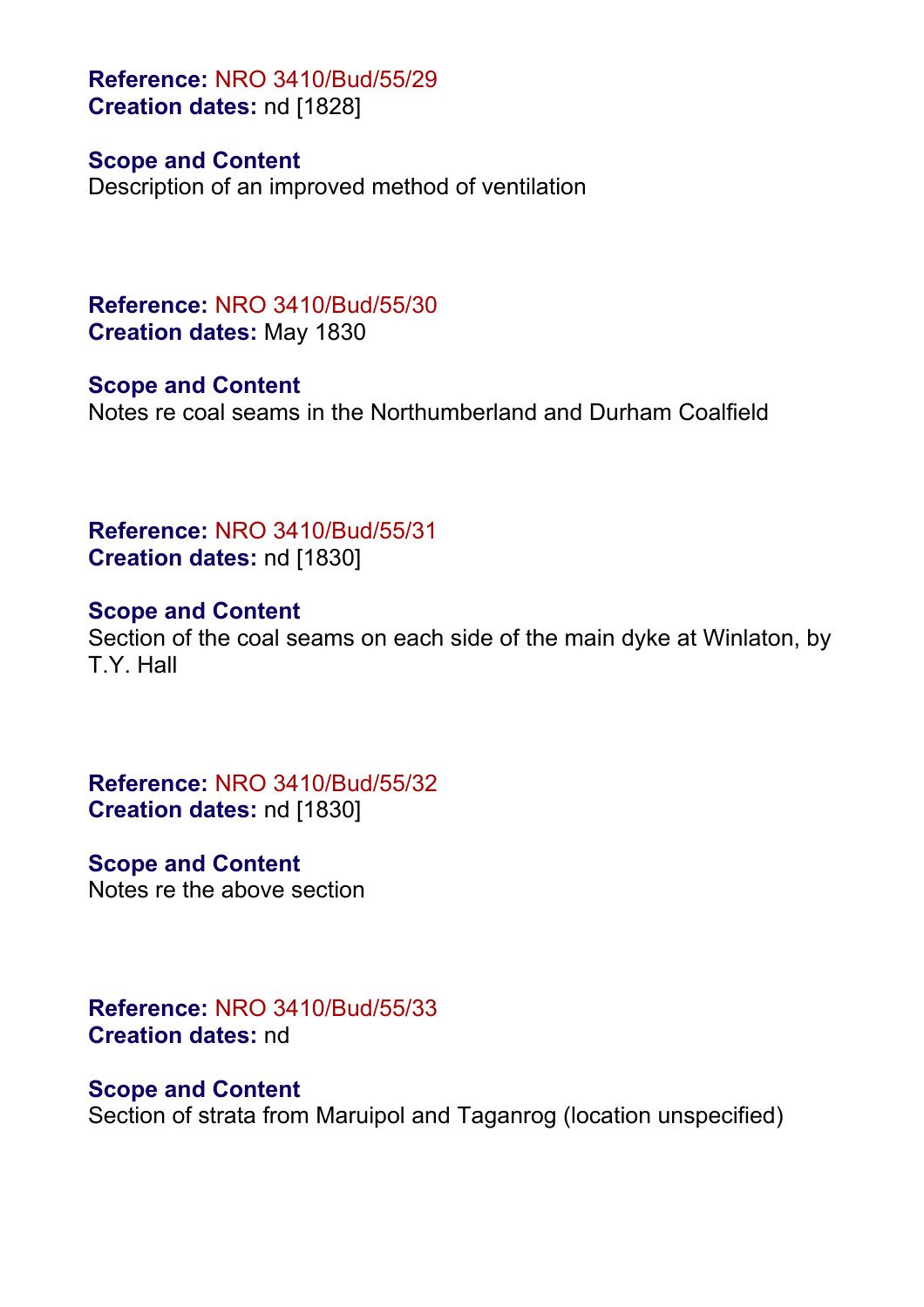**Reference:** NRO 3410/Bud/55/29
**Creation dates:** nd [1828]

**Scope and Content**
Description of an improved method of ventilation

**Reference:** NRO 3410/Bud/55/30
**Creation dates:** May 1830

**Scope and Content**
Notes re coal seams in the Northumberland and Durham Coalfield

**Reference:** NRO 3410/Bud/55/31
**Creation dates:** nd [1830]

**Scope and Content**
Section of the coal seams on each side of the main dyke at Winlaton, by T.Y. Hall

**Reference:** NRO 3410/Bud/55/32
**Creation dates:** nd [1830]

**Scope and Content**
Notes re the above section

**Reference:** NRO 3410/Bud/55/33
**Creation dates:** nd

**Scope and Content**
Section of strata from Maruipol and Taganrog (location unspecified)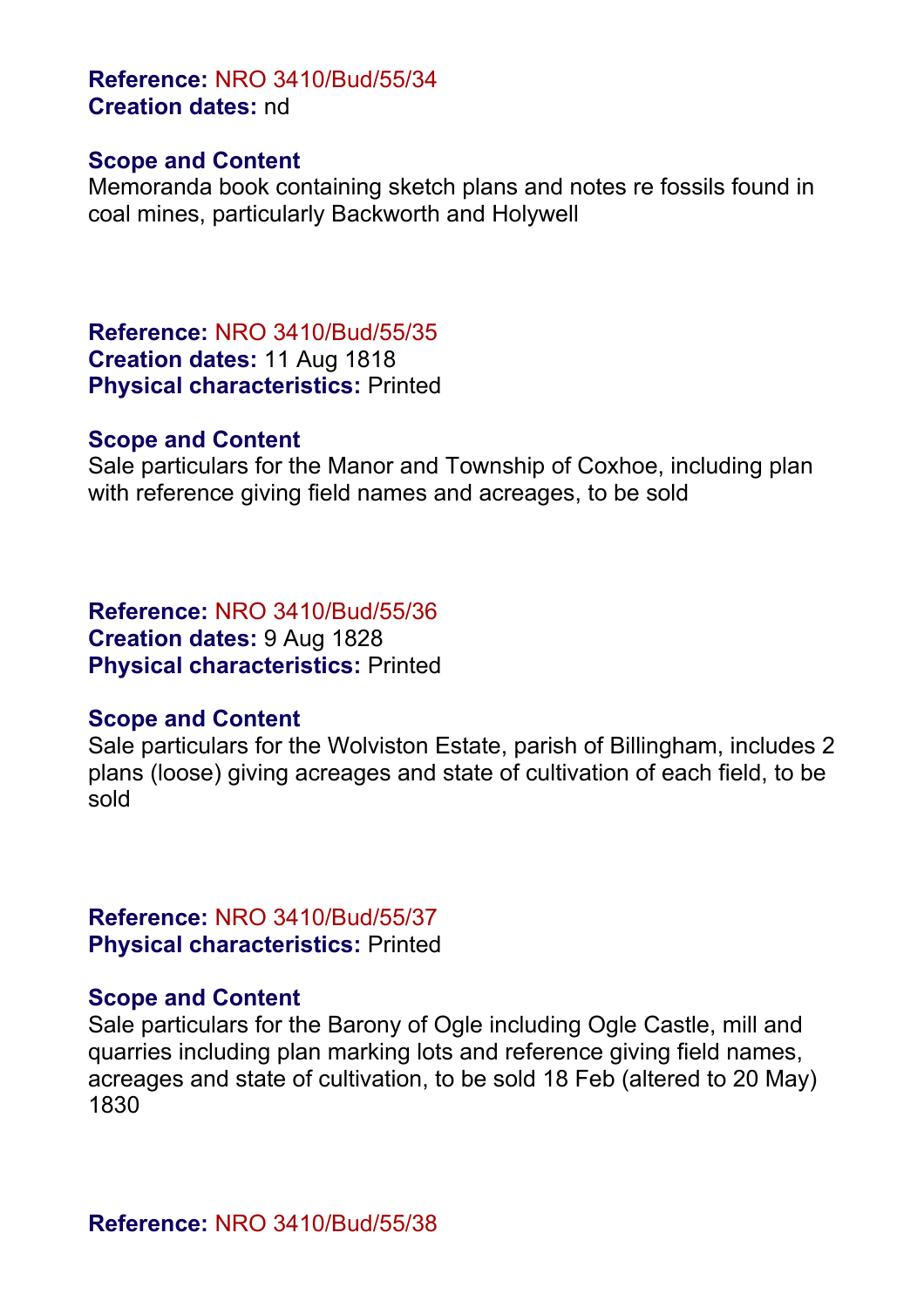**Reference:** NRO 3410/Bud/55/34
**Creation dates:** nd

**Scope and Content**
Memoranda book containing sketch plans and notes re fossils found in coal mines, particularly Backworth and Holywell

**Reference:** NRO 3410/Bud/55/35
**Creation dates:** 11 Aug 1818
**Physical characteristics:** Printed

**Scope and Content**
Sale particulars for the Manor and Township of Coxhoe, including plan with reference giving field names and acreages, to be sold

**Reference:** NRO 3410/Bud/55/36
**Creation dates:** 9 Aug 1828
**Physical characteristics:** Printed

**Scope and Content**
Sale particulars for the Wolviston Estate, parish of Billingham, includes 2 plans (loose) giving acreages and state of cultivation of each field, to be sold

**Reference:** NRO 3410/Bud/55/37
**Physical characteristics:** Printed

**Scope and Content**
Sale particulars for the Barony of Ogle including Ogle Castle, mill and quarries including plan marking lots and reference giving field names, acreages and state of cultivation, to be sold 18 Feb (altered to 20 May) 1830

**Reference:** NRO 3410/Bud/55/38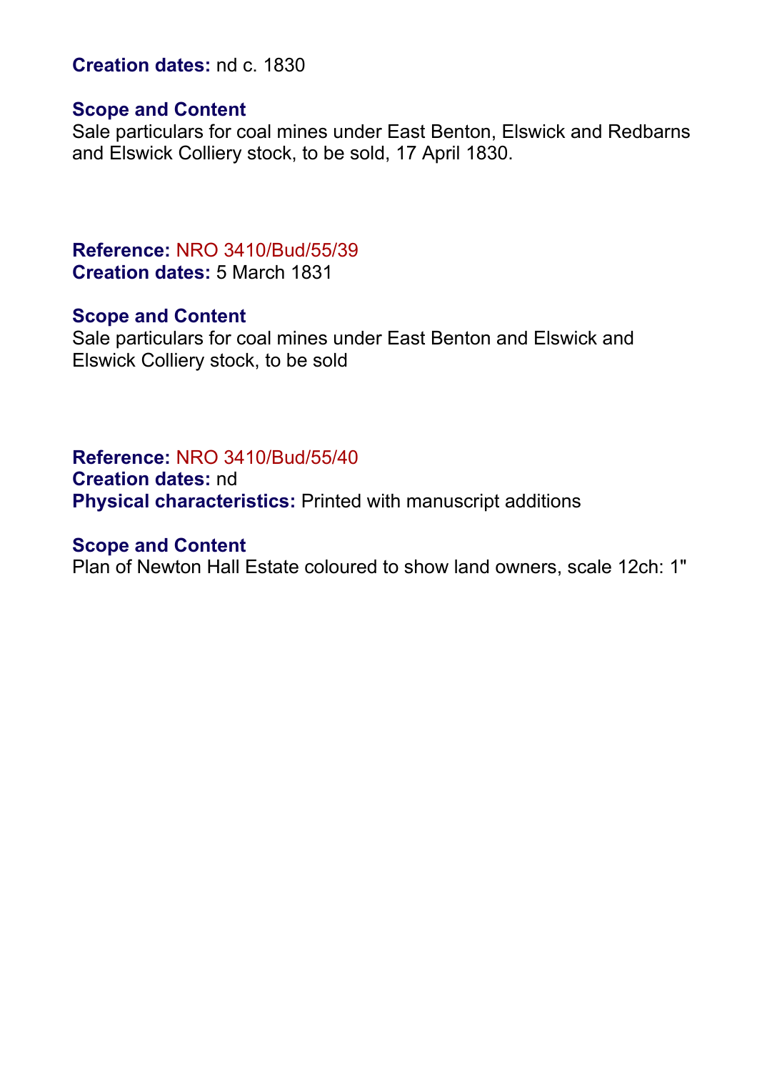**Creation dates:** nd c. 1830

**Scope and Content**
Sale particulars for coal mines under East Benton, Elswick and Redbarns and Elswick Colliery stock, to be sold, 17 April 1830.

**Reference:** NRO 3410/Bud/55/39
**Creation dates:** 5 March 1831

**Scope and Content**
Sale particulars for coal mines under East Benton and Elswick and Elswick Colliery stock, to be sold

**Reference:** NRO 3410/Bud/55/40
**Creation dates:** nd
**Physical characteristics:** Printed with manuscript additions

**Scope and Content**
Plan of Newton Hall Estate coloured to show land owners, scale 12ch: 1"